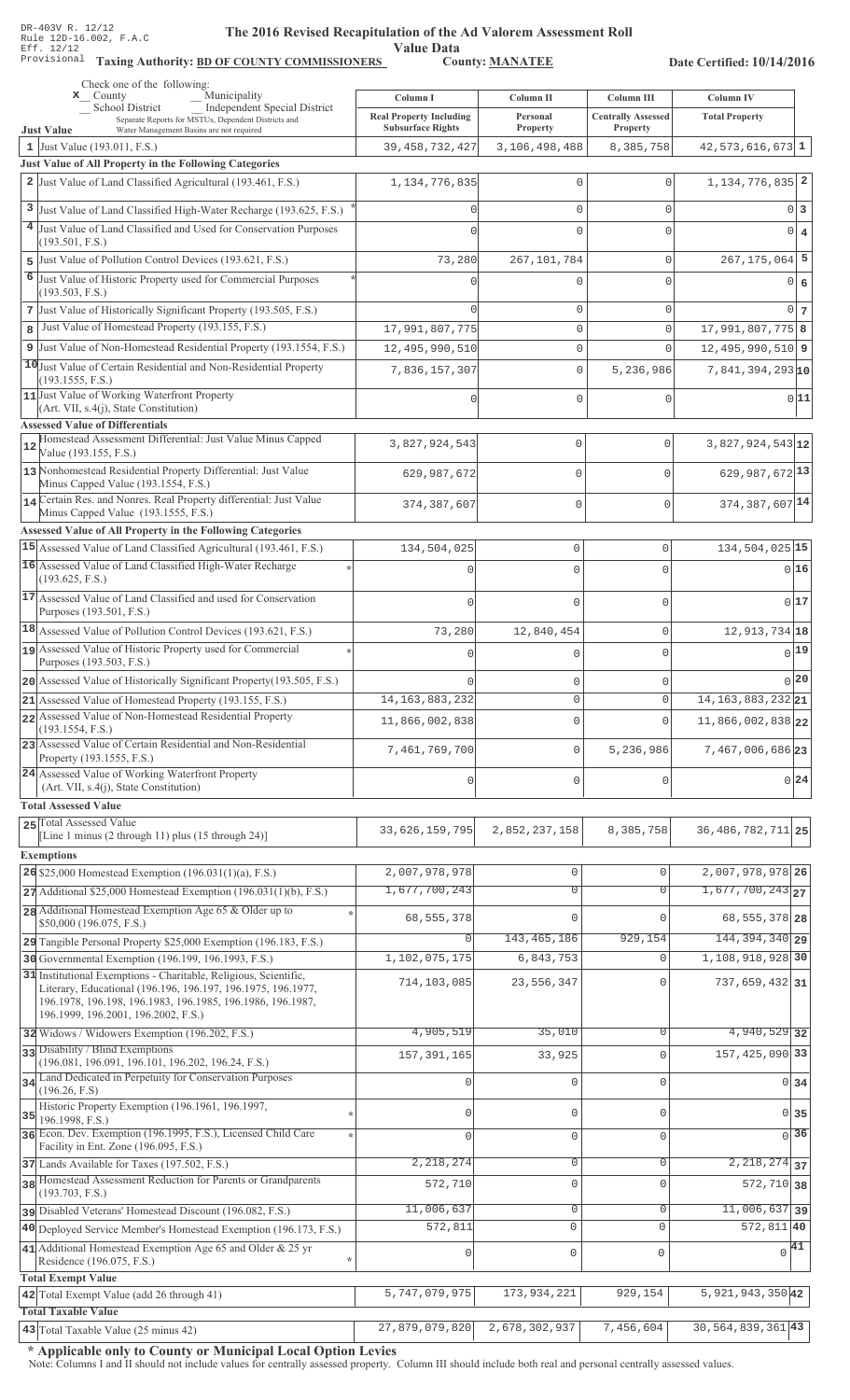DR-403V R. 12/12
Rule 12D-16.002, F.A.C
Eff. 12/12
Provisional

# The 2016 Revised Recapitulation of the Ad Valorem Assessment Roll

## Value Data

**Taxing Authority: BD OF COUNTY COMMISSIONERS** **County: MANATEE** **Date Certified: 10/14/2016**

Check one of the following:
x County
Municipality
School District
Independent Special District
Separate Reports for MSTUs, Dependent Districts and Water Management Basins are not required

| Just Value | Column I Real Property Including Subsurface Rights | Column II Personal Property | Column III Centrally Assessed Property | Column IV Total Property | |
|---|---|---|---|---|---|
| 1 Just Value (193.011, F.S.) | 39,458,732,427 | 3,106,498,488 | 8,385,758 | 42,573,616,673 | 1 |
| **Just Value of All Property in the Following Categories** | | | | | |
| 2 Just Value of Land Classified Agricultural (193.461, F.S.) | 1,134,776,835 | 0 | 0 | 1,134,776,835 | 2 |
| 3 Just Value of Land Classified High-Water Recharge (193.625, F.S.) * | 0 | 0 | 0 | 0 | 3 |
| 4 Just Value of Land Classified and Used for Conservation Purposes (193.501, F.S.) | 0 | 0 | 0 | 0 | 4 |
| 5 Just Value of Pollution Control Devices (193.621, F.S.) | 73,280 | 267,101,784 | 0 | 267,175,064 | 5 |
| 6 Just Value of Historic Property used for Commercial Purposes (193.503, F.S.) * | 0 | 0 | 0 | 0 | 6 |
| 7 Just Value of Historically Significant Property (193.505, F.S.) | 0 | 0 | 0 | 0 | 7 |
| 8 Just Value of Homestead Property (193.155, F.S.) | 17,991,807,775 | 0 | 0 | 17,991,807,775 | 8 |
| 9 Just Value of Non-Homestead Residential Property (193.1554, F.S.) | 12,495,990,510 | 0 | 0 | 12,495,990,510 | 9 |
| 10 Just Value of Certain Residential and Non-Residential Property (193.1555, F.S.) | 7,836,157,307 | 0 | 5,236,986 | 7,841,394,293 | 10 |
| 11 Just Value of Working Waterfront Property (Art. VII, s.4(j), State Constitution) | 0 | 0 | 0 | 0 | 11 |
| **Assessed Value of Differentials** | | | | | |
| 12 Homestead Assessment Differential: Just Value Minus Capped Value (193.155, F.S.) | 3,827,924,543 | 0 | 0 | 3,827,924,543 | 12 |
| 13 Nonhomestead Residential Property Differential: Just Value Minus Capped Value (193.1554, F.S.) | 629,987,672 | 0 | 0 | 629,987,672 | 13 |
| 14 Certain Res. and Nonres. Real Property differential: Just Value Minus Capped Value (193.1555, F.S.) | 374,387,607 | 0 | 0 | 374,387,607 | 14 |
| **Assessed Value of All Property in the Following Categories** | | | | | |
| 15 Assessed Value of Land Classified Agricultural (193.461, F.S.) | 134,504,025 | 0 | 0 | 134,504,025 | 15 |
| 16 Assessed Value of Land Classified High-Water Recharge (193.625, F.S.) * | 0 | 0 | 0 | 0 | 16 |
| 17 Assessed Value of Land Classified and used for Conservation Purposes (193.501, F.S.) | 0 | 0 | 0 | 0 | 17 |
| 18 Assessed Value of Pollution Control Devices (193.621, F.S.) | 73,280 | 12,840,454 | 0 | 12,913,734 | 18 |
| 19 Assessed Value of Historic Property used for Commercial Purposes (193.503, F.S.) * | 0 | 0 | 0 | 0 | 19 |
| 20 Assessed Value of Historically Significant Property (193.505, F.S.) | 0 | 0 | 0 | 0 | 20 |
| 21 Assessed Value of Homestead Property (193.155, F.S.) | 14,163,883,232 | 0 | 0 | 14,163,883,232 | 21 |
| 22 Assessed Value of Non-Homestead Residential Property (193.1554, F.S.) | 11,866,002,838 | 0 | 0 | 11,866,002,838 | 22 |
| 23 Assessed Value of Certain Residential and Non-Residential Property (193.1555, F.S.) | 7,461,769,700 | 0 | 5,236,986 | 7,467,006,686 | 23 |
| 24 Assessed Value of Working Waterfront Property (Art. VII, s.4(j), State Constitution) | 0 | 0 | 0 | 0 | 24 |
| **Total Assessed Value** | | | | | |
| 25 Total Assessed Value [Line 1 minus (2 through 11) plus (15 through 24)] | 33,626,159,795 | 2,852,237,158 | 8,385,758 | 36,486,782,711 | 25 |
| **Exemptions** | | | | | |
| 26 $25,000 Homestead Exemption (196.031(1)(a), F.S.) | 2,007,978,978 | 0 | 0 | 2,007,978,978 | 26 |
| 27 Additional $25,000 Homestead Exemption (196.031(1)(b), F.S.) | 1,677,700,243 | 0 | 0 | 1,677,700,243 | 27 |
| 28 Additional Homestead Exemption Age 65 & Older up to $50,000 (196.075, F.S.) * | 68,555,378 | 0 | 0 | 68,555,378 | 28 |
| 29 Tangible Personal Property $25,000 Exemption (196.183, F.S.) | 0 | 143,465,186 | 929,154 | 144,394,340 | 29 |
| 30 Governmental Exemption (196.199, 196.1993, F.S.) | 1,102,075,175 | 6,843,753 | 0 | 1,108,918,928 | 30 |
| 31 Institutional Exemptions - Charitable, Religious, Scientific, Literary, Educational (196.196, 196.197, 196.1975, 196.1977, 196.1978, 196.198, 196.1983, 196.1985, 196.1986, 196.1987, 196.1999, 196.2001, 196.2002, F.S.) | 714,103,085 | 23,556,347 | 0 | 737,659,432 | 31 |
| 32 Widows / Widowers Exemption (196.202, F.S.) | 4,905,519 | 35,010 | 0 | 4,940,529 | 32 |
| 33 Disability / Blind Exemptions (196.081, 196.091, 196.101, 196.202, 196.24, F.S.) | 157,391,165 | 33,925 | 0 | 157,425,090 | 33 |
| 34 Land Dedicated in Perpetuity for Conservation Purposes (196.26, F.S) | 0 | 0 | 0 | 0 | 34 |
| 35 Historic Property Exemption (196.1961, 196.1997, 196.1998, F.S.) * | 0 | 0 | 0 | 0 | 35 |
| 36 Econ. Dev. Exemption (196.1995, F.S.), Licensed Child Care Facility in Ent. Zone (196.095, F.S.) * | 0 | 0 | 0 | 0 | 36 |
| 37 Lands Available for Taxes (197.502, F.S.) | 2,218,274 | 0 | 0 | 2,218,274 | 37 |
| 38 Homestead Assessment Reduction for Parents or Grandparents (193.703, F.S.) | 572,710 | 0 | 0 | 572,710 | 38 |
| 39 Disabled Veterans' Homestead Discount (196.082, F.S.) | 11,006,637 | 0 | 0 | 11,006,637 | 39 |
| 40 Deployed Service Member's Homestead Exemption (196.173, F.S.) | 572,811 | 0 | 0 | 572,811 | 40 |
| 41 Additional Homestead Exemption Age 65 and Older & 25 yr Residence (196.075, F.S.) * | 0 | 0 | 0 | 0 | 41 |
| **Total Exempt Value** | | | | | |
| 42 Total Exempt Value (add 26 through 41) | 5,747,079,975 | 173,934,221 | 929,154 | 5,921,943,350 | 42 |
| **Total Taxable Value** | | | | | |
| 43 Total Taxable Value (25 minus 42) | 27,879,079,820 | 2,678,302,937 | 7,456,604 | 30,564,839,361 | 43 |

**\* Applicable only to County or Municipal Local Option Levies**

Note: Columns I and II should not include values for centrally assessed property. Column III should include both real and personal centrally assessed values.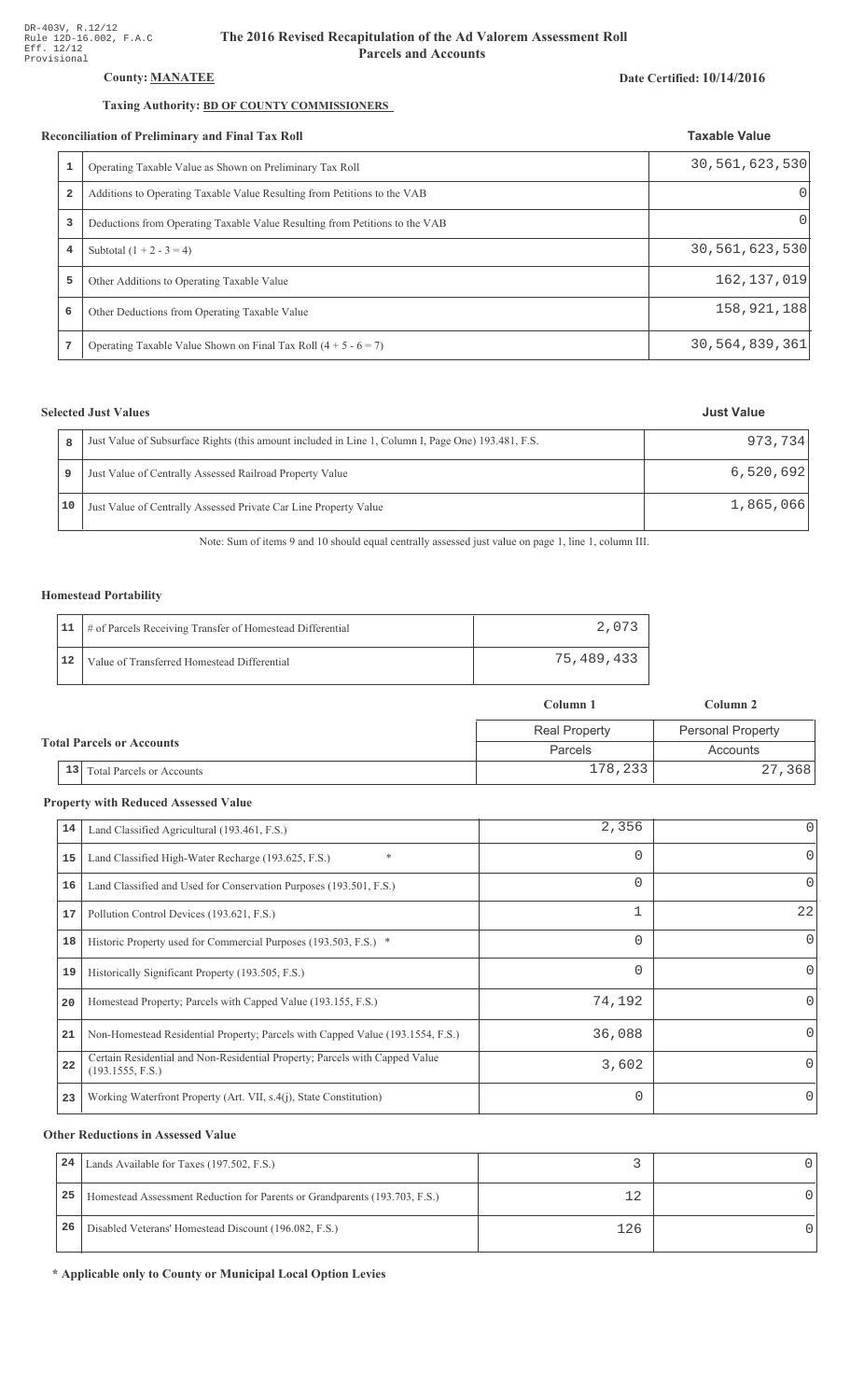DR-403V, R.12/12
Rule 12D-16.002, F.A.C
Eff. 12/12
Provisional

# The 2016 Revised Recapitulation of the Ad Valorem Assessment Roll
## Parcels and Accounts

**County: MANATEE**

**Date Certified: 10/14/2016**

**Taxing Authority: BD OF COUNTY COMMISSIONERS**

### Reconciliation of Preliminary and Final Tax Roll

| | | Taxable Value |
|---|---|---|
| 1 | Operating Taxable Value as Shown on Preliminary Tax Roll | 30,561,623,530 |
| 2 | Additions to Operating Taxable Value Resulting from Petitions to the VAB | 0 |
| 3 | Deductions from Operating Taxable Value Resulting from Petitions to the VAB | 0 |
| 4 | Subtotal (1 + 2 - 3 = 4) | 30,561,623,530 |
| 5 | Other Additions to Operating Taxable Value | 162,137,019 |
| 6 | Other Deductions from Operating Taxable Value | 158,921,188 |
| 7 | Operating Taxable Value Shown on Final Tax Roll (4 + 5 - 6 = 7) | 30,564,839,361 |

### Selected Just Values

| | | Just Value |
|---|---|---|
| 8 | Just Value of Subsurface Rights (this amount included in Line 1, Column I, Page One) 193.481, F.S. | 973,734 |
| 9 | Just Value of Centrally Assessed Railroad Property Value | 6,520,692 |
| 10 | Just Value of Centrally Assessed Private Car Line Property Value | 1,865,066 |

Note: Sum of items 9 and 10 should equal centrally assessed just value on page 1, line 1, column III.

### Homestead Portability

| | | |
|---|---|---|
| 11 | # of Parcels Receiving Transfer of Homestead Differential | 2,073 |
| 12 | Value of Transferred Homestead Differential | 75,489,433 |

### Total Parcels or Accounts

| | | Column 1 | Column 2 |
|---|---|---|---|
| | | Real Property | Personal Property |
| | | Parcels | Accounts |
| 13 | Total Parcels or Accounts | 178,233 | 27,368 |

### Property with Reduced Assessed Value

| | | Column 1 | Column 2 |
|---|---|---|---|
| 14 | Land Classified Agricultural (193.461, F.S.) | 2,356 | 0 |
| 15 | Land Classified High-Water Recharge (193.625, F.S.) * | 0 | 0 |
| 16 | Land Classified and Used for Conservation Purposes (193.501, F.S.) | 0 | 0 |
| 17 | Pollution Control Devices (193.621, F.S.) | 1 | 22 |
| 18 | Historic Property used for Commercial Purposes (193.503, F.S.) * | 0 | 0 |
| 19 | Historically Significant Property (193.505, F.S.) | 0 | 0 |
| 20 | Homestead Property; Parcels with Capped Value (193.155, F.S.) | 74,192 | 0 |
| 21 | Non-Homestead Residential Property; Parcels with Capped Value (193.1554, F.S.) | 36,088 | 0 |
| 22 | Certain Residential and Non-Residential Property; Parcels with Capped Value (193.1555, F.S.) | 3,602 | 0 |
| 23 | Working Waterfront Property (Art. VII, s.4(j), State Constitution) | 0 | 0 |

### Other Reductions in Assessed Value

| | | Column 1 | Column 2 |
|---|---|---|---|
| 24 | Lands Available for Taxes (197.502, F.S.) | 3 | 0 |
| 25 | Homestead Assessment Reduction for Parents or Grandparents (193.703, F.S.) | 12 | 0 |
| 26 | Disabled Veterans' Homestead Discount (196.082, F.S.) | 126 | 0 |

**\* Applicable only to County or Municipal Local Option Levies**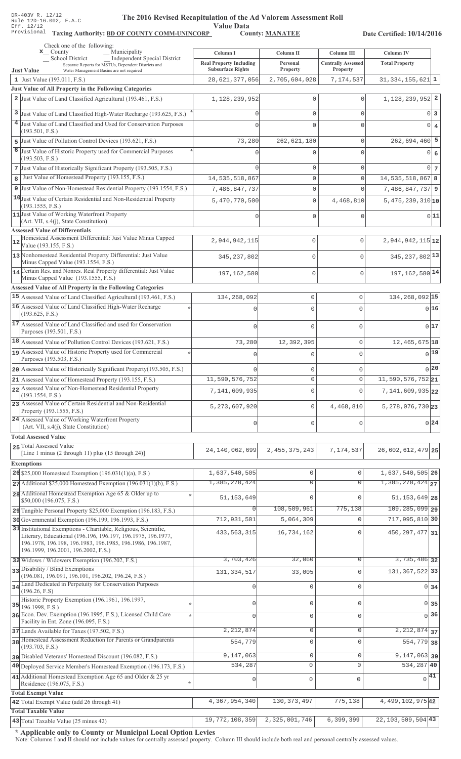DR-403V R. 12/12
Rule 12D-16.002, F.A.C
Eff. 12/12
Provisional

# The 2016 Revised Recapitulation of the Ad Valorem Assessment Roll

## Value Data

**Taxing Authority: BD OF COUNTY COMM-UNINCORP** **County: MANATEE** **Date Certified: 10/14/2016**

Check one of the following:
x County
Municipality
School District
Independent Special District
Separate Reports for MSTUs, Dependent Districts and Water Management Basins are not required

| | Column I Real Property Including Subsurface Rights | Column II Personal Property | Column III Centrally Assessed Property | Column IV Total Property | |
|---|---|---|---|---|---|
| **Just Value** | | | | | |
| 1 Just Value (193.011, F.S.) | 28,621,377,056 | 2,705,604,028 | 7,174,537 | 31,334,155,621 | 1 |
| **Just Value of All Property in the Following Categories** | | | | | |
| 2 Just Value of Land Classified Agricultural (193.461, F.S.) | 1,128,239,952 | 0 | 0 | 1,128,239,952 | 2 |
| 3 Just Value of Land Classified High-Water Recharge (193.625, F.S.) * | 0 | 0 | 0 | 0 | 3 |
| 4 Just Value of Land Classified and Used for Conservation Purposes (193.501, F.S.) | 0 | 0 | 0 | 0 | 4 |
| 5 Just Value of Pollution Control Devices (193.621, F.S.) | 73,280 | 262,621,180 | 0 | 262,694,460 | 5 |
| 6 Just Value of Historic Property used for Commercial Purposes (193.503, F.S.) * | 0 | 0 | 0 | 0 | 6 |
| 7 Just Value of Historically Significant Property (193.505, F.S.) | 0 | 0 | 0 | 0 | 7 |
| 8 Just Value of Homestead Property (193.155, F.S.) | 14,535,518,867 | 0 | 0 | 14,535,518,867 | 8 |
| 9 Just Value of Non-Homestead Residential Property (193.1554, F.S.) | 7,486,847,737 | 0 | 0 | 7,486,847,737 | 9 |
| 10 Just Value of Certain Residential and Non-Residential Property (193.1555, F.S.) | 5,470,770,500 | 0 | 4,468,810 | 5,475,239,310 | 10 |
| 11 Just Value of Working Waterfront Property (Art. VII, s.4(j), State Constitution) | 0 | 0 | 0 | 0 | 11 |
| **Assessed Value of Differentials** | | | | | |
| 12 Homestead Assessment Differential: Just Value Minus Capped Value (193.155, F.S.) | 2,944,942,115 | 0 | 0 | 2,944,942,115 | 12 |
| 13 Nonhomestead Residential Property Differential: Just Value Minus Capped Value (193.1554, F.S.) | 345,237,802 | 0 | 0 | 345,237,802 | 13 |
| 14 Certain Res. and Nonres. Real Property differential: Just Value Minus Capped Value (193.1555, F.S.) | 197,162,580 | 0 | 0 | 197,162,580 | 14 |
| **Assessed Value of All Property in the Following Categories** | | | | | |
| 15 Assessed Value of Land Classified Agricultural (193.461, F.S.) | 134,268,092 | 0 | 0 | 134,268,092 | 15 |
| 16 Assessed Value of Land Classified High-Water Recharge (193.625, F.S.) * | 0 | 0 | 0 | 0 | 16 |
| 17 Assessed Value of Land Classified and used for Conservation Purposes (193.501, F.S.) | 0 | 0 | 0 | 0 | 17 |
| 18 Assessed Value of Pollution Control Devices (193.621, F.S.) | 73,280 | 12,392,395 | 0 | 12,465,675 | 18 |
| 19 Assessed Value of Historic Property used for Commercial Purposes (193.503, F.S.) * | 0 | 0 | 0 | 0 | 19 |
| 20 Assessed Value of Historically Significant Property(193.505, F.S.) | 0 | 0 | 0 | 0 | 20 |
| 21 Assessed Value of Homestead Property (193.155, F.S.) | 11,590,576,752 | 0 | 0 | 11,590,576,752 | 21 |
| 22 Assessed Value of Non-Homestead Residential Property (193.1554, F.S.) | 7,141,609,935 | 0 | 0 | 7,141,609,935 | 22 |
| 23 Assessed Value of Certain Residential and Non-Residential Property (193.1555, F.S.) | 5,273,607,920 | 0 | 4,468,810 | 5,278,076,730 | 23 |
| 24 Assessed Value of Working Waterfront Property (Art. VII, s.4(j), State Constitution) | 0 | 0 | 0 | 0 | 24 |
| **Total Assessed Value** | | | | | |
| 25 Total Assessed Value [Line 1 minus (2 through 11) plus (15 through 24)] | 24,140,062,699 | 2,455,375,243 | 7,174,537 | 26,602,612,479 | 25 |
| **Exemptions** | | | | | |
| 26 $25,000 Homestead Exemption (196.031(1)(a), F.S.) | 1,637,540,505 | 0 | 0 | 1,637,540,505 | 26 |
| 27 Additional $25,000 Homestead Exemption (196.031(1)(b), F.S.) | 1,385,278,424 | 0 | 0 | 1,385,278,424 | 27 |
| 28 Additional Homestead Exemption Age 65 & Older up to $50,000 (196.075, F.S.) * | 51,153,649 | 0 | 0 | 51,153,649 | 28 |
| 29 Tangible Personal Property $25,000 Exemption (196.183, F.S.) | 0 | 108,509,961 | 775,138 | 109,285,099 | 29 |
| 30 Governmental Exemption (196.199, 196.1993, F.S.) | 712,931,501 | 5,064,309 | 0 | 717,995,810 | 30 |
| 31 Institutional Exemptions - Charitable, Religious, Scientific, Literary, Educational (196.196, 196.197, 196.1975, 196.1977, 196.1978, 196.198, 196.1983, 196.1985, 196.1986, 196.1987, 196.1999, 196.2001, 196.2002, F.S.) | 433,563,315 | 16,734,162 | 0 | 450,297,477 | 31 |
| 32 Widows / Widowers Exemption (196.202, F.S.) | 3,703,426 | 32,060 | 0 | 3,735,486 | 32 |
| 33 Disability / Blind Exemptions (196.081, 196.091, 196.101, 196.202, 196.24, F.S.) | 131,334,517 | 33,005 | 0 | 131,367,522 | 33 |
| 34 Land Dedicated in Perpetuity for Conservation Purposes (196.26, F.S) | 0 | 0 | 0 | 0 | 34 |
| 35 Historic Property Exemption (196.1961, 196.1997, 196.1998, F.S.) * | 0 | 0 | 0 | 0 | 35 |
| 36 Econ. Dev. Exemption (196.1995, F.S.), Licensed Child Care Facility in Ent. Zone (196.095, F.S.) * | 0 | 0 | 0 | 0 | 36 |
| 37 Lands Available for Taxes (197.502, F.S.) | 2,212,874 | 0 | 0 | 2,212,874 | 37 |
| 38 Homestead Assessment Reduction for Parents or Grandparents (193.703, F.S.) | 554,779 | 0 | 0 | 554,779 | 38 |
| 39 Disabled Veterans' Homestead Discount (196.082, F.S.) | 9,147,063 | 0 | 0 | 9,147,063 | 39 |
| 40 Deployed Service Member's Homestead Exemption (196.173, F.S.) | 534,287 | 0 | 0 | 534,287 | 40 |
| 41 Additional Homestead Exemption Age 65 and Older & 25 yr Residence (196.075, F.S.) * | 0 | 0 | 0 | 0 | 41 |
| **Total Exempt Value** | | | | | |
| 42 Total Exempt Value (add 26 through 41) | 4,367,954,340 | 130,373,497 | 775,138 | 4,499,102,975 | 42 |
| **Total Taxable Value** | | | | | |
| 43 Total Taxable Value (25 minus 42) | 19,772,108,359 | 2,325,001,746 | 6,399,399 | 22,103,509,504 | 43 |

**\* Applicable only to County or Municipal Local Option Levies**

Note: Columns I and II should not include values for centrally assessed property. Column III should include both real and personal centrally assessed values.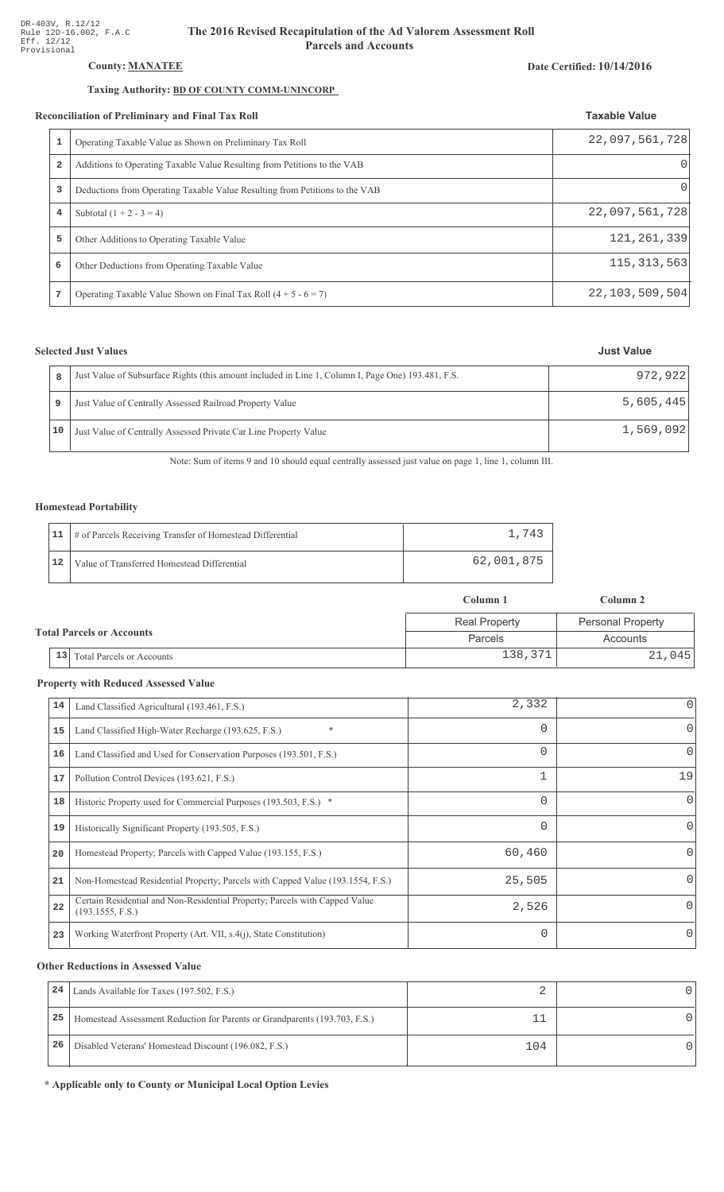DR-403V, R.12/12
Rule 12D-16.002, F.A.C
Eff. 12/12
Provisional

# The 2016 Revised Recapitulation of the Ad Valorem Assessment Roll
## Parcels and Accounts

**County: MANATEE**

**Date Certified: 10/14/2016**

**Taxing Authority: BD OF COUNTY COMM-UNINCORP**

### Reconciliation of Preliminary and Final Tax Roll

| | | Taxable Value |
|---|---|---|
| 1 | Operating Taxable Value as Shown on Preliminary Tax Roll | 22,097,561,728 |
| 2 | Additions to Operating Taxable Value Resulting from Petitions to the VAB | 0 |
| 3 | Deductions from Operating Taxable Value Resulting from Petitions to the VAB | 0 |
| 4 | Subtotal (1 + 2 - 3 = 4) | 22,097,561,728 |
| 5 | Other Additions to Operating Taxable Value | 121,261,339 |
| 6 | Other Deductions from Operating Taxable Value | 115,313,563 |
| 7 | Operating Taxable Value Shown on Final Tax Roll (4 + 5 - 6 = 7) | 22,103,509,504 |

### Selected Just Values

| | | Just Value |
|---|---|---|
| 8 | Just Value of Subsurface Rights (this amount included in Line 1, Column I, Page One) 193.481, F.S. | 972,922 |
| 9 | Just Value of Centrally Assessed Railroad Property Value | 5,605,445 |
| 10 | Just Value of Centrally Assessed Private Car Line Property Value | 1,569,092 |

Note: Sum of items 9 and 10 should equal centrally assessed just value on page 1, line 1, column III.

### Homestead Portability

| | | |
|---|---|---|
| 11 | # of Parcels Receiving Transfer of Homestead Differential | 1,743 |
| 12 | Value of Transferred Homestead Differential | 62,001,875 |

### Total Parcels or Accounts

| | | Column 1 | Column 2 |
|---|---|---|---|
| | | Real Property | Personal Property |
| | | Parcels | Accounts |
| 13 | Total Parcels or Accounts | 138,371 | 21,045 |

### Property with Reduced Assessed Value

| | | Column 1 | Column 2 |
|---|---|---|---|
| 14 | Land Classified Agricultural (193.461, F.S.) | 2,332 | 0 |
| 15 | Land Classified High-Water Recharge (193.625, F.S.) * | 0 | 0 |
| 16 | Land Classified and Used for Conservation Purposes (193.501, F.S.) | 0 | 0 |
| 17 | Pollution Control Devices (193.621, F.S.) | 1 | 19 |
| 18 | Historic Property used for Commercial Purposes (193.503, F.S.) * | 0 | 0 |
| 19 | Historically Significant Property (193.505, F.S.) | 0 | 0 |
| 20 | Homestead Property; Parcels with Capped Value (193.155, F.S.) | 60,460 | 0 |
| 21 | Non-Homestead Residential Property; Parcels with Capped Value (193.1554, F.S.) | 25,505 | 0 |
| 22 | Certain Residential and Non-Residential Property; Parcels with Capped Value (193.1555, F.S.) | 2,526 | 0 |
| 23 | Working Waterfront Property (Art. VII, s.4(j), State Constitution) | 0 | 0 |

### Other Reductions in Assessed Value

| | | Column 1 | Column 2 |
|---|---|---|---|
| 24 | Lands Available for Taxes (197.502, F.S.) | 2 | 0 |
| 25 | Homestead Assessment Reduction for Parents or Grandparents (193.703, F.S.) | 11 | 0 |
| 26 | Disabled Veterans' Homestead Discount (196.082, F.S.) | 104 | 0 |

**\* Applicable only to County or Municipal Local Option Levies**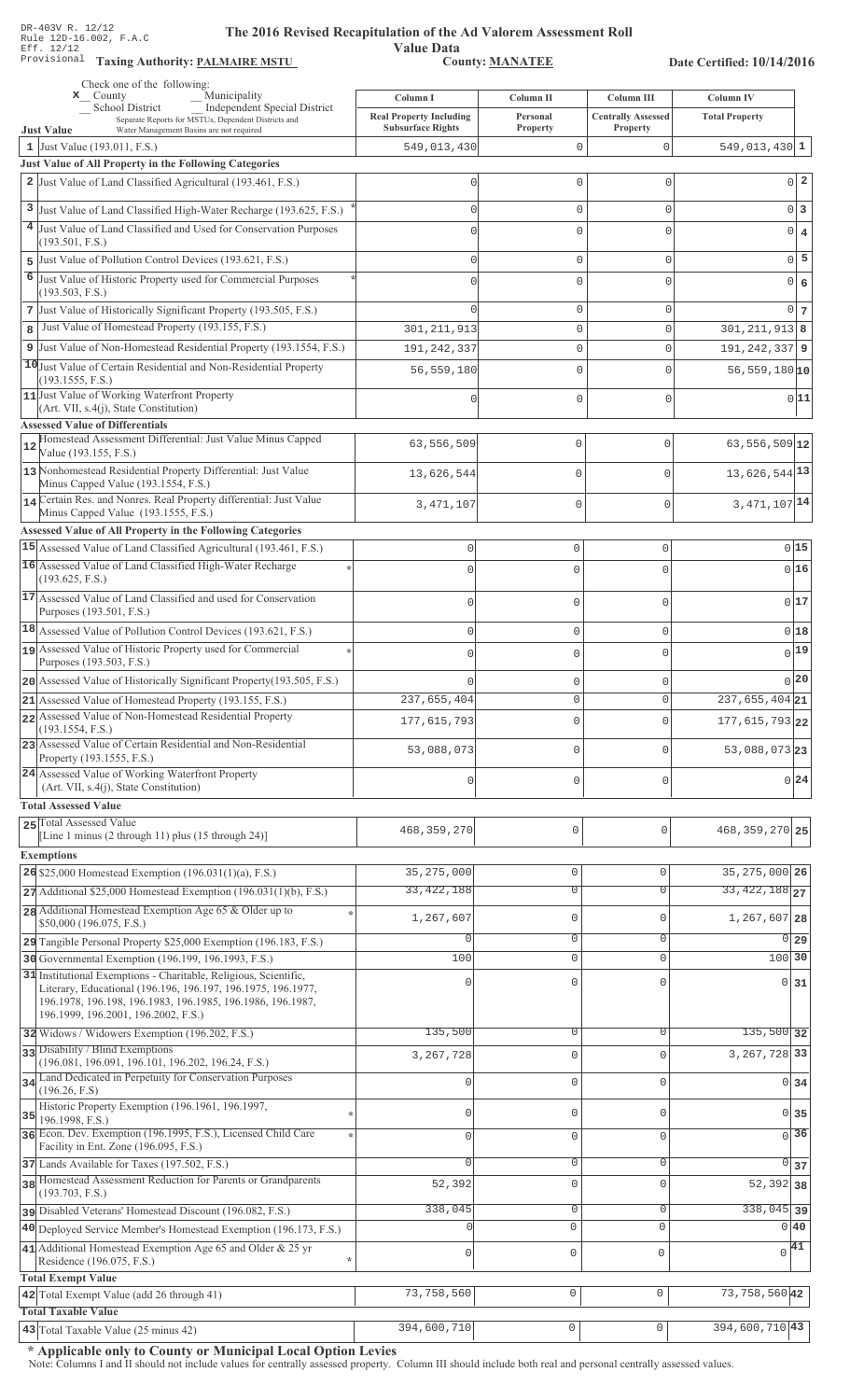DR-403V R. 12/12
Rule 12D-16.002, F.A.C
Eff. 12/12
Provisional

# The 2016 Revised Recapitulation of the Ad Valorem Assessment Roll

## Value Data

**Taxing Authority: PALMAIRE MSTU** | **County: MANATEE** | **Date Certified: 10/14/2016**

Check one of the following:
x County
Municipality
School District
Independent Special District
Separate Reports for MSTUs, Dependent Districts and Water Management Basins are not required

| | Column I Real Property Including Subsurface Rights | Column II Personal Property | Column III Centrally Assessed Property | Column IV Total Property | |
|---|---|---|---|---|---|
| **Just Value** | | | | | |
| 1 Just Value (193.011, F.S.) | 549,013,430 | 0 | 0 | 549,013,430 | 1 |
| **Just Value of All Property in the Following Categories** | | | | | |
| 2 Just Value of Land Classified Agricultural (193.461, F.S.) | 0 | 0 | 0 | 0 | 2 |
| 3 Just Value of Land Classified High-Water Recharge (193.625, F.S.) * | 0 | 0 | 0 | 0 | 3 |
| 4 Just Value of Land Classified and Used for Conservation Purposes (193.501, F.S.) | 0 | 0 | 0 | 0 | 4 |
| 5 Just Value of Pollution Control Devices (193.621, F.S.) | 0 | 0 | 0 | 0 | 5 |
| 6 Just Value of Historic Property used for Commercial Purposes (193.503, F.S.) * | 0 | 0 | 0 | 0 | 6 |
| 7 Just Value of Historically Significant Property (193.505, F.S.) | 0 | 0 | 0 | 0 | 7 |
| 8 Just Value of Homestead Property (193.155, F.S.) | 301,211,913 | 0 | 0 | 301,211,913 | 8 |
| 9 Just Value of Non-Homestead Residential Property (193.1554, F.S.) | 191,242,337 | 0 | 0 | 191,242,337 | 9 |
| 10 Just Value of Certain Residential and Non-Residential Property (193.1555, F.S.) | 56,559,180 | 0 | 0 | 56,559,180 | 10 |
| 11 Just Value of Working Waterfront Property (Art. VII, s.4(j), State Constitution) | 0 | 0 | 0 | 0 | 11 |
| **Assessed Value of Differentials** | | | | | |
| 12 Homestead Assessment Differential: Just Value Minus Capped Value (193.155, F.S.) | 63,556,509 | 0 | 0 | 63,556,509 | 12 |
| 13 Nonhomestead Residential Property Differential: Just Value Minus Capped Value (193.1554, F.S.) | 13,626,544 | 0 | 0 | 13,626,544 | 13 |
| 14 Certain Res. and Nonres. Real Property differential: Just Value Minus Capped Value (193.1555, F.S.) | 3,471,107 | 0 | 0 | 3,471,107 | 14 |
| **Assessed Value of All Property in the Following Categories** | | | | | |
| 15 Assessed Value of Land Classified Agricultural (193.461, F.S.) | 0 | 0 | 0 | 0 | 15 |
| 16 Assessed Value of Land Classified High-Water Recharge (193.625, F.S.) * | 0 | 0 | 0 | 0 | 16 |
| 17 Assessed Value of Land Classified and used for Conservation Purposes (193.501, F.S.) | 0 | 0 | 0 | 0 | 17 |
| 18 Assessed Value of Pollution Control Devices (193.621, F.S.) | 0 | 0 | 0 | 0 | 18 |
| 19 Assessed Value of Historic Property used for Commercial Purposes (193.503, F.S.) * | 0 | 0 | 0 | 0 | 19 |
| 20 Assessed Value of Historically Significant Property(193.505, F.S.) | 0 | 0 | 0 | 0 | 20 |
| 21 Assessed Value of Homestead Property (193.155, F.S.) | 237,655,404 | 0 | 0 | 237,655,404 | 21 |
| 22 Assessed Value of Non-Homestead Residential Property (193.1554, F.S.) | 177,615,793 | 0 | 0 | 177,615,793 | 22 |
| 23 Assessed Value of Certain Residential and Non-Residential Property (193.1555, F.S.) | 53,088,073 | 0 | 0 | 53,088,073 | 23 |
| 24 Assessed Value of Working Waterfront Property (Art. VII, s.4(j), State Constitution) | 0 | 0 | 0 | 0 | 24 |
| **Total Assessed Value** | | | | | |
| 25 Total Assessed Value [Line 1 minus (2 through 11) plus (15 through 24)] | 468,359,270 | 0 | 0 | 468,359,270 | 25 |
| **Exemptions** | | | | | |
| 26 $25,000 Homestead Exemption (196.031(1)(a), F.S.) | 35,275,000 | 0 | 0 | 35,275,000 | 26 |
| 27 Additional $25,000 Homestead Exemption (196.031(1)(b), F.S.) | 33,422,188 | 0 | 0 | 33,422,188 | 27 |
| 28 Additional Homestead Exemption Age 65 & Older up to $50,000 (196.075, F.S.) * | 1,267,607 | 0 | 0 | 1,267,607 | 28 |
| 29 Tangible Personal Property $25,000 Exemption (196.183, F.S.) | 0 | 0 | 0 | 0 | 29 |
| 30 Governmental Exemption (196.199, 196.1993, F.S.) | 100 | 0 | 0 | 100 | 30 |
| 31 Institutional Exemptions - Charitable, Religious, Scientific, Literary, Educational (196.196, 196.197, 196.1975, 196.1977, 196.1978, 196.198, 196.1983, 196.1985, 196.1986, 196.1987, 196.1999, 196.2001, 196.2002, F.S.) | 0 | 0 | 0 | 0 | 31 |
| 32 Widows / Widowers Exemption (196.202, F.S.) | 135,500 | 0 | 0 | 135,500 | 32 |
| 33 Disability / Blind Exemptions (196.081, 196.091, 196.101, 196.202, 196.24, F.S.) | 3,267,728 | 0 | 0 | 3,267,728 | 33 |
| 34 Land Dedicated in Perpetuity for Conservation Purposes (196.26, F.S) | 0 | 0 | 0 | 0 | 34 |
| 35 Historic Property Exemption (196.1961, 196.1997, 196.1998, F.S.) * | 0 | 0 | 0 | 0 | 35 |
| 36 Econ. Dev. Exemption (196.1995, F.S.), Licensed Child Care Facility in Ent. Zone (196.095, F.S.) * | 0 | 0 | 0 | 0 | 36 |
| 37 Lands Available for Taxes (197.502, F.S.) | 0 | 0 | 0 | 0 | 37 |
| 38 Homestead Assessment Reduction for Parents or Grandparents (193.703, F.S.) | 52,392 | 0 | 0 | 52,392 | 38 |
| 39 Disabled Veterans' Homestead Discount (196.082, F.S.) | 338,045 | 0 | 0 | 338,045 | 39 |
| 40 Deployed Service Member's Homestead Exemption (196.173, F.S.) | 0 | 0 | 0 | 0 | 40 |
| 41 Additional Homestead Exemption Age 65 and Older & 25 yr Residence (196.075, F.S.) * | 0 | 0 | 0 | 0 | 41 |
| **Total Exempt Value** | | | | | |
| 42 Total Exempt Value (add 26 through 41) | 73,758,560 | 0 | 0 | 73,758,560 | 42 |
| **Total Taxable Value** | | | | | |
| 43 Total Taxable Value (25 minus 42) | 394,600,710 | 0 | 0 | 394,600,710 | 43 |

**\* Applicable only to County or Municipal Local Option Levies**

Note: Columns I and II should not include values for centrally assessed property. Column III should include both real and personal centrally assessed values.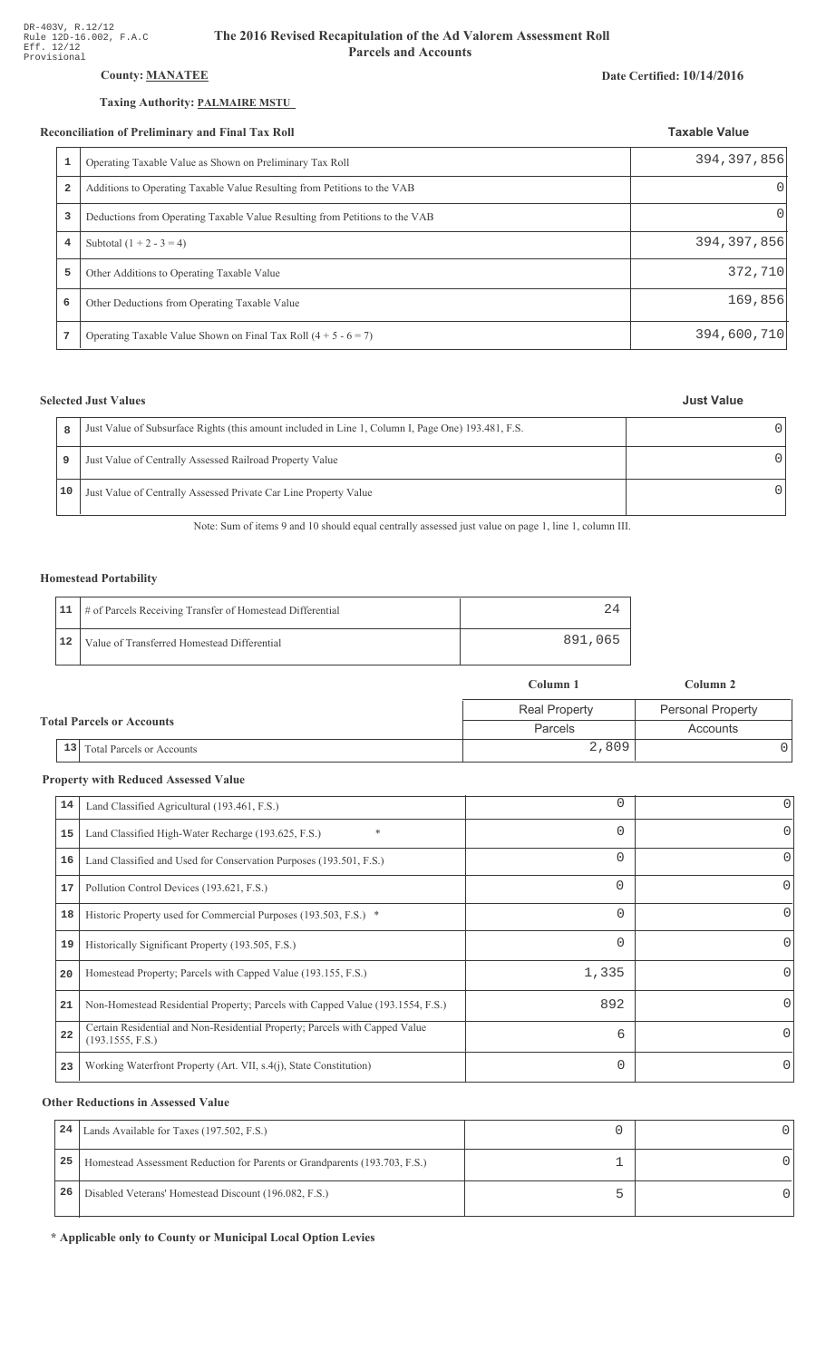DR-403V, R.12/12
Rule 12D-16.002, F.A.C
Eff. 12/12
Provisional

# The 2016 Revised Recapitulation of the Ad Valorem Assessment Roll
## Parcels and Accounts

**County:** **MANATEE**

**Date Certified: 10/14/2016**

**Taxing Authority:** **PALMAIRE MSTU**

### Reconciliation of Preliminary and Final Tax Roll

| | | Taxable Value |
|---|---|---|
| 1 | Operating Taxable Value as Shown on Preliminary Tax Roll | 394,397,856 |
| 2 | Additions to Operating Taxable Value Resulting from Petitions to the VAB | 0 |
| 3 | Deductions from Operating Taxable Value Resulting from Petitions to the VAB | 0 |
| 4 | Subtotal (1 + 2 - 3 = 4) | 394,397,856 |
| 5 | Other Additions to Operating Taxable Value | 372,710 |
| 6 | Other Deductions from Operating Taxable Value | 169,856 |
| 7 | Operating Taxable Value Shown on Final Tax Roll (4 + 5 - 6 = 7) | 394,600,710 |

### Selected Just Values

| | | Just Value |
|---|---|---|
| 8 | Just Value of Subsurface Rights (this amount included in Line 1, Column I, Page One) 193.481, F.S. | 0 |
| 9 | Just Value of Centrally Assessed Railroad Property Value | 0 |
| 10 | Just Value of Centrally Assessed Private Car Line Property Value | 0 |

Note: Sum of items 9 and 10 should equal centrally assessed just value on page 1, line 1, column III.

### Homestead Portability

| | | |
|---|---|---|
| 11 | # of Parcels Receiving Transfer of Homestead Differential | 24 |
| 12 | Value of Transferred Homestead Differential | 891,065 |

| | | Column 1 | Column 2 |
|---|---|---|---|
| | | Real Property | Personal Property |
| **Total Parcels or Accounts** | | Parcels | Accounts |
| 13 | Total Parcels or Accounts | 2,809 | 0 |

### Property with Reduced Assessed Value

| | | Column 1 | Column 2 |
|---|---|---|---|
| 14 | Land Classified Agricultural (193.461, F.S.) | 0 | 0 |
| 15 | Land Classified High-Water Recharge (193.625, F.S.) * | 0 | 0 |
| 16 | Land Classified and Used for Conservation Purposes (193.501, F.S.) | 0 | 0 |
| 17 | Pollution Control Devices (193.621, F.S.) | 0 | 0 |
| 18 | Historic Property used for Commercial Purposes (193.503, F.S.) * | 0 | 0 |
| 19 | Historically Significant Property (193.505, F.S.) | 0 | 0 |
| 20 | Homestead Property; Parcels with Capped Value (193.155, F.S.) | 1,335 | 0 |
| 21 | Non-Homestead Residential Property; Parcels with Capped Value (193.1554, F.S.) | 892 | 0 |
| 22 | Certain Residential and Non-Residential Property; Parcels with Capped Value (193.1555, F.S.) | 6 | 0 |
| 23 | Working Waterfront Property (Art. VII, s.4(j), State Constitution) | 0 | 0 |

### Other Reductions in Assessed Value

| | | Column 1 | Column 2 |
|---|---|---|---|
| 24 | Lands Available for Taxes (197.502, F.S.) | 0 | 0 |
| 25 | Homestead Assessment Reduction for Parents or Grandparents (193.703, F.S.) | 1 | 0 |
| 26 | Disabled Veterans' Homestead Discount (196.082, F.S.) | 5 | 0 |

**\* Applicable only to County or Municipal Local Option Levies**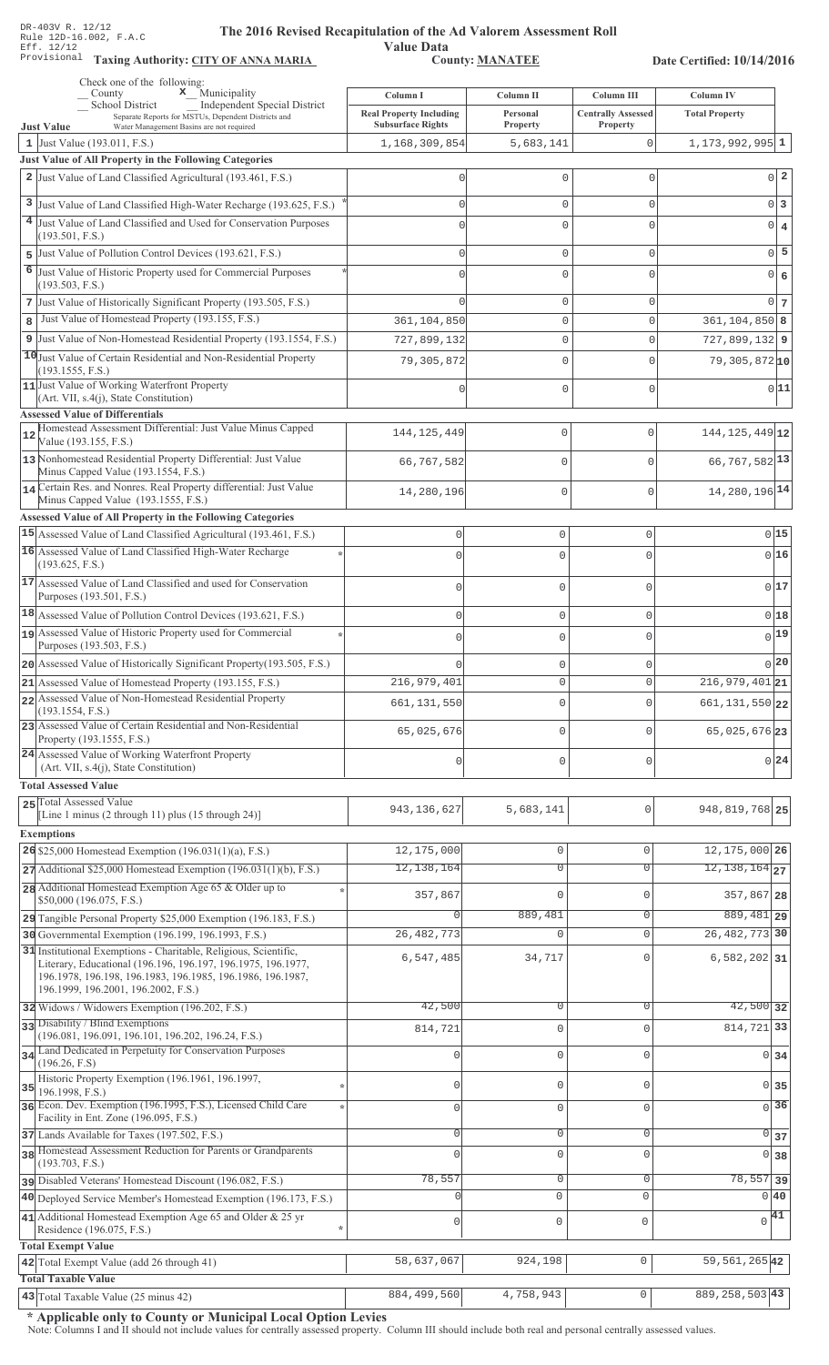DR-403V R. 12/12
Rule 12D-16.002, F.A.C
Eff. 12/12
Provisional

# The 2016 Revised Recapitulation of the Ad Valorem Assessment Roll

## Value Data

**Taxing Authority: CITY OF ANNA MARIA** **County: MANATEE** **Date Certified: 10/14/2016**

Check one of the following:
__ County  **x** Municipality
__ School District  __ Independent Special District
Separate Reports for MSTUs, Dependent Districts and Water Management Basins are not required

| Just Value | Column I Real Property Including Subsurface Rights | Column II Personal Property | Column III Centrally Assessed Property | Column IV Total Property | |
|---|---|---|---|---|---|
| 1 Just Value (193.011, F.S.) | 1,168,309,854 | 5,683,141 | 0 | 1,173,992,995 | 1 |
| **Just Value of All Property in the Following Categories** | | | | | |
| 2 Just Value of Land Classified Agricultural (193.461, F.S.) | 0 | 0 | 0 | 0 | 2 |
| 3 Just Value of Land Classified High-Water Recharge (193.625, F.S.) * | 0 | 0 | 0 | 0 | 3 |
| 4 Just Value of Land Classified and Used for Conservation Purposes (193.501, F.S.) | 0 | 0 | 0 | 0 | 4 |
| 5 Just Value of Pollution Control Devices (193.621, F.S.) | 0 | 0 | 0 | 0 | 5 |
| 6 Just Value of Historic Property used for Commercial Purposes (193.503, F.S.) * | 0 | 0 | 0 | 0 | 6 |
| 7 Just Value of Historically Significant Property (193.505, F.S.) | 0 | 0 | 0 | 0 | 7 |
| 8 Just Value of Homestead Property (193.155, F.S.) | 361,104,850 | 0 | 0 | 361,104,850 | 8 |
| 9 Just Value of Non-Homestead Residential Property (193.1554, F.S.) | 727,899,132 | 0 | 0 | 727,899,132 | 9 |
| 10 Just Value of Certain Residential and Non-Residential Property (193.1555, F.S.) | 79,305,872 | 0 | 0 | 79,305,872 | 10 |
| 11 Just Value of Working Waterfront Property (Art. VII, s.4(j), State Constitution) | 0 | 0 | 0 | 0 | 11 |
| **Assessed Value of Differentials** | | | | | |
| 12 Homestead Assessment Differential: Just Value Minus Capped Value (193.155, F.S.) | 144,125,449 | 0 | 0 | 144,125,449 | 12 |
| 13 Nonhomestead Residential Property Differential: Just Value Minus Capped Value (193.1554, F.S.) | 66,767,582 | 0 | 0 | 66,767,582 | 13 |
| 14 Certain Res. and Nonres. Real Property differential: Just Value Minus Capped Value (193.1555, F.S.) | 14,280,196 | 0 | 0 | 14,280,196 | 14 |
| **Assessed Value of All Property in the Following Categories** | | | | | |
| 15 Assessed Value of Land Classified Agricultural (193.461, F.S.) | 0 | 0 | 0 | 0 | 15 |
| 16 Assessed Value of Land Classified High-Water Recharge (193.625, F.S.) * | 0 | 0 | 0 | 0 | 16 |
| 17 Assessed Value of Land Classified and used for Conservation Purposes (193.501, F.S.) | 0 | 0 | 0 | 0 | 17 |
| 18 Assessed Value of Pollution Control Devices (193.621, F.S.) | 0 | 0 | 0 | 0 | 18 |
| 19 Assessed Value of Historic Property used for Commercial Purposes (193.503, F.S.) * | 0 | 0 | 0 | 0 | 19 |
| 20 Assessed Value of Historically Significant Property(193.505, F.S.) | 0 | 0 | 0 | 0 | 20 |
| 21 Assessed Value of Homestead Property (193.155, F.S.) | 216,979,401 | 0 | 0 | 216,979,401 | 21 |
| 22 Assessed Value of Non-Homestead Residential Property (193.1554, F.S.) | 661,131,550 | 0 | 0 | 661,131,550 | 22 |
| 23 Assessed Value of Certain Residential and Non-Residential Property (193.1555, F.S.) | 65,025,676 | 0 | 0 | 65,025,676 | 23 |
| 24 Assessed Value of Working Waterfront Property (Art. VII, s.4(j), State Constitution) | 0 | 0 | 0 | 0 | 24 |
| **Total Assessed Value** | | | | | |
| 25 Total Assessed Value [Line 1 minus (2 through 11) plus (15 through 24)] | 943,136,627 | 5,683,141 | 0 | 948,819,768 | 25 |
| **Exemptions** | | | | | |
| 26 $25,000 Homestead Exemption (196.031(1)(a), F.S.) | 12,175,000 | 0 | 0 | 12,175,000 | 26 |
| 27 Additional $25,000 Homestead Exemption (196.031(1)(b), F.S.) | 12,138,164 | 0 | 0 | 12,138,164 | 27 |
| 28 Additional Homestead Exemption Age 65 & Older up to $50,000 (196.075, F.S.) * | 357,867 | 0 | 0 | 357,867 | 28 |
| 29 Tangible Personal Property $25,000 Exemption (196.183, F.S.) | 0 | 889,481 | 0 | 889,481 | 29 |
| 30 Governmental Exemption (196.199, 196.1993, F.S.) | 26,482,773 | 0 | 0 | 26,482,773 | 30 |
| 31 Institutional Exemptions - Charitable, Religious, Scientific, Literary, Educational (196.196, 196.197, 196.1975, 196.1977, 196.1978, 196.198, 196.1983, 196.1985, 196.1986, 196.1987, 196.1999, 196.2001, 196.2002, F.S.) | 6,547,485 | 34,717 | 0 | 6,582,202 | 31 |
| 32 Widows / Widowers Exemption (196.202, F.S.) | 42,500 | 0 | 0 | 42,500 | 32 |
| 33 Disability / Blind Exemptions (196.081, 196.091, 196.101, 196.202, 196.24, F.S.) | 814,721 | 0 | 0 | 814,721 | 33 |
| 34 Land Dedicated in Perpetuity for Conservation Purposes (196.26, F.S) | 0 | 0 | 0 | 0 | 34 |
| 35 Historic Property Exemption (196.1961, 196.1997, 196.1998, F.S.) * | 0 | 0 | 0 | 0 | 35 |
| 36 Econ. Dev. Exemption (196.1995, F.S.), Licensed Child Care Facility in Ent. Zone (196.095, F.S.) * | 0 | 0 | 0 | 0 | 36 |
| 37 Lands Available for Taxes (197.502, F.S.) | 0 | 0 | 0 | 0 | 37 |
| 38 Homestead Assessment Reduction for Parents or Grandparents (193.703, F.S.) | 0 | 0 | 0 | 0 | 38 |
| 39 Disabled Veterans' Homestead Discount (196.082, F.S.) | 78,557 | 0 | 0 | 78,557 | 39 |
| 40 Deployed Service Member's Homestead Exemption (196.173, F.S.) | 0 | 0 | 0 | 0 | 40 |
| 41 Additional Homestead Exemption Age 65 and Older & 25 yr Residence (196.075, F.S.) * | 0 | 0 | 0 | 0 | 41 |
| **Total Exempt Value** | | | | | |
| 42 Total Exempt Value (add 26 through 41) | 58,637,067 | 924,198 | 0 | 59,561,265 | 42 |
| **Total Taxable Value** | | | | | |
| 43 Total Taxable Value (25 minus 42) | 884,499,560 | 4,758,943 | 0 | 889,258,503 | 43 |

**\* Applicable only to County or Municipal Local Option Levies**

Note: Columns I and II should not include values for centrally assessed property. Column III should include both real and personal centrally assessed values.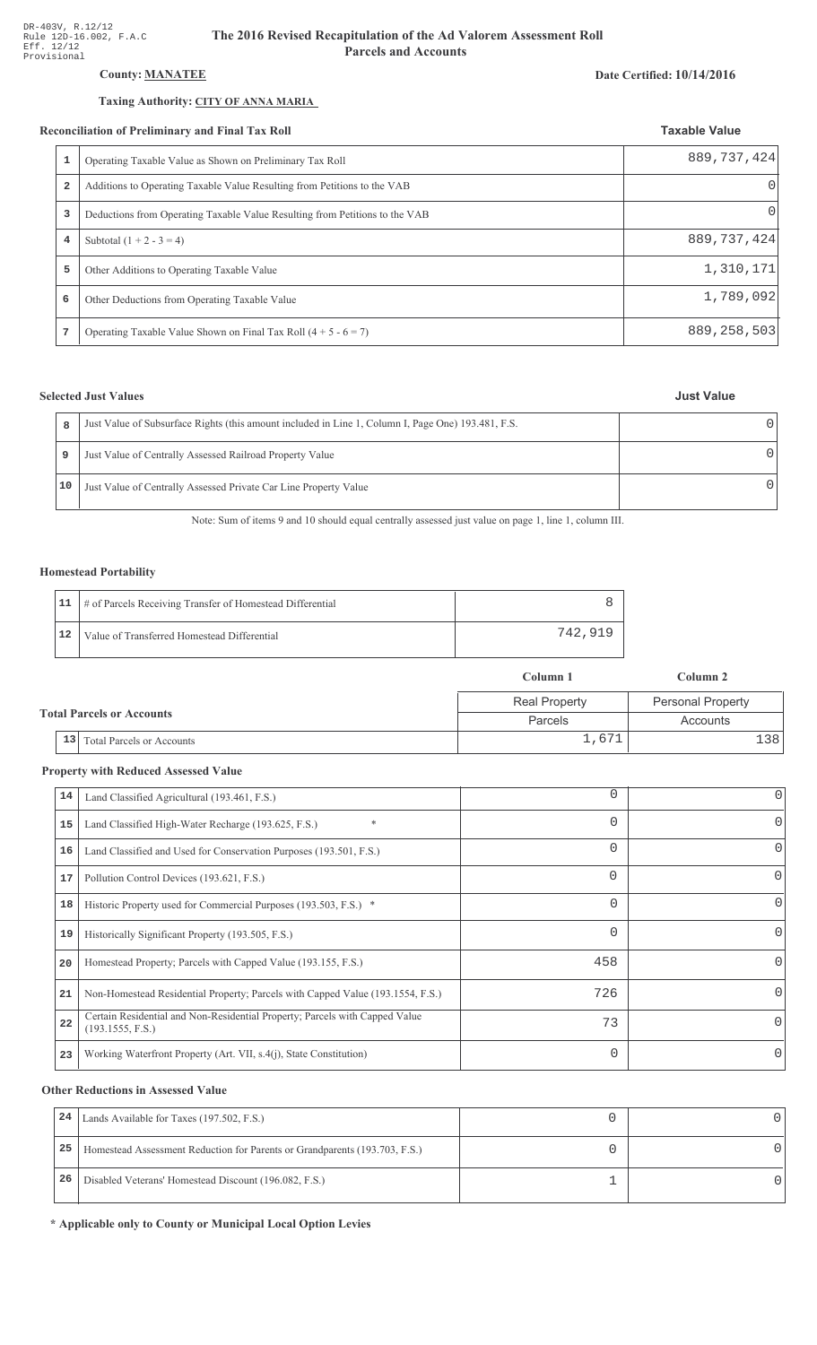DR-403V, R.12/12
Rule 12D-16.002, F.A.C
Eff. 12/12
Provisional

# The 2016 Revised Recapitulation of the Ad Valorem Assessment Roll
## Parcels and Accounts

**County:** **MANATEE**

**Date Certified: 10/14/2016**

**Taxing Authority:** **CITY OF ANNA MARIA**

### Reconciliation of Preliminary and Final Tax Roll

| | | Taxable Value |
|---|---|---|
| 1 | Operating Taxable Value as Shown on Preliminary Tax Roll | 889,737,424 |
| 2 | Additions to Operating Taxable Value Resulting from Petitions to the VAB | 0 |
| 3 | Deductions from Operating Taxable Value Resulting from Petitions to the VAB | 0 |
| 4 | Subtotal (1 + 2 - 3 = 4) | 889,737,424 |
| 5 | Other Additions to Operating Taxable Value | 1,310,171 |
| 6 | Other Deductions from Operating Taxable Value | 1,789,092 |
| 7 | Operating Taxable Value Shown on Final Tax Roll (4 + 5 - 6 = 7) | 889,258,503 |

### Selected Just Values

| | | Just Value |
|---|---|---|
| 8 | Just Value of Subsurface Rights (this amount included in Line 1, Column I, Page One) 193.481, F.S. | 0 |
| 9 | Just Value of Centrally Assessed Railroad Property Value | 0 |
| 10 | Just Value of Centrally Assessed Private Car Line Property Value | 0 |

Note: Sum of items 9 and 10 should equal centrally assessed just value on page 1, line 1, column III.

### Homestead Portability

| | | |
|---|---|---|
| 11 | # of Parcels Receiving Transfer of Homestead Differential | 8 |
| 12 | Value of Transferred Homestead Differential | 742,919 |

### Total Parcels or Accounts

| | | Column 1<br>Real Property<br>Parcels | Column 2<br>Personal Property<br>Accounts |
|---|---|---|---|
| 13 | Total Parcels or Accounts | 1,671 | 138 |

### Property with Reduced Assessed Value

| | | Column 1 | Column 2 |
|---|---|---|---|
| 14 | Land Classified Agricultural (193.461, F.S.) | 0 | 0 |
| 15 | Land Classified High-Water Recharge (193.625, F.S.) * | 0 | 0 |
| 16 | Land Classified and Used for Conservation Purposes (193.501, F.S.) | 0 | 0 |
| 17 | Pollution Control Devices (193.621, F.S.) | 0 | 0 |
| 18 | Historic Property used for Commercial Purposes (193.503, F.S.) * | 0 | 0 |
| 19 | Historically Significant Property (193.505, F.S.) | 0 | 0 |
| 20 | Homestead Property; Parcels with Capped Value (193.155, F.S.) | 458 | 0 |
| 21 | Non-Homestead Residential Property; Parcels with Capped Value (193.1554, F.S.) | 726 | 0 |
| 22 | Certain Residential and Non-Residential Property; Parcels with Capped Value (193.1555, F.S.) | 73 | 0 |
| 23 | Working Waterfront Property (Art. VII, s.4(j), State Constitution) | 0 | 0 |

### Other Reductions in Assessed Value

| | | Column 1 | Column 2 |
|---|---|---|---|
| 24 | Lands Available for Taxes (197.502, F.S.) | 0 | 0 |
| 25 | Homestead Assessment Reduction for Parents or Grandparents (193.703, F.S.) | 0 | 0 |
| 26 | Disabled Veterans' Homestead Discount (196.082, F.S.) | 1 | 0 |

**\* Applicable only to County or Municipal Local Option Levies**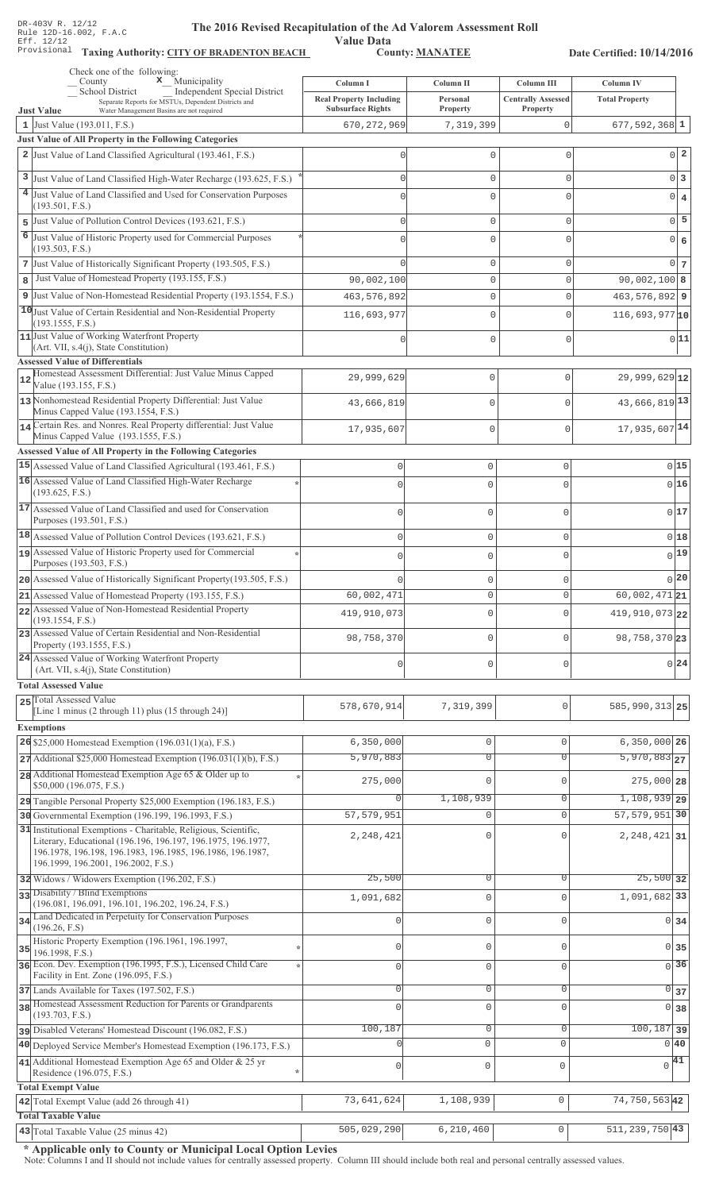DR-403V R. 12/12
Rule 12D-16.002, F.A.C
Eff. 12/12
Provisional

# The 2016 Revised Recapitulation of the Ad Valorem Assessment Roll

## Value Data

**Taxing Authority: CITY OF BRADENTON BEACH** **County: MANATEE** **Date Certified: 10/14/2016**

Check one of the following:
_ County  x Municipality
_ School District  _ Independent Special District
Separate Reports for MSTUs, Dependent Districts and Water Management Basins are not required

| Just Value | Column I Real Property Including Subsurface Rights | Column II Personal Property | Column III Centrally Assessed Property | Column IV Total Property | |
|---|---|---|---|---|---|
| 1 Just Value (193.011, F.S.) | 670,272,969 | 7,319,399 | 0 | 677,592,368 | 1 |
| **Just Value of All Property in the Following Categories** | | | | | |
| 2 Just Value of Land Classified Agricultural (193.461, F.S.) | 0 | 0 | 0 | 0 | 2 |
| 3 Just Value of Land Classified High-Water Recharge (193.625, F.S.) * | 0 | 0 | 0 | 0 | 3 |
| 4 Just Value of Land Classified and Used for Conservation Purposes (193.501, F.S.) | 0 | 0 | 0 | 0 | 4 |
| 5 Just Value of Pollution Control Devices (193.621, F.S.) | 0 | 0 | 0 | 0 | 5 |
| 6 Just Value of Historic Property used for Commercial Purposes (193.503, F.S.) * | 0 | 0 | 0 | 0 | 6 |
| 7 Just Value of Historically Significant Property (193.505, F.S.) | 0 | 0 | 0 | 0 | 7 |
| 8 Just Value of Homestead Property (193.155, F.S.) | 90,002,100 | 0 | 0 | 90,002,100 | 8 |
| 9 Just Value of Non-Homestead Residential Property (193.1554, F.S.) | 463,576,892 | 0 | 0 | 463,576,892 | 9 |
| 10 Just Value of Certain Residential and Non-Residential Property (193.1555, F.S.) | 116,693,977 | 0 | 0 | 116,693,977 | 10 |
| 11 Just Value of Working Waterfront Property (Art. VII, s.4(j), State Constitution) | 0 | 0 | 0 | 0 | 11 |
| **Assessed Value of Differentials** | | | | | |
| 12 Homestead Assessment Differential: Just Value Minus Capped Value (193.155, F.S.) | 29,999,629 | 0 | 0 | 29,999,629 | 12 |
| 13 Nonhomestead Residential Property Differential: Just Value Minus Capped Value (193.1554, F.S.) | 43,666,819 | 0 | 0 | 43,666,819 | 13 |
| 14 Certain Res. and Nonres. Real Property differential: Just Value Minus Capped Value (193.1555, F.S.) | 17,935,607 | 0 | 0 | 17,935,607 | 14 |
| **Assessed Value of All Property in the Following Categories** | | | | | |
| 15 Assessed Value of Land Classified Agricultural (193.461, F.S.) | 0 | 0 | 0 | 0 | 15 |
| 16 Assessed Value of Land Classified High-Water Recharge (193.625, F.S.) * | 0 | 0 | 0 | 0 | 16 |
| 17 Assessed Value of Land Classified and used for Conservation Purposes (193.501, F.S.) | 0 | 0 | 0 | 0 | 17 |
| 18 Assessed Value of Pollution Control Devices (193.621, F.S.) | 0 | 0 | 0 | 0 | 18 |
| 19 Assessed Value of Historic Property used for Commercial Purposes (193.503, F.S.) * | 0 | 0 | 0 | 0 | 19 |
| 20 Assessed Value of Historically Significant Property(193.505, F.S.) | 0 | 0 | 0 | 0 | 20 |
| 21 Assessed Value of Homestead Property (193.155, F.S.) | 60,002,471 | 0 | 0 | 60,002,471 | 21 |
| 22 Assessed Value of Non-Homestead Residential Property (193.1554, F.S.) | 419,910,073 | 0 | 0 | 419,910,073 | 22 |
| 23 Assessed Value of Certain Residential and Non-Residential Property (193.1555, F.S.) | 98,758,370 | 0 | 0 | 98,758,370 | 23 |
| 24 Assessed Value of Working Waterfront Property (Art. VII, s.4(j), State Constitution) | 0 | 0 | 0 | 0 | 24 |
| **Total Assessed Value** | | | | | |
| 25 Total Assessed Value [Line 1 minus (2 through 11) plus (15 through 24)] | 578,670,914 | 7,319,399 | 0 | 585,990,313 | 25 |
| **Exemptions** | | | | | |
| 26 $25,000 Homestead Exemption (196.031(1)(a), F.S.) | 6,350,000 | 0 | 0 | 6,350,000 | 26 |
| 27 Additional $25,000 Homestead Exemption (196.031(1)(b), F.S.) | 5,970,883 | 0 | 0 | 5,970,883 | 27 |
| 28 Additional Homestead Exemption Age 65 & Older up to $50,000 (196.075, F.S.) * | 275,000 | 0 | 0 | 275,000 | 28 |
| 29 Tangible Personal Property $25,000 Exemption (196.183, F.S.) | 0 | 1,108,939 | 0 | 1,108,939 | 29 |
| 30 Governmental Exemption (196.199, 196.1993, F.S.) | 57,579,951 | 0 | 0 | 57,579,951 | 30 |
| 31 Institutional Exemptions - Charitable, Religious, Scientific, Literary, Educational (196.196, 196.197, 196.1975, 196.1977, 196.1978, 196.198, 196.1983, 196.1985, 196.1986, 196.1987, 196.1999, 196.2001, 196.2002, F.S.) | 2,248,421 | 0 | 0 | 2,248,421 | 31 |
| 32 Widows / Widowers Exemption (196.202, F.S.) | 25,500 | 0 | 0 | 25,500 | 32 |
| 33 Disability / Blind Exemptions (196.081, 196.091, 196.101, 196.202, 196.24, F.S.) | 1,091,682 | 0 | 0 | 1,091,682 | 33 |
| 34 Land Dedicated in Perpetuity for Conservation Purposes (196.26, F.S) | 0 | 0 | 0 | 0 | 34 |
| 35 Historic Property Exemption (196.1961, 196.1997, 196.1998, F.S.) * | 0 | 0 | 0 | 0 | 35 |
| 36 Econ. Dev. Exemption (196.1995, F.S.), Licensed Child Care Facility in Ent. Zone (196.095, F.S.) * | 0 | 0 | 0 | 0 | 36 |
| 37 Lands Available for Taxes (197.502, F.S.) | 0 | 0 | 0 | 0 | 37 |
| 38 Homestead Assessment Reduction for Parents or Grandparents (193.703, F.S.) | 0 | 0 | 0 | 0 | 38 |
| 39 Disabled Veterans' Homestead Discount (196.082, F.S.) | 100,187 | 0 | 0 | 100,187 | 39 |
| 40 Deployed Service Member's Homestead Exemption (196.173, F.S.) | 0 | 0 | 0 | 0 | 40 |
| 41 Additional Homestead Exemption Age 65 and Older & 25 yr Residence (196.075, F.S.) * | 0 | 0 | 0 | 0 | 41 |
| **Total Exempt Value** | | | | | |
| 42 Total Exempt Value (add 26 through 41) | 73,641,624 | 1,108,939 | 0 | 74,750,563 | 42 |
| **Total Taxable Value** | | | | | |
| 43 Total Taxable Value (25 minus 42) | 505,029,290 | 6,210,460 | 0 | 511,239,750 | 43 |

**\* Applicable only to County or Municipal Local Option Levies**

Note: Columns I and II should not include values for centrally assessed property. Column III should include both real and personal centrally assessed values.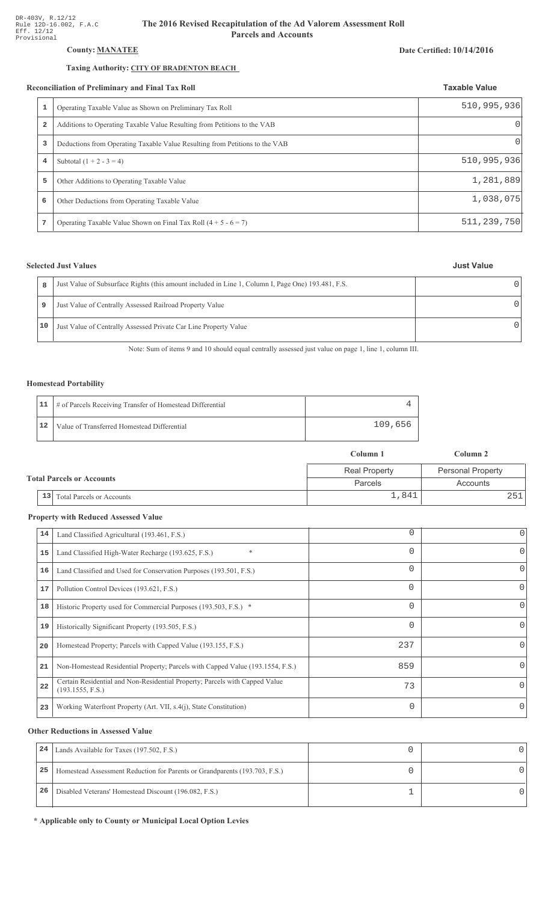DR-403V, R.12/12
Rule 12D-16.002, F.A.C
Eff. 12/12
Provisional

# The 2016 Revised Recapitulation of the Ad Valorem Assessment Roll
## Parcels and Accounts

**County:** MANATEE

**Date Certified: 10/14/2016**

**Taxing Authority:** CITY OF BRADENTON BEACH

### Reconciliation of Preliminary and Final Tax Roll

| | | Taxable Value |
|---|---|---|
| 1 | Operating Taxable Value as Shown on Preliminary Tax Roll | 510,995,936 |
| 2 | Additions to Operating Taxable Value Resulting from Petitions to the VAB | 0 |
| 3 | Deductions from Operating Taxable Value Resulting from Petitions to the VAB | 0 |
| 4 | Subtotal (1 + 2 - 3 = 4) | 510,995,936 |
| 5 | Other Additions to Operating Taxable Value | 1,281,889 |
| 6 | Other Deductions from Operating Taxable Value | 1,038,075 |
| 7 | Operating Taxable Value Shown on Final Tax Roll (4 + 5 - 6 = 7) | 511,239,750 |

### Selected Just Values

| | | Just Value |
|---|---|---|
| 8 | Just Value of Subsurface Rights (this amount included in Line 1, Column I, Page One) 193.481, F.S. | 0 |
| 9 | Just Value of Centrally Assessed Railroad Property Value | 0 |
| 10 | Just Value of Centrally Assessed Private Car Line Property Value | 0 |

Note: Sum of items 9 and 10 should equal centrally assessed just value on page 1, line 1, column III.

### Homestead Portability

| | | |
|---|---|---|
| 11 | # of Parcels Receiving Transfer of Homestead Differential | 4 |
| 12 | Value of Transferred Homestead Differential | 109,656 |

### Total Parcels or Accounts

| | | Column 1 | Column 2 |
|---|---|---|---|
| | | Real Property Parcels | Personal Property Accounts |
| 13 | Total Parcels or Accounts | 1,841 | 251 |

### Property with Reduced Assessed Value

| | | Column 1 | Column 2 |
|---|---|---|---|
| 14 | Land Classified Agricultural (193.461, F.S.) | 0 | 0 |
| 15 | Land Classified High-Water Recharge (193.625, F.S.) * | 0 | 0 |
| 16 | Land Classified and Used for Conservation Purposes (193.501, F.S.) | 0 | 0 |
| 17 | Pollution Control Devices (193.621, F.S.) | 0 | 0 |
| 18 | Historic Property used for Commercial Purposes (193.503, F.S.) * | 0 | 0 |
| 19 | Historically Significant Property (193.505, F.S.) | 0 | 0 |
| 20 | Homestead Property; Parcels with Capped Value (193.155, F.S.) | 237 | 0 |
| 21 | Non-Homestead Residential Property; Parcels with Capped Value (193.1554, F.S.) | 859 | 0 |
| 22 | Certain Residential and Non-Residential Property; Parcels with Capped Value (193.1555, F.S.) | 73 | 0 |
| 23 | Working Waterfront Property (Art. VII, s.4(j), State Constitution) | 0 | 0 |

### Other Reductions in Assessed Value

| | | Column 1 | Column 2 |
|---|---|---|---|
| 24 | Lands Available for Taxes (197.502, F.S.) | 0 | 0 |
| 25 | Homestead Assessment Reduction for Parents or Grandparents (193.703, F.S.) | 0 | 0 |
| 26 | Disabled Veterans' Homestead Discount (196.082, F.S.) | 1 | 0 |

**\* Applicable only to County or Municipal Local Option Levies**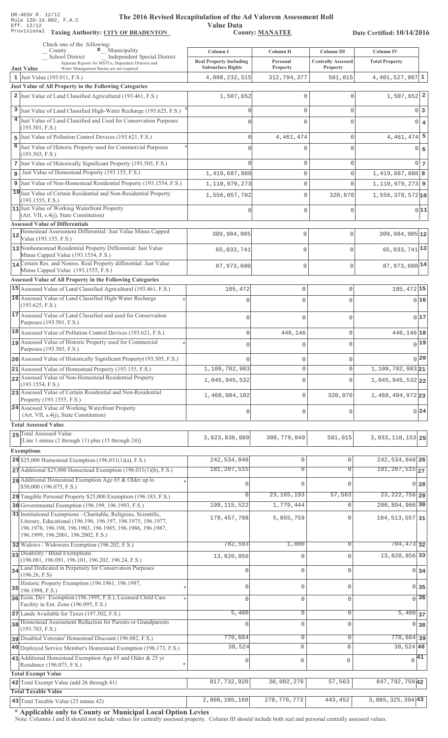DR-403V R. 12/12
Rule 12D-16.002, F.A.C
Eff. 12/12
Provisional

# The 2016 Revised Recapitulation of the Ad Valorem Assessment Roll Value Data

**Taxing Authority: CITY OF BRADENTON** **County: MANATEE** **Date Certified: 10/14/2016**

Check one of the following:
_ County  x Municipality
_ School District  _ Independent Special District
Separate Reports for MSTUs, Dependent Districts and Water Management Basins are not required

| | Just Value | Column I Real Property Including Subsurface Rights | Column II Personal Property | Column III Centrally Assessed Property | Column IV Total Property | |
|---|---|---|---|---|---|---|
| 1 | Just Value (193.011, F.S.) | 4,088,232,515 | 312,794,377 | 501,015 | 4,401,527,907 | 1 |
| | **Just Value of All Property in the Following Categories** | | | | | |
| 2 | Just Value of Land Classified Agricultural (193.461, F.S.) | 1,507,652 | 0 | 0 | 1,507,652 | 2 |
| 3 | Just Value of Land Classified High-Water Recharge (193.625, F.S.) * | 0 | 0 | 0 | 0 | 3 |
| 4 | Just Value of Land Classified and Used for Conservation Purposes (193.501, F.S.) | 0 | 0 | 0 | 0 | 4 |
| 5 | Just Value of Pollution Control Devices (193.621, F.S.) | 0 | 4,461,474 | 0 | 4,461,474 | 5 |
| 6 | Just Value of Historic Property used for Commercial Purposes (193.503, F.S.) * | 0 | 0 | 0 | 0 | 6 |
| 7 | Just Value of Historically Significant Property (193.505, F.S.) | 0 | 0 | 0 | 0 | 7 |
| 8 | Just Value of Homestead Property (193.155, F.S.) | 1,419,687,888 | 0 | 0 | 1,419,687,888 | 8 |
| 9 | Just Value of Non-Homestead Residential Property (193.1554, F.S.) | 1,110,979,273 | 0 | 0 | 1,110,979,273 | 9 |
| 10 | Just Value of Certain Residential and Non-Residential Property (193.1555, F.S.) | 1,556,057,702 | 0 | 320,870 | 1,556,378,572 | 10 |
| 11 | Just Value of Working Waterfront Property (Art. VII, s.4(j), State Constitution) | 0 | 0 | 0 | 0 | 11 |
| | **Assessed Value of Differentials** | | | | | |
| 12 | Homestead Assessment Differential: Just Value Minus Capped Value (193.155, F.S.) | 309,984,905 | 0 | 0 | 309,984,905 | 12 |
| 13 | Nonhomestead Residential Property Differential: Just Value Minus Capped Value (193.1554, F.S.) | 65,033,741 | 0 | 0 | 65,033,741 | 13 |
| 14 | Certain Res. and Nonres. Real Property differential: Just Value Minus Capped Value (193.1555, F.S.) | 87,973,600 | 0 | 0 | 87,973,600 | 14 |
| | **Assessed Value of All Property in the Following Categories** | | | | | |
| 15 | Assessed Value of Land Classified Agricultural (193.461, F.S.) | 105,472 | 0 | 0 | 105,472 | 15 |
| 16 | Assessed Value of Land Classified High-Water Recharge (193.625, F.S.) * | 0 | 0 | 0 | 0 | 16 |
| 17 | Assessed Value of Land Classified and used for Conservation Purposes (193.501, F.S.) | 0 | 0 | 0 | 0 | 17 |
| 18 | Assessed Value of Pollution Control Devices (193.621, F.S.) | 0 | 446,146 | 0 | 446,146 | 18 |
| 19 | Assessed Value of Historic Property used for Commercial Purposes (193.503, F.S.) * | 0 | 0 | 0 | 0 | 19 |
| 20 | Assessed Value of Historically Significant Property(193.505, F.S.) | 0 | 0 | 0 | 0 | 20 |
| 21 | Assessed Value of Homestead Property (193.155, F.S.) | 1,109,702,983 | 0 | 0 | 1,109,702,983 | 21 |
| 22 | Assessed Value of Non-Homestead Residential Property (193.1554, F.S.) | 1,045,945,532 | 0 | 0 | 1,045,945,532 | 22 |
| 23 | Assessed Value of Certain Residential and Non-Residential Property (193.1555, F.S.) | 1,468,084,102 | 0 | 320,870 | 1,468,404,972 | 23 |
| 24 | Assessed Value of Working Waterfront Property (Art. VII, s.4(j), State Constitution) | 0 | 0 | 0 | 0 | 24 |
| | **Total Assessed Value** | | | | | |
| 25 | Total Assessed Value [Line 1 minus (2 through 11) plus (15 through 24)] | 3,623,838,089 | 308,779,049 | 501,015 | 3,933,118,153 | 25 |
| | **Exemptions** | | | | | |
| 26 | $25,000 Homestead Exemption (196.031(1)(a), F.S.) | 242,534,048 | 0 | 0 | 242,534,048 | 26 |
| 27 | Additional $25,000 Homestead Exemption (196.031(1)(b), F.S.) | 181,207,515 | 0 | 0 | 181,207,515 | 27 |
| 28 | Additional Homestead Exemption Age 65 & Older up to $50,000 (196.075, F.S.) * | 0 | 0 | 0 | 0 | 28 |
| 29 | Tangible Personal Property $25,000 Exemption (196.183, F.S.) | 0 | 23,165,193 | 57,563 | 23,222,756 | 29 |
| 30 | Governmental Exemption (196.199, 196.1993, F.S.) | 199,115,522 | 1,779,444 | 0 | 200,894,966 | 30 |
| 31 | Institutional Exemptions - Charitable, Religious, Scientific, Literary, Educational (196.196, 196.197, 196.1975, 196.1977, 196.1978, 196.198, 196.1983, 196.1985, 196.1986, 196.1987, 196.1999, 196.2001, 196.2002, F.S.) | 179,457,798 | 5,055,759 | 0 | 184,513,557 | 31 |
| 32 | Widows / Widowers Exemption (196.202, F.S.) | 782,593 | 1,880 | 0 | 784,473 | 32 |
| 33 | Disability / Blind Exemptions (196.081, 196.091, 196.101, 196.202, 196.24, F.S.) | 13,820,856 | 0 | 0 | 13,820,856 | 33 |
| 34 | Land Dedicated in Perpetuity for Conservation Purposes (196.26, F.S) | 0 | 0 | 0 | 0 | 34 |
| 35 | Historic Property Exemption (196.1961, 196.1997, 196.1998, F.S.) * | 0 | 0 | 0 | 0 | 35 |
| 36 | Econ. Dev. Exemption (196.1995, F.S.), Licensed Child Care Facility in Ent. Zone (196.095, F.S.) * | 0 | 0 | 0 | 0 | 36 |
| 37 | Lands Available for Taxes (197.502, F.S.) | 5,400 | 0 | 0 | 5,400 | 37 |
| 38 | Homestead Assessment Reduction for Parents or Grandparents (193.703, F.S.) | 0 | 0 | 0 | 0 | 38 |
| 39 | Disabled Veterans' Homestead Discount (196.082, F.S.) | 770,664 | 0 | 0 | 770,664 | 39 |
| 40 | Deployed Service Member's Homestead Exemption (196.173, F.S.) | 38,524 | 0 | 0 | 38,524 | 40 |
| 41 | Additional Homestead Exemption Age 65 and Older & 25 yr Residence (196.075, F.S.) * | 0 | 0 | 0 | 0 | 41 |
| | **Total Exempt Value** | | | | | |
| 42 | Total Exempt Value (add 26 through 41) | 817,732,920 | 30,002,276 | 57,563 | 847,792,759 | 42 |
| | **Total Taxable Value** | | | | | |
| 43 | Total Taxable Value (25 minus 42) | 2,806,105,169 | 278,776,773 | 443,452 | 3,085,325,394 | 43 |

**\* Applicable only to County or Municipal Local Option Levies**

Note: Columns I and II should not include values for centrally assessed property. Column III should include both real and personal centrally assessed values.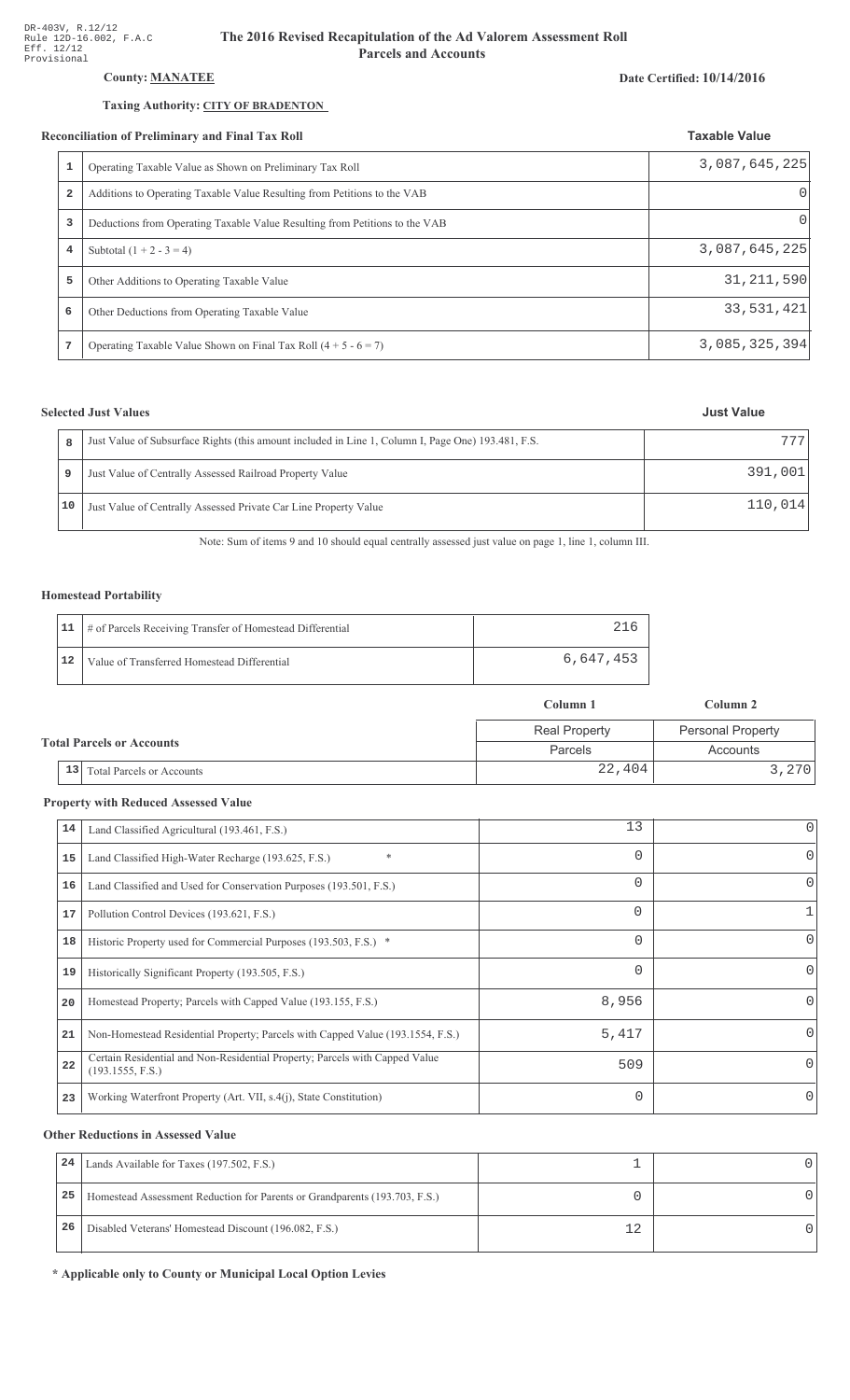DR-403V, R.12/12
Rule 12D-16.002, F.A.C
Eff. 12/12
Provisional

# The 2016 Revised Recapitulation of the Ad Valorem Assessment Roll
## Parcels and Accounts

**County: MANATEE**

**Date Certified: 10/14/2016**

**Taxing Authority: CITY OF BRADENTON**

### Reconciliation of Preliminary and Final Tax Roll

| | | Taxable Value |
|---|---|---|
| 1 | Operating Taxable Value as Shown on Preliminary Tax Roll | 3,087,645,225 |
| 2 | Additions to Operating Taxable Value Resulting from Petitions to the VAB | 0 |
| 3 | Deductions from Operating Taxable Value Resulting from Petitions to the VAB | 0 |
| 4 | Subtotal (1 + 2 - 3 = 4) | 3,087,645,225 |
| 5 | Other Additions to Operating Taxable Value | 31,211,590 |
| 6 | Other Deductions from Operating Taxable Value | 33,531,421 |
| 7 | Operating Taxable Value Shown on Final Tax Roll (4 + 5 - 6 = 7) | 3,085,325,394 |

### Selected Just Values

| | | Just Value |
|---|---|---|
| 8 | Just Value of Subsurface Rights (this amount included in Line 1, Column I, Page One) 193.481, F.S. | 777 |
| 9 | Just Value of Centrally Assessed Railroad Property Value | 391,001 |
| 10 | Just Value of Centrally Assessed Private Car Line Property Value | 110,014 |

Note: Sum of items 9 and 10 should equal centrally assessed just value on page 1, line 1, column III.

### Homestead Portability

| | | |
|---|---|---|
| 11 | # of Parcels Receiving Transfer of Homestead Differential | 216 |
| 12 | Value of Transferred Homestead Differential | 6,647,453 |

### Total Parcels or Accounts

| | | Column 1 | Column 2 |
|---|---|---|---|
| | | Real Property | Personal Property |
| | | Parcels | Accounts |
| 13 | Total Parcels or Accounts | 22,404 | 3,270 |

### Property with Reduced Assessed Value

| | | | |
|---|---|---|---|
| 14 | Land Classified Agricultural (193.461, F.S.) | 13 | 0 |
| 15 | Land Classified High-Water Recharge (193.625, F.S.) * | 0 | 0 |
| 16 | Land Classified and Used for Conservation Purposes (193.501, F.S.) | 0 | 0 |
| 17 | Pollution Control Devices (193.621, F.S.) | 0 | 1 |
| 18 | Historic Property used for Commercial Purposes (193.503, F.S.) * | 0 | 0 |
| 19 | Historically Significant Property (193.505, F.S.) | 0 | 0 |
| 20 | Homestead Property; Parcels with Capped Value (193.155, F.S.) | 8,956 | 0 |
| 21 | Non-Homestead Residential Property; Parcels with Capped Value (193.1554, F.S.) | 5,417 | 0 |
| 22 | Certain Residential and Non-Residential Property; Parcels with Capped Value (193.1555, F.S.) | 509 | 0 |
| 23 | Working Waterfront Property (Art. VII, s.4(j), State Constitution) | 0 | 0 |

### Other Reductions in Assessed Value

| | | | |
|---|---|---|---|
| 24 | Lands Available for Taxes (197.502, F.S.) | 1 | 0 |
| 25 | Homestead Assessment Reduction for Parents or Grandparents (193.703, F.S.) | 0 | 0 |
| 26 | Disabled Veterans' Homestead Discount (196.082, F.S.) | 12 | 0 |

**\* Applicable only to County or Municipal Local Option Levies**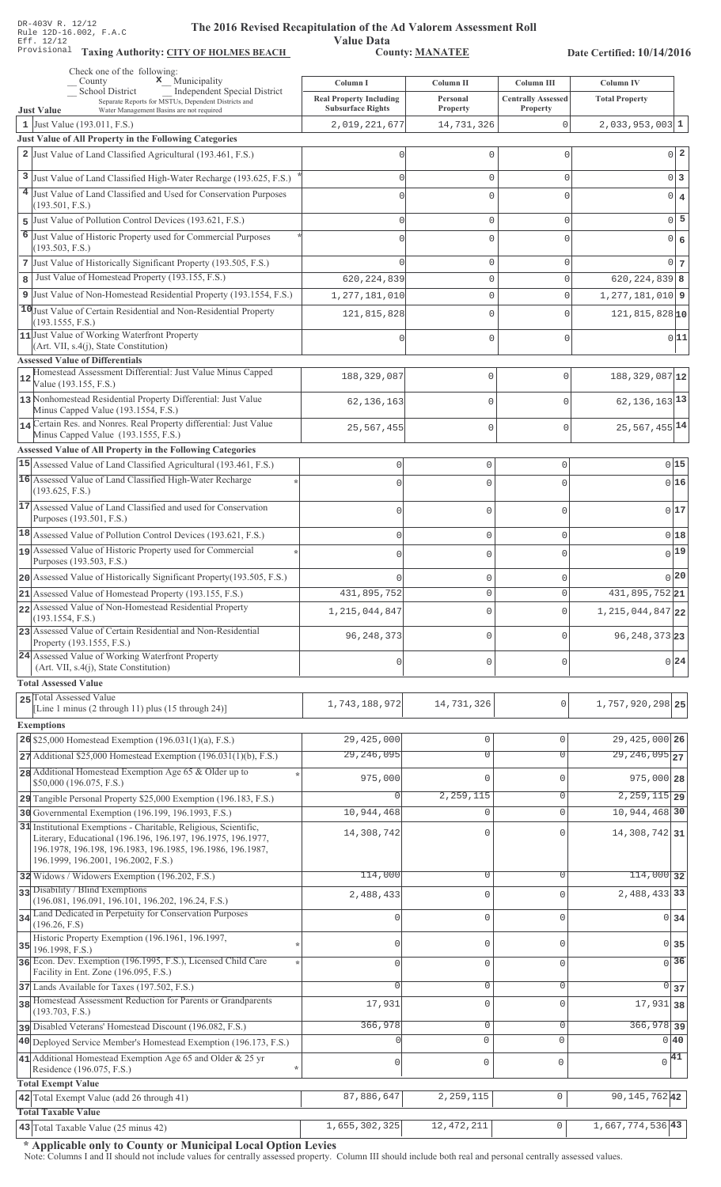DR-403V R. 12/12
Rule 12D-16.002, F.A.C
Eff. 12/12
Provisional

# The 2016 Revised Recapitulation of the Ad Valorem Assessment Roll Value Data

**Taxing Authority: CITY OF HOLMES BEACH** | **County: MANATEE** | **Date Certified: 10/14/2016**

Check one of the following:
__ County
**x** Municipality
__ School District
__ Independent Special District
Separate Reports for MSTUs, Dependent Districts and Water Management Basins are not required

| | Column I<br>Real Property Including Subsurface Rights | Column II<br>Personal Property | Column III<br>Centrally Assessed Property | Column IV<br>Total Property | |
|---|---|---|---|---|---|
| **Just Value** | | | | | |
| 1 Just Value (193.011, F.S.) | 2,019,221,677 | 14,731,326 | 0 | 2,033,953,003 | 1 |
| **Just Value of All Property in the Following Categories** | | | | | |
| 2 Just Value of Land Classified Agricultural (193.461, F.S.) | 0 | 0 | 0 | 0 | 2 |
| 3 Just Value of Land Classified High-Water Recharge (193.625, F.S.) * | 0 | 0 | 0 | 0 | 3 |
| 4 Just Value of Land Classified and Used for Conservation Purposes (193.501, F.S.) | 0 | 0 | 0 | 0 | 4 |
| 5 Just Value of Pollution Control Devices (193.621, F.S.) | 0 | 0 | 0 | 0 | 5 |
| 6 Just Value of Historic Property used for Commercial Purposes (193.503, F.S.) * | 0 | 0 | 0 | 0 | 6 |
| 7 Just Value of Historically Significant Property (193.505, F.S.) | 0 | 0 | 0 | 0 | 7 |
| 8 Just Value of Homestead Property (193.155, F.S.) | 620,224,839 | 0 | 0 | 620,224,839 | 8 |
| 9 Just Value of Non-Homestead Residential Property (193.1554, F.S.) | 1,277,181,010 | 0 | 0 | 1,277,181,010 | 9 |
| 10 Just Value of Certain Residential and Non-Residential Property (193.1555, F.S.) | 121,815,828 | 0 | 0 | 121,815,828 | 10 |
| 11 Just Value of Working Waterfront Property (Art. VII, s.4(j), State Constitution) | 0 | 0 | 0 | 0 | 11 |
| **Assessed Value of Differentials** | | | | | |
| 12 Homestead Assessment Differential: Just Value Minus Capped Value (193.155, F.S.) | 188,329,087 | 0 | 0 | 188,329,087 | 12 |
| 13 Nonhomestead Residential Property Differential: Just Value Minus Capped Value (193.1554, F.S.) | 62,136,163 | 0 | 0 | 62,136,163 | 13 |
| 14 Certain Res. and Nonres. Real Property differential: Just Value Minus Capped Value (193.1555, F.S.) | 25,567,455 | 0 | 0 | 25,567,455 | 14 |
| **Assessed Value of All Property in the Following Categories** | | | | | |
| 15 Assessed Value of Land Classified Agricultural (193.461, F.S.) | 0 | 0 | 0 | 0 | 15 |
| 16 Assessed Value of Land Classified High-Water Recharge (193.625, F.S.) * | 0 | 0 | 0 | 0 | 16 |
| 17 Assessed Value of Land Classified and used for Conservation Purposes (193.501, F.S.) | 0 | 0 | 0 | 0 | 17 |
| 18 Assessed Value of Pollution Control Devices (193.621, F.S.) | 0 | 0 | 0 | 0 | 18 |
| 19 Assessed Value of Historic Property used for Commercial Purposes (193.503, F.S.) * | 0 | 0 | 0 | 0 | 19 |
| 20 Assessed Value of Historically Significant Property (193.505, F.S.) | 0 | 0 | 0 | 0 | 20 |
| 21 Assessed Value of Homestead Property (193.155, F.S.) | 431,895,752 | 0 | 0 | 431,895,752 | 21 |
| 22 Assessed Value of Non-Homestead Residential Property (193.1554, F.S.) | 1,215,044,847 | 0 | 0 | 1,215,044,847 | 22 |
| 23 Assessed Value of Certain Residential and Non-Residential Property (193.1555, F.S.) | 96,248,373 | 0 | 0 | 96,248,373 | 23 |
| 24 Assessed Value of Working Waterfront Property (Art. VII, s.4(j), State Constitution) | 0 | 0 | 0 | 0 | 24 |
| **Total Assessed Value** | | | | | |
| 25 Total Assessed Value [Line 1 minus (2 through 11) plus (15 through 24)] | 1,743,188,972 | 14,731,326 | 0 | 1,757,920,298 | 25 |
| **Exemptions** | | | | | |
| 26 $25,000 Homestead Exemption (196.031(1)(a), F.S.) | 29,425,000 | 0 | 0 | 29,425,000 | 26 |
| 27 Additional $25,000 Homestead Exemption (196.031(1)(b), F.S.) | 29,246,095 | 0 | 0 | 29,246,095 | 27 |
| 28 Additional Homestead Exemption Age 65 & Older up to $50,000 (196.075, F.S.) * | 975,000 | 0 | 0 | 975,000 | 28 |
| 29 Tangible Personal Property $25,000 Exemption (196.183, F.S.) | 0 | 2,259,115 | 0 | 2,259,115 | 29 |
| 30 Governmental Exemption (196.199, 196.1993, F.S.) | 10,944,468 | 0 | 0 | 10,944,468 | 30 |
| 31 Institutional Exemptions - Charitable, Religious, Scientific, Literary, Educational (196.196, 196.197, 196.1975, 196.1977, 196.1978, 196.198, 196.1983, 196.1985, 196.1986, 196.1987, 196.1999, 196.2001, 196.2002, F.S.) | 14,308,742 | 0 | 0 | 14,308,742 | 31 |
| 32 Widows / Widowers Exemption (196.202, F.S.) | 114,000 | 0 | 0 | 114,000 | 32 |
| 33 Disability / Blind Exemptions (196.081, 196.091, 196.101, 196.202, 196.24, F.S.) | 2,488,433 | 0 | 0 | 2,488,433 | 33 |
| 34 Land Dedicated in Perpetuity for Conservation Purposes (196.26, F.S) | 0 | 0 | 0 | 0 | 34 |
| 35 Historic Property Exemption (196.1961, 196.1997, 196.1998, F.S.) * | 0 | 0 | 0 | 0 | 35 |
| 36 Econ. Dev. Exemption (196.1995, F.S.), Licensed Child Care Facility in Ent. Zone (196.095, F.S.) * | 0 | 0 | 0 | 0 | 36 |
| 37 Lands Available for Taxes (197.502, F.S.) | 0 | 0 | 0 | 0 | 37 |
| 38 Homestead Assessment Reduction for Parents or Grandparents (193.703, F.S.) | 17,931 | 0 | 0 | 17,931 | 38 |
| 39 Disabled Veterans' Homestead Discount (196.082, F.S.) | 366,978 | 0 | 0 | 366,978 | 39 |
| 40 Deployed Service Member's Homestead Exemption (196.173, F.S.) | 0 | 0 | 0 | 0 | 40 |
| 41 Additional Homestead Exemption Age 65 and Older & 25 yr Residence (196.075, F.S.) * | 0 | 0 | 0 | 0 | 41 |
| **Total Exempt Value** | | | | | |
| 42 Total Exempt Value (add 26 through 41) | 87,886,647 | 2,259,115 | 0 | 90,145,762 | 42 |
| **Total Taxable Value** | | | | | |
| 43 Total Taxable Value (25 minus 42) | 1,655,302,325 | 12,472,211 | 0 | 1,667,774,536 | 43 |

**\* Applicable only to County or Municipal Local Option Levies**

Note: Columns I and II should not include values for centrally assessed property. Column III should include both real and personal centrally assessed values.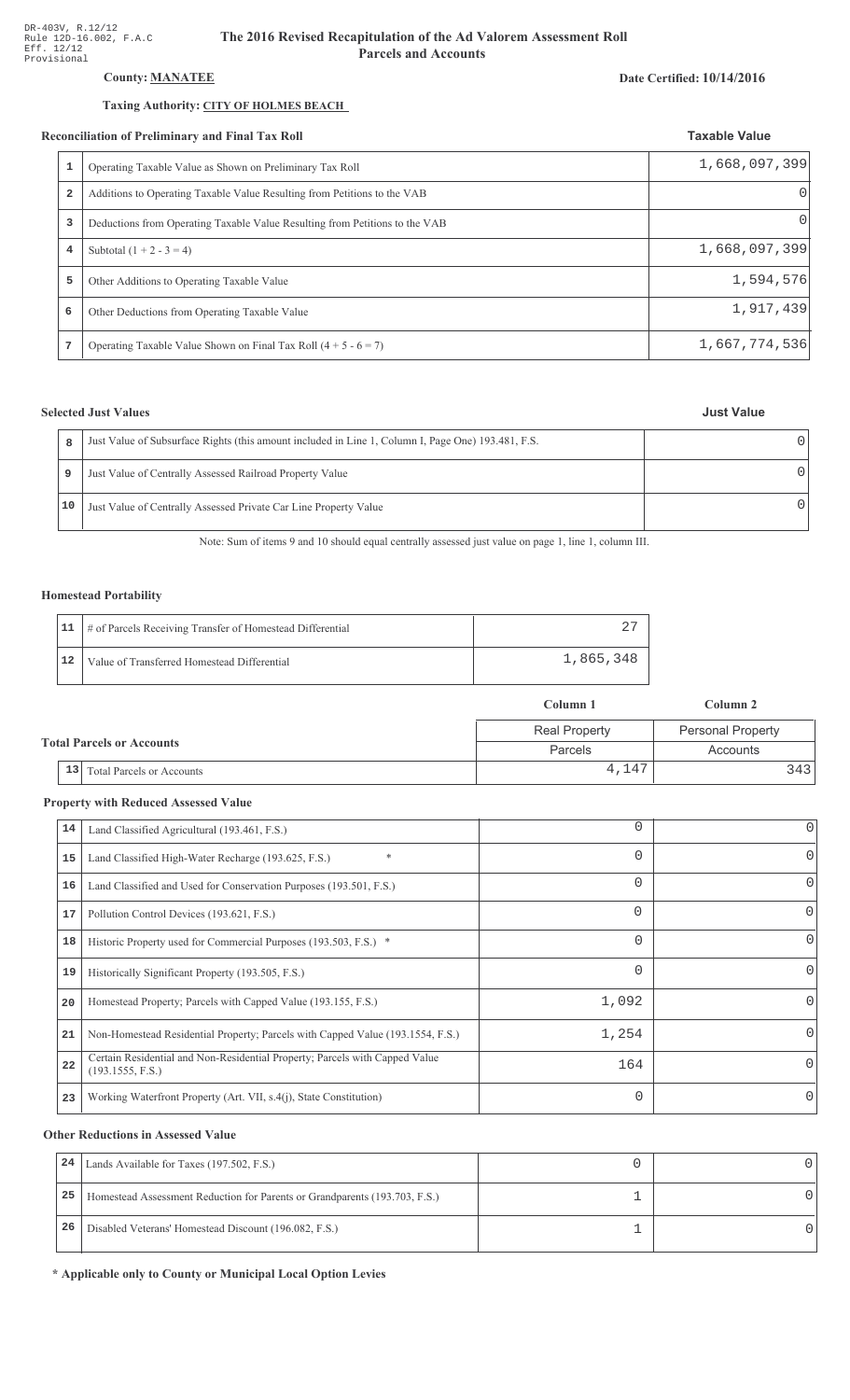DR-403V, R.12/12
Rule 12D-16.002, F.A.C
Eff. 12/12
Provisional

# The 2016 Revised Recapitulation of the Ad Valorem Assessment Roll
## Parcels and Accounts

**County: MANATEE**

**Date Certified: 10/14/2016**

**Taxing Authority: CITY OF HOLMES BEACH**

### Reconciliation of Preliminary and Final Tax Roll

| | | Taxable Value |
|---|---|---|
| 1 | Operating Taxable Value as Shown on Preliminary Tax Roll | 1,668,097,399 |
| 2 | Additions to Operating Taxable Value Resulting from Petitions to the VAB | 0 |
| 3 | Deductions from Operating Taxable Value Resulting from Petitions to the VAB | 0 |
| 4 | Subtotal (1 + 2 - 3 = 4) | 1,668,097,399 |
| 5 | Other Additions to Operating Taxable Value | 1,594,576 |
| 6 | Other Deductions from Operating Taxable Value | 1,917,439 |
| 7 | Operating Taxable Value Shown on Final Tax Roll (4 + 5 - 6 = 7) | 1,667,774,536 |

### Selected Just Values

| | | Just Value |
|---|---|---|
| 8 | Just Value of Subsurface Rights (this amount included in Line 1, Column I, Page One) 193.481, F.S. | 0 |
| 9 | Just Value of Centrally Assessed Railroad Property Value | 0 |
| 10 | Just Value of Centrally Assessed Private Car Line Property Value | 0 |

Note: Sum of items 9 and 10 should equal centrally assessed just value on page 1, line 1, column III.

### Homestead Portability

| | | |
|---|---|---|
| 11 | # of Parcels Receiving Transfer of Homestead Differential | 27 |
| 12 | Value of Transferred Homestead Differential | 1,865,348 |

### Total Parcels or Accounts

| | | Column 1 | Column 2 |
|---|---|---|---|
| | | Real Property | Personal Property |
| | | Parcels | Accounts |
| 13 | Total Parcels or Accounts | 4,147 | 343 |

### Property with Reduced Assessed Value

| | | Column 1 | Column 2 |
|---|---|---|---|
| 14 | Land Classified Agricultural (193.461, F.S.) | 0 | 0 |
| 15 | Land Classified High-Water Recharge (193.625, F.S.) * | 0 | 0 |
| 16 | Land Classified and Used for Conservation Purposes (193.501, F.S.) | 0 | 0 |
| 17 | Pollution Control Devices (193.621, F.S.) | 0 | 0 |
| 18 | Historic Property used for Commercial Purposes (193.503, F.S.) * | 0 | 0 |
| 19 | Historically Significant Property (193.505, F.S.) | 0 | 0 |
| 20 | Homestead Property; Parcels with Capped Value (193.155, F.S.) | 1,092 | 0 |
| 21 | Non-Homestead Residential Property; Parcels with Capped Value (193.1554, F.S.) | 1,254 | 0 |
| 22 | Certain Residential and Non-Residential Property; Parcels with Capped Value (193.1555, F.S.) | 164 | 0 |
| 23 | Working Waterfront Property (Art. VII, s.4(j), State Constitution) | 0 | 0 |

### Other Reductions in Assessed Value

| | | Column 1 | Column 2 |
|---|---|---|---|
| 24 | Lands Available for Taxes (197.502, F.S.) | 0 | 0 |
| 25 | Homestead Assessment Reduction for Parents or Grandparents (193.703, F.S.) | 1 | 0 |
| 26 | Disabled Veterans' Homestead Discount (196.082, F.S.) | 1 | 0 |

**\* Applicable only to County or Municipal Local Option Levies**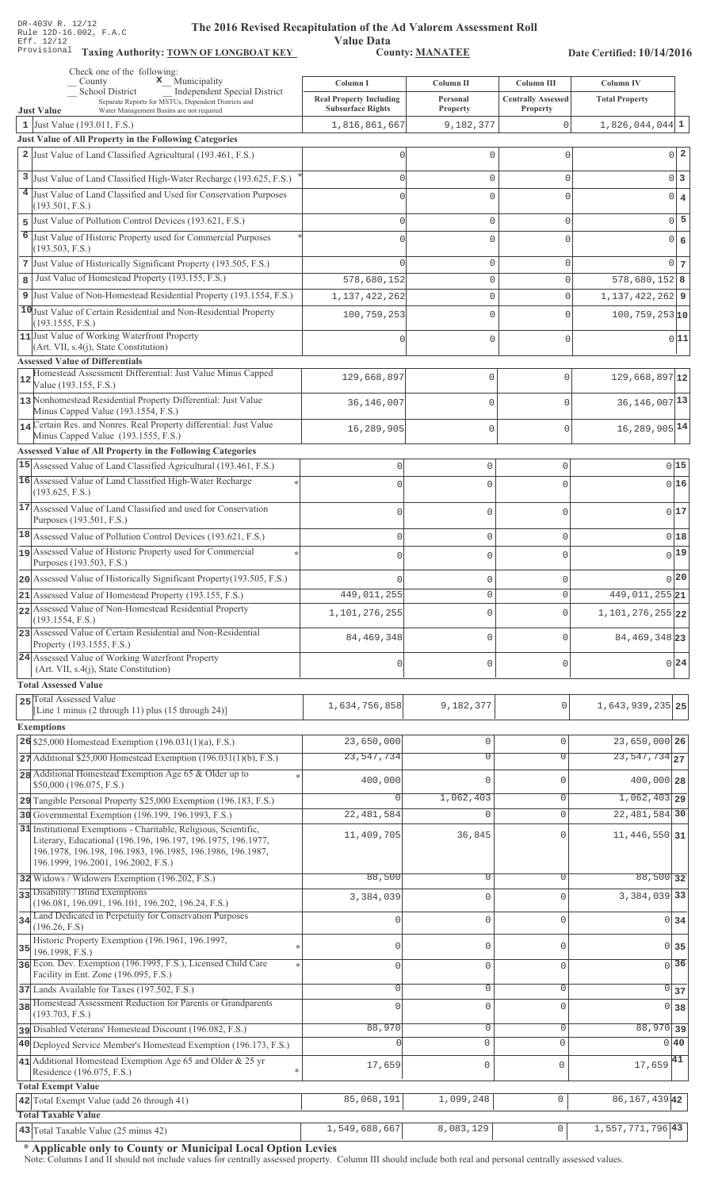DR-403V R. 12/12
Rule 12D-16.002, F.A.C
Eff. 12/12
Provisional

# The 2016 Revised Recapitulation of the Ad Valorem Assessment Roll

## Value Data

**Taxing Authority: TOWN OF LONGBOAT KEY** **County: MANATEE** **Date Certified: 10/14/2016**

Check one of the following:
_ County  x Municipality
_ School District  _ Independent Special District
Separate Reports for MSTUs, Dependent Districts and Water Management Basins are not required

| Just Value | Column I Real Property Including Subsurface Rights | Column II Personal Property | Column III Centrally Assessed Property | Column IV Total Property | |
|---|---|---|---|---|---|
| 1 Just Value (193.011, F.S.) | 1,816,861,667 | 9,182,377 | 0 | 1,826,044,044 | 1 |
| **Just Value of All Property in the Following Categories** | | | | | |
| 2 Just Value of Land Classified Agricultural (193.461, F.S.) | 0 | 0 | 0 | 0 | 2 |
| 3 Just Value of Land Classified High-Water Recharge (193.625, F.S.) * | 0 | 0 | 0 | 0 | 3 |
| 4 Just Value of Land Classified and Used for Conservation Purposes (193.501, F.S.) | 0 | 0 | 0 | 0 | 4 |
| 5 Just Value of Pollution Control Devices (193.621, F.S.) | 0 | 0 | 0 | 0 | 5 |
| 6 Just Value of Historic Property used for Commercial Purposes (193.503, F.S.) * | 0 | 0 | 0 | 0 | 6 |
| 7 Just Value of Historically Significant Property (193.505, F.S.) | 0 | 0 | 0 | 0 | 7 |
| 8 Just Value of Homestead Property (193.155, F.S.) | 578,680,152 | 0 | 0 | 578,680,152 | 8 |
| 9 Just Value of Non-Homestead Residential Property (193.1554, F.S.) | 1,137,422,262 | 0 | 0 | 1,137,422,262 | 9 |
| 10 Just Value of Certain Residential and Non-Residential Property (193.1555, F.S.) | 100,759,253 | 0 | 0 | 100,759,253 | 10 |
| 11 Just Value of Working Waterfront Property (Art. VII, s.4(j), State Constitution) | 0 | 0 | 0 | 0 | 11 |
| **Assessed Value of Differentials** | | | | | |
| 12 Homestead Assessment Differential: Just Value Minus Capped Value (193.155, F.S.) | 129,668,897 | 0 | 0 | 129,668,897 | 12 |
| 13 Nonhomestead Residential Property Differential: Just Value Minus Capped Value (193.1554, F.S.) | 36,146,007 | 0 | 0 | 36,146,007 | 13 |
| 14 Certain Res. and Nonres. Real Property differential: Just Value Minus Capped Value (193.1555, F.S.) | 16,289,905 | 0 | 0 | 16,289,905 | 14 |
| **Assessed Value of All Property in the Following Categories** | | | | | |
| 15 Assessed Value of Land Classified Agricultural (193.461, F.S.) | 0 | 0 | 0 | 0 | 15 |
| 16 Assessed Value of Land Classified High-Water Recharge (193.625, F.S.) * | 0 | 0 | 0 | 0 | 16 |
| 17 Assessed Value of Land Classified and used for Conservation Purposes (193.501, F.S.) | 0 | 0 | 0 | 0 | 17 |
| 18 Assessed Value of Pollution Control Devices (193.621, F.S.) | 0 | 0 | 0 | 0 | 18 |
| 19 Assessed Value of Historic Property used for Commercial Purposes (193.503, F.S.) * | 0 | 0 | 0 | 0 | 19 |
| 20 Assessed Value of Historically Significant Property(193.505, F.S.) | 0 | 0 | 0 | 0 | 20 |
| 21 Assessed Value of Homestead Property (193.155, F.S.) | 449,011,255 | 0 | 0 | 449,011,255 | 21 |
| 22 Assessed Value of Non-Homestead Residential Property (193.1554, F.S.) | 1,101,276,255 | 0 | 0 | 1,101,276,255 | 22 |
| 23 Assessed Value of Certain Residential and Non-Residential Property (193.1555, F.S.) | 84,469,348 | 0 | 0 | 84,469,348 | 23 |
| 24 Assessed Value of Working Waterfront Property (Art. VII, s.4(j), State Constitution) | 0 | 0 | 0 | 0 | 24 |
| **Total Assessed Value** | | | | | |
| 25 Total Assessed Value [Line 1 minus (2 through 11) plus (15 through 24)] | 1,634,756,858 | 9,182,377 | 0 | 1,643,939,235 | 25 |
| **Exemptions** | | | | | |
| 26 $25,000 Homestead Exemption (196.031(1)(a), F.S.) | 23,650,000 | 0 | 0 | 23,650,000 | 26 |
| 27 Additional $25,000 Homestead Exemption (196.031(1)(b), F.S.) | 23,547,734 | 0 | 0 | 23,547,734 | 27 |
| 28 Additional Homestead Exemption Age 65 & Older up to $50,000 (196.075, F.S.) * | 400,000 | 0 | 0 | 400,000 | 28 |
| 29 Tangible Personal Property $25,000 Exemption (196.183, F.S.) | 0 | 1,062,403 | 0 | 1,062,403 | 29 |
| 30 Governmental Exemption (196.199, 196.1993, F.S.) | 22,481,584 | 0 | 0 | 22,481,584 | 30 |
| 31 Institutional Exemptions - Charitable, Religious, Scientific, Literary, Educational (196.196, 196.197, 196.1975, 196.1977, 196.1978, 196.198, 196.1983, 196.1985, 196.1986, 196.1987, 196.1999, 196.2001, 196.2002, F.S.) | 11,409,705 | 36,845 | 0 | 11,446,550 | 31 |
| 32 Widows / Widowers Exemption (196.202, F.S.) | 88,500 | 0 | 0 | 88,500 | 32 |
| 33 Disability / Blind Exemptions (196.081, 196.091, 196.101, 196.202, 196.24, F.S.) | 3,384,039 | 0 | 0 | 3,384,039 | 33 |
| 34 Land Dedicated in Perpetuity for Conservation Purposes (196.26, F.S) | 0 | 0 | 0 | 0 | 34 |
| 35 Historic Property Exemption (196.1961, 196.1997, 196.1998, F.S.) * | 0 | 0 | 0 | 0 | 35 |
| 36 Econ. Dev. Exemption (196.1995, F.S.), Licensed Child Care Facility in Ent. Zone (196.095, F.S.) * | 0 | 0 | 0 | 0 | 36 |
| 37 Lands Available for Taxes (197.502, F.S.) | 0 | 0 | 0 | 0 | 37 |
| 38 Homestead Assessment Reduction for Parents or Grandparents (193.703, F.S.) | 0 | 0 | 0 | 0 | 38 |
| 39 Disabled Veterans' Homestead Discount (196.082, F.S.) | 88,970 | 0 | 0 | 88,970 | 39 |
| 40 Deployed Service Member's Homestead Exemption (196.173, F.S.) | 0 | 0 | 0 | 0 | 40 |
| 41 Additional Homestead Exemption Age 65 and Older & 25 yr Residence (196.075, F.S.) * | 17,659 | 0 | 0 | 17,659 | 41 |
| **Total Exempt Value** | | | | | |
| 42 Total Exempt Value (add 26 through 41) | 85,068,191 | 1,099,248 | 0 | 86,167,439 | 42 |
| **Total Taxable Value** | | | | | |
| 43 Total Taxable Value (25 minus 42) | 1,549,688,667 | 8,083,129 | 0 | 1,557,771,796 | 43 |

**\* Applicable only to County or Municipal Local Option Levies**

Note: Columns I and II should not include values for centrally assessed property. Column III should include both real and personal centrally assessed values.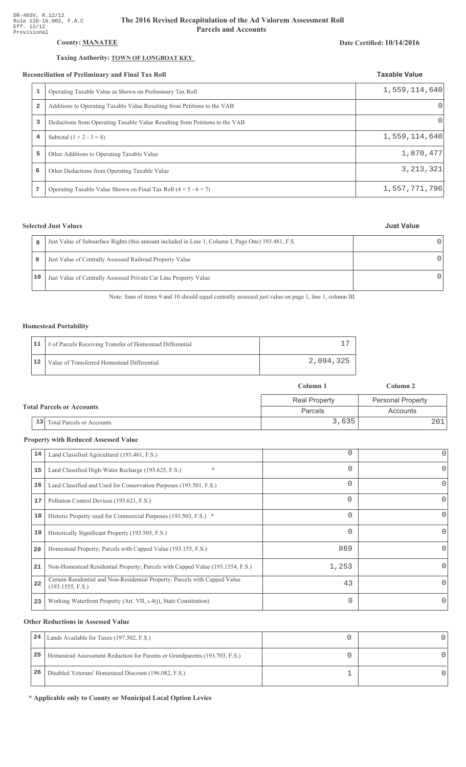DR-403V, R.12/12
Rule 12D-16.002, F.A.C
Eff. 12/12
Provisional

# The 2016 Revised Recapitulation of the Ad Valorem Assessment Roll
## Parcels and Accounts

**County: MANATEE**

**Date Certified: 10/14/2016**

**Taxing Authority: TOWN OF LONGBOAT KEY**

### Reconciliation of Preliminary and Final Tax Roll

| | | Taxable Value |
|---|---|---|
| 1 | Operating Taxable Value as Shown on Preliminary Tax Roll | 1,559,114,640 |
| 2 | Additions to Operating Taxable Value Resulting from Petitions to the VAB | 0 |
| 3 | Deductions from Operating Taxable Value Resulting from Petitions to the VAB | 0 |
| 4 | Subtotal (1 + 2 - 3 = 4) | 1,559,114,640 |
| 5 | Other Additions to Operating Taxable Value | 1,870,477 |
| 6 | Other Deductions from Operating Taxable Value | 3,213,321 |
| 7 | Operating Taxable Value Shown on Final Tax Roll (4 + 5 - 6 = 7) | 1,557,771,796 |

### Selected Just Values

| | | Just Value |
|---|---|---|
| 8 | Just Value of Subsurface Rights (this amount included in Line 1, Column I, Page One) 193.481, F.S. | 0 |
| 9 | Just Value of Centrally Assessed Railroad Property Value | 0 |
| 10 | Just Value of Centrally Assessed Private Car Line Property Value | 0 |

Note: Sum of items 9 and 10 should equal centrally assessed just value on page 1, line 1, column III.

### Homestead Portability

| | | |
|---|---|---|
| 11 | # of Parcels Receiving Transfer of Homestead Differential | 17 |
| 12 | Value of Transferred Homestead Differential | 2,094,325 |

### Total Parcels or Accounts

| | | Column 1 | Column 2 |
|---|---|---|---|
| | | Real Property Parcels | Personal Property Accounts |
| 13 | Total Parcels or Accounts | 3,635 | 201 |

### Property with Reduced Assessed Value

| | | Column 1 | Column 2 |
|---|---|---|---|
| 14 | Land Classified Agricultural (193.461, F.S.) | 0 | 0 |
| 15 | Land Classified High-Water Recharge (193.625, F.S.) * | 0 | 0 |
| 16 | Land Classified and Used for Conservation Purposes (193.501, F.S.) | 0 | 0 |
| 17 | Pollution Control Devices (193.621, F.S.) | 0 | 0 |
| 18 | Historic Property used for Commercial Purposes (193.503, F.S.) * | 0 | 0 |
| 19 | Historically Significant Property (193.505, F.S.) | 0 | 0 |
| 20 | Homestead Property; Parcels with Capped Value (193.155, F.S.) | 869 | 0 |
| 21 | Non-Homestead Residential Property; Parcels with Capped Value (193.1554, F.S.) | 1,253 | 0 |
| 22 | Certain Residential and Non-Residential Property; Parcels with Capped Value (193.1555, F.S.) | 43 | 0 |
| 23 | Working Waterfront Property (Art. VII, s.4(j), State Constitution) | 0 | 0 |

### Other Reductions in Assessed Value

| | | Column 1 | Column 2 |
|---|---|---|---|
| 24 | Lands Available for Taxes (197.502, F.S.) | 0 | 0 |
| 25 | Homestead Assessment Reduction for Parents or Grandparents (193.703, F.S.) | 0 | 0 |
| 26 | Disabled Veterans' Homestead Discount (196.082, F.S.) | 1 | 0 |

**\* Applicable only to County or Municipal Local Option Levies**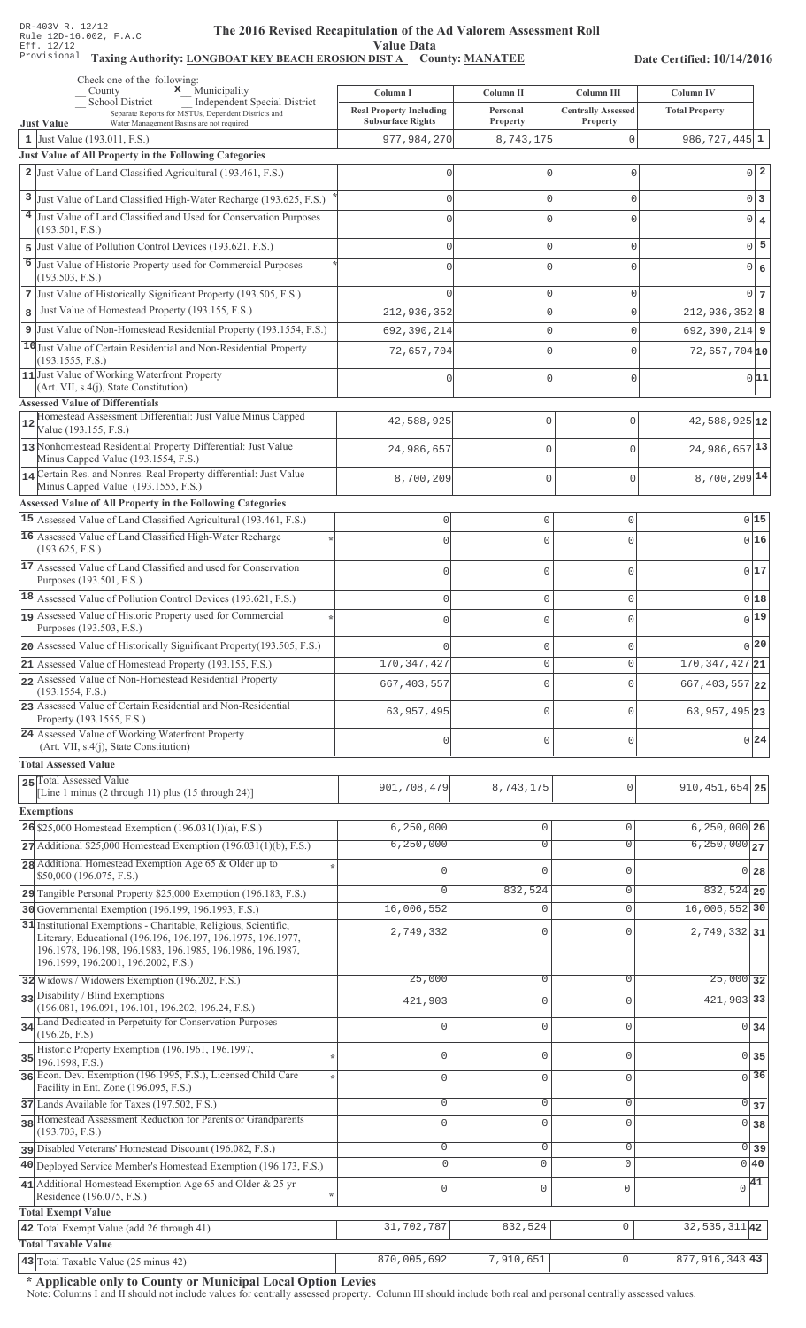DR-403V R. 12/12
Rule 12D-16.002, F.A.C
Eff. 12/12
Provisional

# The 2016 Revised Recapitulation of the Ad Valorem Assessment Roll

## Value Data

**Taxing Authority: LONGBOAT KEY BEACH EROSION DIST A County: MANATEE**

**Date Certified: 10/14/2016**

Check one of the following:
_ County  **x** Municipality
_ School District  _ Independent Special District
Separate Reports for MSTUs, Dependent Districts and Water Management Basins are not required

| | Just Value | Column I Real Property Including Subsurface Rights | Column II Personal Property | Column III Centrally Assessed Property | Column IV Total Property | |
|---|---|---|---|---|---|---|
| 1 | Just Value (193.011, F.S.) | 977,984,270 | 8,743,175 | 0 | 986,727,445 | 1 |
| | **Just Value of All Property in the Following Categories** | | | | | |
| 2 | Just Value of Land Classified Agricultural (193.461, F.S.) | 0 | 0 | 0 | 0 | 2 |
| 3 | Just Value of Land Classified High-Water Recharge (193.625, F.S.) * | 0 | 0 | 0 | 0 | 3 |
| 4 | Just Value of Land Classified and Used for Conservation Purposes (193.501, F.S.) | 0 | 0 | 0 | 0 | 4 |
| 5 | Just Value of Pollution Control Devices (193.621, F.S.) | 0 | 0 | 0 | 0 | 5 |
| 6 | Just Value of Historic Property used for Commercial Purposes (193.503, F.S.) * | 0 | 0 | 0 | 0 | 6 |
| 7 | Just Value of Historically Significant Property (193.505, F.S.) | 0 | 0 | 0 | 0 | 7 |
| 8 | Just Value of Homestead Property (193.155, F.S.) | 212,936,352 | 0 | 0 | 212,936,352 | 8 |
| 9 | Just Value of Non-Homestead Residential Property (193.1554, F.S.) | 692,390,214 | 0 | 0 | 692,390,214 | 9 |
| 10 | Just Value of Certain Residential and Non-Residential Property (193.1555, F.S.) | 72,657,704 | 0 | 0 | 72,657,704 | 10 |
| 11 | Just Value of Working Waterfront Property (Art. VII, s.4(j), State Constitution) | 0 | 0 | 0 | 0 | 11 |
| | **Assessed Value of Differentials** | | | | | |
| 12 | Homestead Assessment Differential: Just Value Minus Capped Value (193.155, F.S.) | 42,588,925 | 0 | 0 | 42,588,925 | 12 |
| 13 | Nonhomestead Residential Property Differential: Just Value Minus Capped Value (193.1554, F.S.) | 24,986,657 | 0 | 0 | 24,986,657 | 13 |
| 14 | Certain Res. and Nonres. Real Property differential: Just Value Minus Capped Value (193.1555, F.S.) | 8,700,209 | 0 | 0 | 8,700,209 | 14 |
| | **Assessed Value of All Property in the Following Categories** | | | | | |
| 15 | Assessed Value of Land Classified Agricultural (193.461, F.S.) | 0 | 0 | 0 | 0 | 15 |
| 16 | Assessed Value of Land Classified High-Water Recharge (193.625, F.S.) * | 0 | 0 | 0 | 0 | 16 |
| 17 | Assessed Value of Land Classified and used for Conservation Purposes (193.501, F.S.) | 0 | 0 | 0 | 0 | 17 |
| 18 | Assessed Value of Pollution Control Devices (193.621, F.S.) | 0 | 0 | 0 | 0 | 18 |
| 19 | Assessed Value of Historic Property used for Commercial Purposes (193.503, F.S.) * | 0 | 0 | 0 | 0 | 19 |
| 20 | Assessed Value of Historically Significant Property(193.505, F.S.) | 0 | 0 | 0 | 0 | 20 |
| 21 | Assessed Value of Homestead Property (193.155, F.S.) | 170,347,427 | 0 | 0 | 170,347,427 | 21 |
| 22 | Assessed Value of Non-Homestead Residential Property (193.1554, F.S.) | 667,403,557 | 0 | 0 | 667,403,557 | 22 |
| 23 | Assessed Value of Certain Residential and Non-Residential Property (193.1555, F.S.) | 63,957,495 | 0 | 0 | 63,957,495 | 23 |
| 24 | Assessed Value of Working Waterfront Property (Art. VII, s.4(j), State Constitution) | 0 | 0 | 0 | 0 | 24 |
| | **Total Assessed Value** | | | | | |
| 25 | Total Assessed Value [Line 1 minus (2 through 11) plus (15 through 24)] | 901,708,479 | 8,743,175 | 0 | 910,451,654 | 25 |
| | **Exemptions** | | | | | |
| 26 | $25,000 Homestead Exemption (196.031(1)(a), F.S.) | 6,250,000 | 0 | 0 | 6,250,000 | 26 |
| 27 | Additional $25,000 Homestead Exemption (196.031(1)(b), F.S.) | 6,250,000 | 0 | 0 | 6,250,000 | 27 |
| 28 | Additional Homestead Exemption Age 65 & Older up to $50,000 (196.075, F.S.) * | 0 | 0 | 0 | 0 | 28 |
| 29 | Tangible Personal Property $25,000 Exemption (196.183, F.S.) | 0 | 832,524 | 0 | 832,524 | 29 |
| 30 | Governmental Exemption (196.199, 196.1993, F.S.) | 16,006,552 | 0 | 0 | 16,006,552 | 30 |
| 31 | Institutional Exemptions - Charitable, Religious, Scientific, Literary, Educational (196.196, 196.197, 196.1975, 196.1977, 196.1978, 196.198, 196.1983, 196.1985, 196.1986, 196.1987, 196.1999, 196.2001, 196.2002, F.S.) | 2,749,332 | 0 | 0 | 2,749,332 | 31 |
| 32 | Widows / Widowers Exemption (196.202, F.S.) | 25,000 | 0 | 0 | 25,000 | 32 |
| 33 | Disability / Blind Exemptions (196.081, 196.091, 196.101, 196.202, 196.24, F.S.) | 421,903 | 0 | 0 | 421,903 | 33 |
| 34 | Land Dedicated in Perpetuity for Conservation Purposes (196.26, F.S) | 0 | 0 | 0 | 0 | 34 |
| 35 | Historic Property Exemption (196.1961, 196.1997, 196.1998, F.S.) * | 0 | 0 | 0 | 0 | 35 |
| 36 | Econ. Dev. Exemption (196.1995, F.S.), Licensed Child Care Facility in Ent. Zone (196.095, F.S.) * | 0 | 0 | 0 | 0 | 36 |
| 37 | Lands Available for Taxes (197.502, F.S.) | 0 | 0 | 0 | 0 | 37 |
| 38 | Homestead Assessment Reduction for Parents or Grandparents (193.703, F.S.) | 0 | 0 | 0 | 0 | 38 |
| 39 | Disabled Veterans' Homestead Discount (196.082, F.S.) | 0 | 0 | 0 | 0 | 39 |
| 40 | Deployed Service Member's Homestead Exemption (196.173, F.S.) | 0 | 0 | 0 | 0 | 40 |
| 41 | Additional Homestead Exemption Age 65 and Older & 25 yr Residence (196.075, F.S.) * | 0 | 0 | 0 | 0 | 41 |
| | **Total Exempt Value** | | | | | |
| 42 | Total Exempt Value (add 26 through 41) | 31,702,787 | 832,524 | 0 | 32,535,311 | 42 |
| | **Total Taxable Value** | | | | | |
| 43 | Total Taxable Value (25 minus 42) | 870,005,692 | 7,910,651 | 0 | 877,916,343 | 43 |

**\* Applicable only to County or Municipal Local Option Levies**

Note: Columns I and II should not include values for centrally assessed property. Column III should include both real and personal centrally assessed values.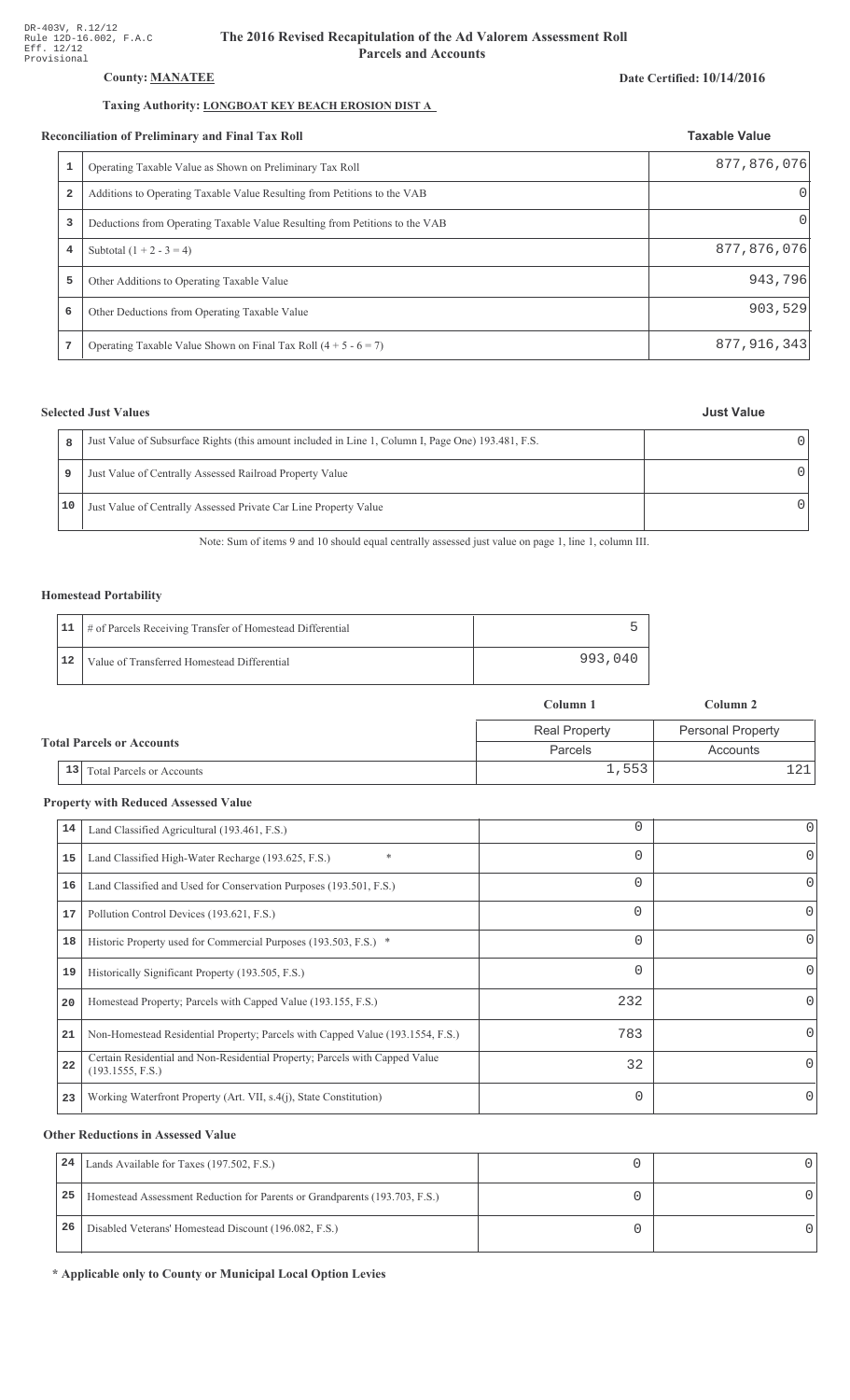DR-403V, R.12/12
Rule 12D-16.002, F.A.C
Eff. 12/12
Provisional

# The 2016 Revised Recapitulation of the Ad Valorem Assessment Roll
## Parcels and Accounts

**County: MANATEE**

**Date Certified: 10/14/2016**

**Taxing Authority: LONGBOAT KEY BEACH EROSION DIST A**

### Reconciliation of Preliminary and Final Tax Roll

| | | Taxable Value |
|---|---|---|
| 1 | Operating Taxable Value as Shown on Preliminary Tax Roll | 877,876,076 |
| 2 | Additions to Operating Taxable Value Resulting from Petitions to the VAB | 0 |
| 3 | Deductions from Operating Taxable Value Resulting from Petitions to the VAB | 0 |
| 4 | Subtotal (1 + 2 - 3 = 4) | 877,876,076 |
| 5 | Other Additions to Operating Taxable Value | 943,796 |
| 6 | Other Deductions from Operating Taxable Value | 903,529 |
| 7 | Operating Taxable Value Shown on Final Tax Roll (4 + 5 - 6 = 7) | 877,916,343 |

### Selected Just Values

| | | Just Value |
|---|---|---|
| 8 | Just Value of Subsurface Rights (this amount included in Line 1, Column I, Page One) 193.481, F.S. | 0 |
| 9 | Just Value of Centrally Assessed Railroad Property Value | 0 |
| 10 | Just Value of Centrally Assessed Private Car Line Property Value | 0 |

Note: Sum of items 9 and 10 should equal centrally assessed just value on page 1, line 1, column III.

### Homestead Portability

| | | |
|---|---|---|
| 11 | # of Parcels Receiving Transfer of Homestead Differential | 5 |
| 12 | Value of Transferred Homestead Differential | 993,040 |

### Total Parcels or Accounts

| | | Column 1 | Column 2 |
|---|---|---|---|
| | | Real Property | Personal Property |
| | | Parcels | Accounts |
| 13 | Total Parcels or Accounts | 1,553 | 121 |

### Property with Reduced Assessed Value

| | | Column 1 | Column 2 |
|---|---|---|---|
| 14 | Land Classified Agricultural (193.461, F.S.) | 0 | 0 |
| 15 | Land Classified High-Water Recharge (193.625, F.S.) * | 0 | 0 |
| 16 | Land Classified and Used for Conservation Purposes (193.501, F.S.) | 0 | 0 |
| 17 | Pollution Control Devices (193.621, F.S.) | 0 | 0 |
| 18 | Historic Property used for Commercial Purposes (193.503, F.S.) * | 0 | 0 |
| 19 | Historically Significant Property (193.505, F.S.) | 0 | 0 |
| 20 | Homestead Property; Parcels with Capped Value (193.155, F.S.) | 232 | 0 |
| 21 | Non-Homestead Residential Property; Parcels with Capped Value (193.1554, F.S.) | 783 | 0 |
| 22 | Certain Residential and Non-Residential Property; Parcels with Capped Value (193.1555, F.S.) | 32 | 0 |
| 23 | Working Waterfront Property (Art. VII, s.4(j), State Constitution) | 0 | 0 |

### Other Reductions in Assessed Value

| | | Column 1 | Column 2 |
|---|---|---|---|
| 24 | Lands Available for Taxes (197.502, F.S.) | 0 | 0 |
| 25 | Homestead Assessment Reduction for Parents or Grandparents (193.703, F.S.) | 0 | 0 |
| 26 | Disabled Veterans' Homestead Discount (196.082, F.S.) | 0 | 0 |

**\* Applicable only to County or Municipal Local Option Levies**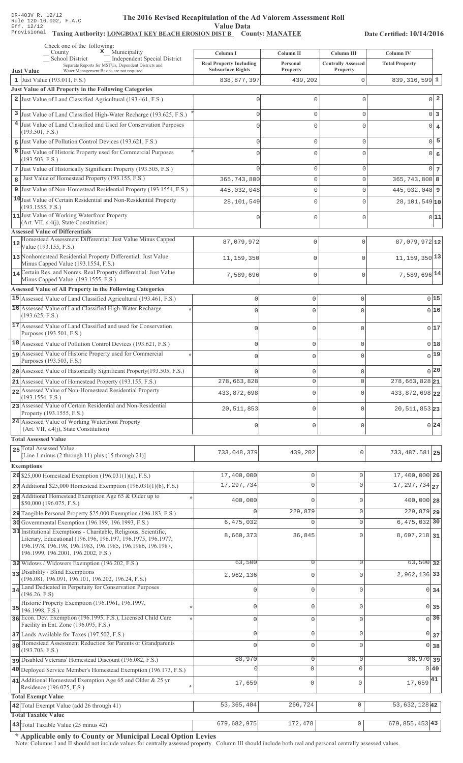DR-403V R. 12/12
Rule 12D-16.002, F.A.C
Eff. 12/12
Provisional

# The 2016 Revised Recapitulation of the Ad Valorem Assessment Roll

## Value Data

**Taxing Authority: LONGBOAT KEY BEACH EROSION DIST B** **County: MANATEE** **Date Certified: 10/14/2016**

Check one of the following:
_ County  x Municipality
_ School District  _ Independent Special District
Separate Reports for MSTUs, Dependent Districts and Water Management Basins are not required

| | Column I Real Property Including Subsurface Rights | Column II Personal Property | Column III Centrally Assessed Property | Column IV Total Property | |
|---|---|---|---|---|---|
| **Just Value** | | | | | |
| 1 Just Value (193.011, F.S.) | 838,877,397 | 439,202 | 0 | 839,316,599 | 1 |
| **Just Value of All Property in the Following Categories** | | | | | |
| 2 Just Value of Land Classified Agricultural (193.461, F.S.) | 0 | 0 | 0 | 0 | 2 |
| 3 Just Value of Land Classified High-Water Recharge (193.625, F.S.) * | 0 | 0 | 0 | 0 | 3 |
| 4 Just Value of Land Classified and Used for Conservation Purposes (193.501, F.S.) | 0 | 0 | 0 | 0 | 4 |
| 5 Just Value of Pollution Control Devices (193.621, F.S.) | 0 | 0 | 0 | 0 | 5 |
| 6 Just Value of Historic Property used for Commercial Purposes (193.503, F.S.) * | 0 | 0 | 0 | 0 | 6 |
| 7 Just Value of Historically Significant Property (193.505, F.S.) | 0 | 0 | 0 | 0 | 7 |
| 8 Just Value of Homestead Property (193.155, F.S.) | 365,743,800 | 0 | 0 | 365,743,800 | 8 |
| 9 Just Value of Non-Homestead Residential Property (193.1554, F.S.) | 445,032,048 | 0 | 0 | 445,032,048 | 9 |
| 10 Just Value of Certain Residential and Non-Residential Property (193.1555, F.S.) | 28,101,549 | 0 | 0 | 28,101,549 | 10 |
| 11 Just Value of Working Waterfront Property (Art. VII, s.4(j), State Constitution) | 0 | 0 | 0 | 0 | 11 |
| **Assessed Value of Differentials** | | | | | |
| 12 Homestead Assessment Differential: Just Value Minus Capped Value (193.155, F.S.) | 87,079,972 | 0 | 0 | 87,079,972 | 12 |
| 13 Nonhomestead Residential Property Differential: Just Value Minus Capped Value (193.1554, F.S.) | 11,159,350 | 0 | 0 | 11,159,350 | 13 |
| 14 Certain Res. and Nonres. Real Property differential: Just Value Minus Capped Value (193.1555, F.S.) | 7,589,696 | 0 | 0 | 7,589,696 | 14 |
| **Assessed Value of All Property in the Following Categories** | | | | | |
| 15 Assessed Value of Land Classified Agricultural (193.461, F.S.) | 0 | 0 | 0 | 0 | 15 |
| 16 Assessed Value of Land Classified High-Water Recharge (193.625, F.S.) * | 0 | 0 | 0 | 0 | 16 |
| 17 Assessed Value of Land Classified and used for Conservation Purposes (193.501, F.S.) | 0 | 0 | 0 | 0 | 17 |
| 18 Assessed Value of Pollution Control Devices (193.621, F.S.) | 0 | 0 | 0 | 0 | 18 |
| 19 Assessed Value of Historic Property used for Commercial Purposes (193.503, F.S.) * | 0 | 0 | 0 | 0 | 19 |
| 20 Assessed Value of Historically Significant Property (193.505, F.S.) | 0 | 0 | 0 | 0 | 20 |
| 21 Assessed Value of Homestead Property (193.155, F.S.) | 278,663,828 | 0 | 0 | 278,663,828 | 21 |
| 22 Assessed Value of Non-Homestead Residential Property (193.1554, F.S.) | 433,872,698 | 0 | 0 | 433,872,698 | 22 |
| 23 Assessed Value of Certain Residential and Non-Residential Property (193.1555, F.S.) | 20,511,853 | 0 | 0 | 20,511,853 | 23 |
| 24 Assessed Value of Working Waterfront Property (Art. VII, s.4(j), State Constitution) | 0 | 0 | 0 | 0 | 24 |
| **Total Assessed Value** | | | | | |
| 25 Total Assessed Value [Line 1 minus (2 through 11) plus (15 through 24)] | 733,048,379 | 439,202 | 0 | 733,487,581 | 25 |
| **Exemptions** | | | | | |
| 26 $25,000 Homestead Exemption (196.031(1)(a), F.S.) | 17,400,000 | 0 | 0 | 17,400,000 | 26 |
| 27 Additional $25,000 Homestead Exemption (196.031(1)(b), F.S.) | 17,297,734 | 0 | 0 | 17,297,734 | 27 |
| 28 Additional Homestead Exemption Age 65 & Older up to $50,000 (196.075, F.S.) * | 400,000 | 0 | 0 | 400,000 | 28 |
| 29 Tangible Personal Property $25,000 Exemption (196.183, F.S.) | 0 | 229,879 | 0 | 229,879 | 29 |
| 30 Governmental Exemption (196.199, 196.1993, F.S.) | 6,475,032 | 0 | 0 | 6,475,032 | 30 |
| 31 Institutional Exemptions - Charitable, Religious, Scientific, Literary, Educational (196.196, 196.197, 196.1975, 196.1977, 196.1978, 196.198, 196.1983, 196.1985, 196.1986, 196.1987, 196.1999, 196.2001, 196.2002, F.S.) | 8,660,373 | 36,845 | 0 | 8,697,218 | 31 |
| 32 Widows / Widowers Exemption (196.202, F.S.) | 63,500 | 0 | 0 | 63,500 | 32 |
| 33 Disability / Blind Exemptions (196.081, 196.091, 196.101, 196.202, 196.24, F.S.) | 2,962,136 | 0 | 0 | 2,962,136 | 33 |
| 34 Land Dedicated in Perpetuity for Conservation Purposes (196.26, F.S) | 0 | 0 | 0 | 0 | 34 |
| 35 Historic Property Exemption (196.1961, 196.1997, 196.1998, F.S.) * | 0 | 0 | 0 | 0 | 35 |
| 36 Econ. Dev. Exemption (196.1995, F.S.), Licensed Child Care Facility in Ent. Zone (196.095, F.S.) * | 0 | 0 | 0 | 0 | 36 |
| 37 Lands Available for Taxes (197.502, F.S.) | 0 | 0 | 0 | 0 | 37 |
| 38 Homestead Assessment Reduction for Parents or Grandparents (193.703, F.S.) | 0 | 0 | 0 | 0 | 38 |
| 39 Disabled Veterans' Homestead Discount (196.082, F.S.) | 88,970 | 0 | 0 | 88,970 | 39 |
| 40 Deployed Service Member's Homestead Exemption (196.173, F.S.) | 0 | 0 | 0 | 0 | 40 |
| 41 Additional Homestead Exemption Age 65 and Older & 25 yr Residence (196.075, F.S.) * | 17,659 | 0 | 0 | 17,659 | 41 |
| **Total Exempt Value** | | | | | |
| 42 Total Exempt Value (add 26 through 41) | 53,365,404 | 266,724 | 0 | 53,632,128 | 42 |
| **Total Taxable Value** | | | | | |
| 43 Total Taxable Value (25 minus 42) | 679,682,975 | 172,478 | 0 | 679,855,453 | 43 |

**\* Applicable only to County or Municipal Local Option Levies**

Note: Columns I and II should not include values for centrally assessed property. Column III should include both real and personal centrally assessed values.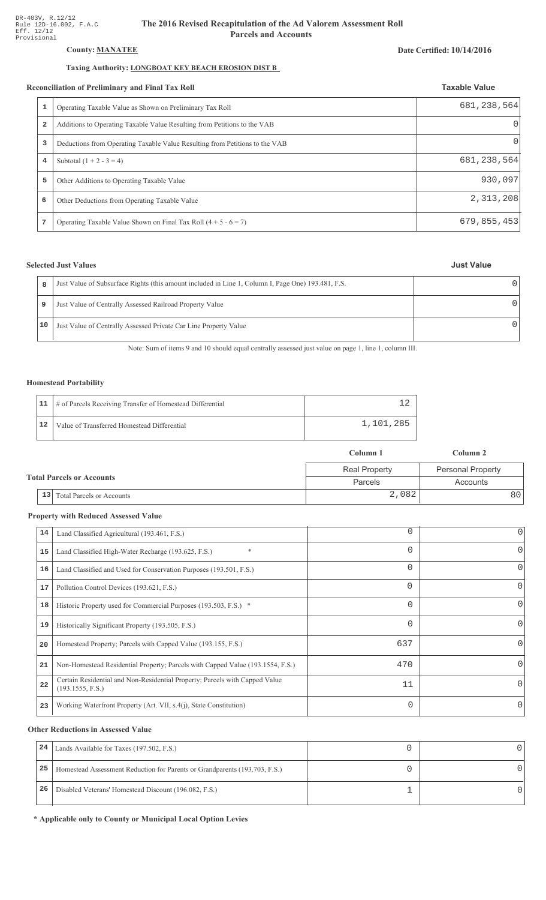DR-403V, R.12/12
Rule 12D-16.002, F.A.C
Eff. 12/12
Provisional

# The 2016 Revised Recapitulation of the Ad Valorem Assessment Roll
## Parcels and Accounts

**County: MANATEE**

**Date Certified: 10/14/2016**

**Taxing Authority: LONGBOAT KEY BEACH EROSION DIST B**

### Reconciliation of Preliminary and Final Tax Roll

| | | Taxable Value |
|---|---|---|
| 1 | Operating Taxable Value as Shown on Preliminary Tax Roll | 681,238,564 |
| 2 | Additions to Operating Taxable Value Resulting from Petitions to the VAB | 0 |
| 3 | Deductions from Operating Taxable Value Resulting from Petitions to the VAB | 0 |
| 4 | Subtotal (1 + 2 - 3 = 4) | 681,238,564 |
| 5 | Other Additions to Operating Taxable Value | 930,097 |
| 6 | Other Deductions from Operating Taxable Value | 2,313,208 |
| 7 | Operating Taxable Value Shown on Final Tax Roll (4 + 5 - 6 = 7) | 679,855,453 |

### Selected Just Values

| | | Just Value |
|---|---|---|
| 8 | Just Value of Subsurface Rights (this amount included in Line 1, Column I, Page One) 193.481, F.S. | 0 |
| 9 | Just Value of Centrally Assessed Railroad Property Value | 0 |
| 10 | Just Value of Centrally Assessed Private Car Line Property Value | 0 |

Note: Sum of items 9 and 10 should equal centrally assessed just value on page 1, line 1, column III.

### Homestead Portability

| | | |
|---|---|---|
| 11 | # of Parcels Receiving Transfer of Homestead Differential | 12 |
| 12 | Value of Transferred Homestead Differential | 1,101,285 |

### Total Parcels or Accounts

| | | Column 1<br>Real Property<br>Parcels | Column 2<br>Personal Property<br>Accounts |
|---|---|---|---|
| 13 | Total Parcels or Accounts | 2,082 | 80 |

### Property with Reduced Assessed Value

| | | | |
|---|---|---|---|
| 14 | Land Classified Agricultural (193.461, F.S.) | 0 | 0 |
| 15 | Land Classified High-Water Recharge (193.625, F.S.) * | 0 | 0 |
| 16 | Land Classified and Used for Conservation Purposes (193.501, F.S.) | 0 | 0 |
| 17 | Pollution Control Devices (193.621, F.S.) | 0 | 0 |
| 18 | Historic Property used for Commercial Purposes (193.503, F.S.) * | 0 | 0 |
| 19 | Historically Significant Property (193.505, F.S.) | 0 | 0 |
| 20 | Homestead Property; Parcels with Capped Value (193.155, F.S.) | 637 | 0 |
| 21 | Non-Homestead Residential Property; Parcels with Capped Value (193.1554, F.S.) | 470 | 0 |
| 22 | Certain Residential and Non-Residential Property; Parcels with Capped Value (193.1555, F.S.) | 11 | 0 |
| 23 | Working Waterfront Property (Art. VII, s.4(j), State Constitution) | 0 | 0 |

### Other Reductions in Assessed Value

| | | | |
|---|---|---|---|
| 24 | Lands Available for Taxes (197.502, F.S.) | 0 | 0 |
| 25 | Homestead Assessment Reduction for Parents or Grandparents (193.703, F.S.) | 0 | 0 |
| 26 | Disabled Veterans' Homestead Discount (196.082, F.S.) | 1 | 0 |

**\* Applicable only to County or Municipal Local Option Levies**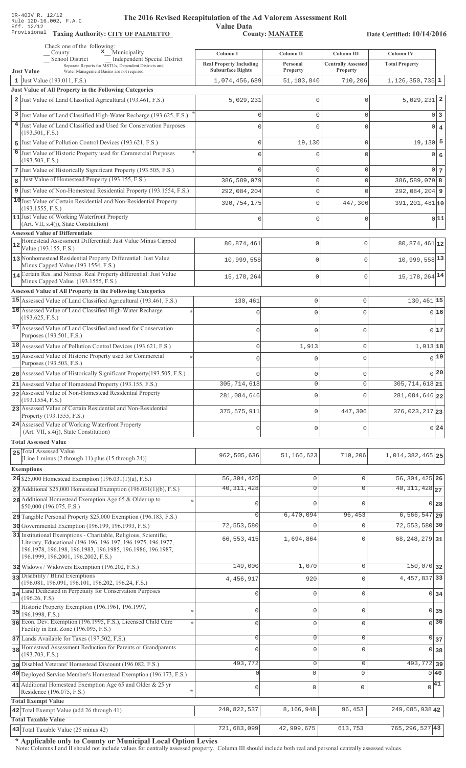DR-403V R. 12/12
Rule 12D-16.002, F.A.C
Eff. 12/12
Provisional

# The 2016 Revised Recapitulation of the Ad Valorem Assessment Roll

**Value Data**

**Taxing Authority: CITY OF PALMETTO** | **County: MANATEE** | **Date Certified: 10/14/2016**

Check one of the following:
_ County  **x** Municipality
_ School District  _ Independent Special District
Separate Reports for MSTUs, Dependent Districts and Water Management Basins are not required

| | Just Value | Column I Real Property Including Subsurface Rights | Column II Personal Property | Column III Centrally Assessed Property | Column IV Total Property | |
|---|---|---|---|---|---|---|
| 1 | Just Value (193.011, F.S.) | 1,074,456,689 | 51,183,840 | 710,206 | 1,126,350,735 | 1 |
| | **Just Value of All Property in the Following Categories** | | | | | |
| 2 | Just Value of Land Classified Agricultural (193.461, F.S.) | 5,029,231 | 0 | 0 | 5,029,231 | 2 |
| 3 | Just Value of Land Classified High-Water Recharge (193.625, F.S.) * | 0 | 0 | 0 | 0 | 3 |
| 4 | Just Value of Land Classified and Used for Conservation Purposes (193.501, F.S.) | 0 | 0 | 0 | 0 | 4 |
| 5 | Just Value of Pollution Control Devices (193.621, F.S.) | 0 | 19,130 | 0 | 19,130 | 5 |
| 6 | Just Value of Historic Property used for Commercial Purposes (193.503, F.S.) * | 0 | 0 | 0 | 0 | 6 |
| 7 | Just Value of Historically Significant Property (193.505, F.S.) | 0 | 0 | 0 | 0 | 7 |
| 8 | Just Value of Homestead Property (193.155, F.S.) | 386,589,079 | 0 | 0 | 386,589,079 | 8 |
| 9 | Just Value of Non-Homestead Residential Property (193.1554, F.S.) | 292,084,204 | 0 | 0 | 292,084,204 | 9 |
| 10 | Just Value of Certain Residential and Non-Residential Property (193.1555, F.S.) | 390,754,175 | 0 | 447,306 | 391,201,481 | 10 |
| 11 | Just Value of Working Waterfront Property (Art. VII, s.4(j), State Constitution) | 0 | 0 | 0 | 0 | 11 |
| | **Assessed Value of Differentials** | | | | | |
| 12 | Homestead Assessment Differential: Just Value Minus Capped Value (193.155, F.S.) | 80,874,461 | 0 | 0 | 80,874,461 | 12 |
| 13 | Nonhomestead Residential Property Differential: Just Value Minus Capped Value (193.1554, F.S.) | 10,999,558 | 0 | 0 | 10,999,558 | 13 |
| 14 | Certain Res. and Nonres. Real Property differential: Just Value Minus Capped Value (193.1555, F.S.) | 15,178,264 | 0 | 0 | 15,178,264 | 14 |
| | **Assessed Value of All Property in the Following Categories** | | | | | |
| 15 | Assessed Value of Land Classified Agricultural (193.461, F.S.) | 130,461 | 0 | 0 | 130,461 | 15 |
| 16 | Assessed Value of Land Classified High-Water Recharge (193.625, F.S.) * | 0 | 0 | 0 | 0 | 16 |
| 17 | Assessed Value of Land Classified and used for Conservation Purposes (193.501, F.S.) | 0 | 0 | 0 | 0 | 17 |
| 18 | Assessed Value of Pollution Control Devices (193.621, F.S.) | 0 | 1,913 | 0 | 1,913 | 18 |
| 19 | Assessed Value of Historic Property used for Commercial Purposes (193.503, F.S.) * | 0 | 0 | 0 | 0 | 19 |
| 20 | Assessed Value of Historically Significant Property (193.505, F.S.) | 0 | 0 | 0 | 0 | 20 |
| 21 | Assessed Value of Homestead Property (193.155, F.S.) | 305,714,618 | 0 | 0 | 305,714,618 | 21 |
| 22 | Assessed Value of Non-Homestead Residential Property (193.1554, F.S.) | 281,084,646 | 0 | 0 | 281,084,646 | 22 |
| 23 | Assessed Value of Certain Residential and Non-Residential Property (193.1555, F.S.) | 375,575,911 | 0 | 447,306 | 376,023,217 | 23 |
| 24 | Assessed Value of Working Waterfront Property (Art. VII, s.4(j), State Constitution) | 0 | 0 | 0 | 0 | 24 |
| | **Total Assessed Value** | | | | | |
| 25 | Total Assessed Value [Line 1 minus (2 through 11) plus (15 through 24)] | 962,505,636 | 51,166,623 | 710,206 | 1,014,382,465 | 25 |
| | **Exemptions** | | | | | |
| 26 | $25,000 Homestead Exemption (196.031(1)(a), F.S.) | 56,304,425 | 0 | 0 | 56,304,425 | 26 |
| 27 | Additional $25,000 Homestead Exemption (196.031(1)(b), F.S.) | 40,311,428 | 0 | 0 | 40,311,428 | 27 |
| 28 | Additional Homestead Exemption Age 65 & Older up to $50,000 (196.075, F.S.) * | 0 | 0 | 0 | 0 | 28 |
| 29 | Tangible Personal Property $25,000 Exemption (196.183, F.S.) | 0 | 6,470,094 | 96,453 | 6,566,547 | 29 |
| 30 | Governmental Exemption (196.199, 196.1993, F.S.) | 72,553,580 | 0 | 0 | 72,553,580 | 30 |
| 31 | Institutional Exemptions - Charitable, Religious, Scientific, Literary, Educational (196.196, 196.197, 196.1975, 196.1977, 196.1978, 196.198, 196.1983, 196.1985, 196.1986, 196.1987, 196.1999, 196.2001, 196.2002, F.S.) | 66,553,415 | 1,694,864 | 0 | 68,248,279 | 31 |
| 32 | Widows / Widowers Exemption (196.202, F.S.) | 149,000 | 1,070 | 0 | 150,070 | 32 |
| 33 | Disability / Blind Exemptions (196.081, 196.091, 196.101, 196.202, 196.24, F.S.) | 4,456,917 | 920 | 0 | 4,457,837 | 33 |
| 34 | Land Dedicated in Perpetuity for Conservation Purposes (196.26, F.S) | 0 | 0 | 0 | 0 | 34 |
| 35 | Historic Property Exemption (196.1961, 196.1997, 196.1998, F.S.) * | 0 | 0 | 0 | 0 | 35 |
| 36 | Econ. Dev. Exemption (196.1995, F.S.), Licensed Child Care Facility in Ent. Zone (196.095, F.S.) * | 0 | 0 | 0 | 0 | 36 |
| 37 | Lands Available for Taxes (197.502, F.S.) | 0 | 0 | 0 | 0 | 37 |
| 38 | Homestead Assessment Reduction for Parents or Grandparents (193.703, F.S.) | 0 | 0 | 0 | 0 | 38 |
| 39 | Disabled Veterans' Homestead Discount (196.082, F.S.) | 493,772 | 0 | 0 | 493,772 | 39 |
| 40 | Deployed Service Member's Homestead Exemption (196.173, F.S.) | 0 | 0 | 0 | 0 | 40 |
| 41 | Additional Homestead Exemption Age 65 and Older & 25 yr Residence (196.075, F.S.) * | 0 | 0 | 0 | 0 | 41 |
| | **Total Exempt Value** | | | | | |
| 42 | Total Exempt Value (add 26 through 41) | 240,822,537 | 8,166,948 | 96,453 | 249,085,938 | 42 |
| | **Total Taxable Value** | | | | | |
| 43 | Total Taxable Value (25 minus 42) | 721,683,099 | 42,999,675 | 613,753 | 765,296,527 | 43 |

**\* Applicable only to County or Municipal Local Option Levies**

Note: Columns I and II should not include values for centrally assessed property. Column III should include both real and personal centrally assessed values.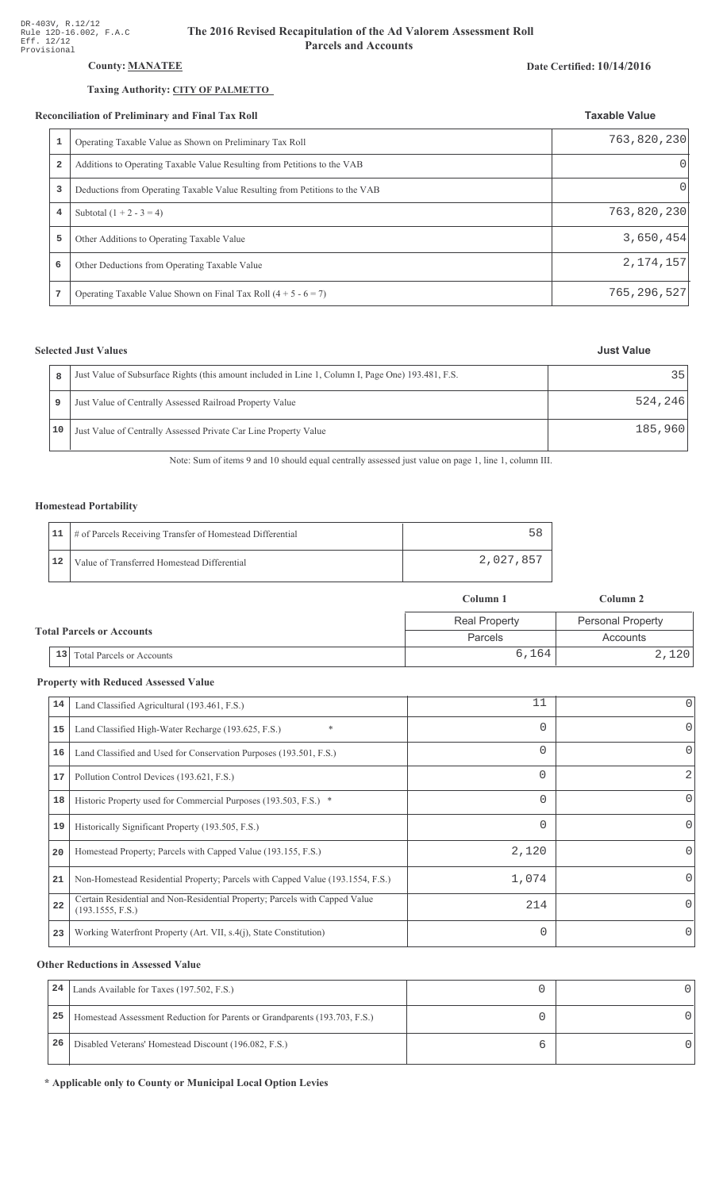DR-403V, R.12/12
Rule 12D-16.002, F.A.C
Eff. 12/12
Provisional

# The 2016 Revised Recapitulation of the Ad Valorem Assessment Roll
## Parcels and Accounts

**County:** **MANATEE**

**Date Certified: 10/14/2016**

**Taxing Authority:** **CITY OF PALMETTO**

### Reconciliation of Preliminary and Final Tax Roll

| | | Taxable Value |
|---|---|---|
| 1 | Operating Taxable Value as Shown on Preliminary Tax Roll | 763,820,230 |
| 2 | Additions to Operating Taxable Value Resulting from Petitions to the VAB | 0 |
| 3 | Deductions from Operating Taxable Value Resulting from Petitions to the VAB | 0 |
| 4 | Subtotal (1 + 2 - 3 = 4) | 763,820,230 |
| 5 | Other Additions to Operating Taxable Value | 3,650,454 |
| 6 | Other Deductions from Operating Taxable Value | 2,174,157 |
| 7 | Operating Taxable Value Shown on Final Tax Roll (4 + 5 - 6 = 7) | 765,296,527 |

### Selected Just Values

| | | Just Value |
|---|---|---|
| 8 | Just Value of Subsurface Rights (this amount included in Line 1, Column I, Page One) 193.481, F.S. | 35 |
| 9 | Just Value of Centrally Assessed Railroad Property Value | 524,246 |
| 10 | Just Value of Centrally Assessed Private Car Line Property Value | 185,960 |

Note: Sum of items 9 and 10 should equal centrally assessed just value on page 1, line 1, column III.

### Homestead Portability

| | | |
|---|---|---|
| 11 | # of Parcels Receiving Transfer of Homestead Differential | 58 |
| 12 | Value of Transferred Homestead Differential | 2,027,857 |

### Total Parcels or Accounts

| | | Column 1 | Column 2 |
|---|---|---|---|
| | | Real Property | Personal Property |
| | | Parcels | Accounts |
| 13 | Total Parcels or Accounts | 6,164 | 2,120 |

### Property with Reduced Assessed Value

| | | Column 1 | Column 2 |
|---|---|---|---|
| 14 | Land Classified Agricultural (193.461, F.S.) | 11 | 0 |
| 15 | Land Classified High-Water Recharge (193.625, F.S.) * | 0 | 0 |
| 16 | Land Classified and Used for Conservation Purposes (193.501, F.S.) | 0 | 0 |
| 17 | Pollution Control Devices (193.621, F.S.) | 0 | 2 |
| 18 | Historic Property used for Commercial Purposes (193.503, F.S.) * | 0 | 0 |
| 19 | Historically Significant Property (193.505, F.S.) | 0 | 0 |
| 20 | Homestead Property; Parcels with Capped Value (193.155, F.S.) | 2,120 | 0 |
| 21 | Non-Homestead Residential Property; Parcels with Capped Value (193.1554, F.S.) | 1,074 | 0 |
| 22 | Certain Residential and Non-Residential Property; Parcels with Capped Value (193.1555, F.S.) | 214 | 0 |
| 23 | Working Waterfront Property (Art. VII, s.4(j), State Constitution) | 0 | 0 |

### Other Reductions in Assessed Value

| | | Column 1 | Column 2 |
|---|---|---|---|
| 24 | Lands Available for Taxes (197.502, F.S.) | 0 | 0 |
| 25 | Homestead Assessment Reduction for Parents or Grandparents (193.703, F.S.) | 0 | 0 |
| 26 | Disabled Veterans' Homestead Discount (196.082, F.S.) | 6 | 0 |

**\* Applicable only to County or Municipal Local Option Levies**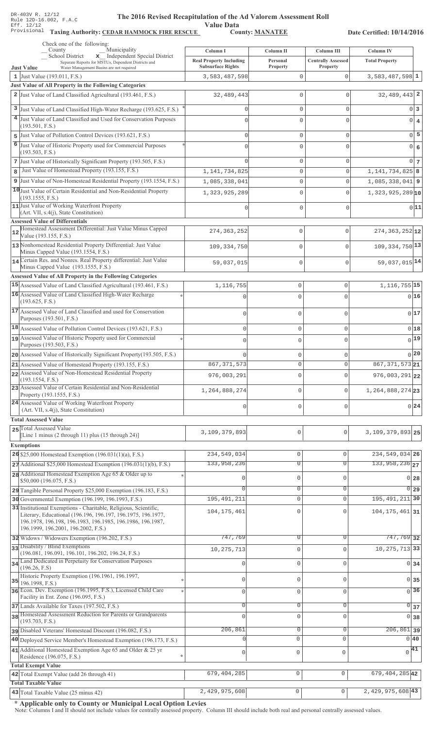DR-403V R. 12/12
Rule 12D-16.002, F.A.C
Eff. 12/12
Provisional

# The 2016 Revised Recapitulation of the Ad Valorem Assessment Roll

## Value Data

**Taxing Authority: CEDAR HAMMOCK FIRE RESCUE** **County: MANATEE** **Date Certified: 10/14/2016**

Check one of the following:
_ County _ Municipality
_ School District **x** Independent Special District
Separate Reports for MSTUs, Dependent Districts and Water Management Basins are not required

| **Just Value** | Column I Real Property Including Subsurface Rights | Column II Personal Property | Column III Centrally Assessed Property | Column IV Total Property | |
|---|---|---|---|---|---|
| 1 Just Value (193.011, F.S.) | 3,583,487,598 | 0 | 0 | 3,583,487,598 | 1 |
| **Just Value of All Property in the Following Categories** | | | | | |
| 2 Just Value of Land Classified Agricultural (193.461, F.S.) | 32,489,443 | 0 | 0 | 32,489,443 | 2 |
| 3 Just Value of Land Classified High-Water Recharge (193.625, F.S.) * | 0 | 0 | 0 | 0 | 3 |
| 4 Just Value of Land Classified and Used for Conservation Purposes (193.501, F.S.) | 0 | 0 | 0 | 0 | 4 |
| 5 Just Value of Pollution Control Devices (193.621, F.S.) | 0 | 0 | 0 | 0 | 5 |
| 6 Just Value of Historic Property used for Commercial Purposes (193.503, F.S.) * | 0 | 0 | 0 | 0 | 6 |
| 7 Just Value of Historically Significant Property (193.505, F.S.) | 0 | 0 | 0 | 0 | 7 |
| 8 Just Value of Homestead Property (193.155, F.S.) | 1,141,734,825 | 0 | 0 | 1,141,734,825 | 8 |
| 9 Just Value of Non-Homestead Residential Property (193.1554, F.S.) | 1,085,338,041 | 0 | 0 | 1,085,338,041 | 9 |
| 10 Just Value of Certain Residential and Non-Residential Property (193.1555, F.S.) | 1,323,925,289 | 0 | 0 | 1,323,925,289 | 10 |
| 11 Just Value of Working Waterfront Property (Art. VII, s.4(j), State Constitution) | 0 | 0 | 0 | 0 | 11 |
| **Assessed Value of Differentials** | | | | | |
| 12 Homestead Assessment Differential: Just Value Minus Capped Value (193.155, F.S.) | 274,363,252 | 0 | 0 | 274,363,252 | 12 |
| 13 Nonhomestead Residential Property Differential: Just Value Minus Capped Value (193.1554, F.S.) | 109,334,750 | 0 | 0 | 109,334,750 | 13 |
| 14 Certain Res. and Nonres. Real Property differential: Just Value Minus Capped Value (193.1555, F.S.) | 59,037,015 | 0 | 0 | 59,037,015 | 14 |
| **Assessed Value of All Property in the Following Categories** | | | | | |
| 15 Assessed Value of Land Classified Agricultural (193.461, F.S.) | 1,116,755 | 0 | 0 | 1,116,755 | 15 |
| 16 Assessed Value of Land Classified High-Water Recharge (193.625, F.S.) * | 0 | 0 | 0 | 0 | 16 |
| 17 Assessed Value of Land Classified and used for Conservation Purposes (193.501, F.S.) | 0 | 0 | 0 | 0 | 17 |
| 18 Assessed Value of Pollution Control Devices (193.621, F.S.) | 0 | 0 | 0 | 0 | 18 |
| 19 Assessed Value of Historic Property used for Commercial Purposes (193.503, F.S.) * | 0 | 0 | 0 | 0 | 19 |
| 20 Assessed Value of Historically Significant Property(193.505, F.S.) | 0 | 0 | 0 | 0 | 20 |
| 21 Assessed Value of Homestead Property (193.155, F.S.) | 867,371,573 | 0 | 0 | 867,371,573 | 21 |
| 22 Assessed Value of Non-Homestead Residential Property (193.1554, F.S.) | 976,003,291 | 0 | 0 | 976,003,291 | 22 |
| 23 Assessed Value of Certain Residential and Non-Residential Property (193.1555, F.S.) | 1,264,888,274 | 0 | 0 | 1,264,888,274 | 23 |
| 24 Assessed Value of Working Waterfront Property (Art. VII, s.4(j), State Constitution) | 0 | 0 | 0 | 0 | 24 |
| **Total Assessed Value** | | | | | |
| 25 Total Assessed Value [Line 1 minus (2 through 11) plus (15 through 24)] | 3,109,379,893 | 0 | 0 | 3,109,379,893 | 25 |
| **Exemptions** | | | | | |
| 26 $25,000 Homestead Exemption (196.031(1)(a), F.S.) | 234,549,034 | 0 | 0 | 234,549,034 | 26 |
| 27 Additional $25,000 Homestead Exemption (196.031(1)(b), F.S.) | 133,958,236 | 0 | 0 | 133,958,236 | 27 |
| 28 Additional Homestead Exemption Age 65 & Older up to $50,000 (196.075, F.S.) * | 0 | 0 | 0 | 0 | 28 |
| 29 Tangible Personal Property $25,000 Exemption (196.183, F.S.) | 0 | 0 | 0 | 0 | 29 |
| 30 Governmental Exemption (196.199, 196.1993, F.S.) | 195,491,211 | 0 | 0 | 195,491,211 | 30 |
| 31 Institutional Exemptions - Charitable, Religious, Scientific, Literary, Educational (196.196, 196.197, 196.1975, 196.1977, 196.1978, 196.198, 196.1983, 196.1985, 196.1986, 196.1987, 196.1999, 196.2001, 196.2002, F.S.) | 104,175,461 | 0 | 0 | 104,175,461 | 31 |
| 32 Widows / Widowers Exemption (196.202, F.S.) | 747,769 | 0 | 0 | 747,769 | 32 |
| 33 Disability / Blind Exemptions (196.081, 196.091, 196.101, 196.202, 196.24, F.S.) | 10,275,713 | 0 | 0 | 10,275,713 | 33 |
| 34 Land Dedicated in Perpetuity for Conservation Purposes (196.26, F.S) | 0 | 0 | 0 | 0 | 34 |
| 35 Historic Property Exemption (196.1961, 196.1997, 196.1998, F.S.) * | 0 | 0 | 0 | 0 | 35 |
| 36 Econ. Dev. Exemption (196.1995, F.S.), Licensed Child Care Facility in Ent. Zone (196.095, F.S.) * | 0 | 0 | 0 | 0 | 36 |
| 37 Lands Available for Taxes (197.502, F.S.) | 0 | 0 | 0 | 0 | 37 |
| 38 Homestead Assessment Reduction for Parents or Grandparents (193.703, F.S.) | 0 | 0 | 0 | 0 | 38 |
| 39 Disabled Veterans' Homestead Discount (196.082, F.S.) | 206,861 | 0 | 0 | 206,861 | 39 |
| 40 Deployed Service Member's Homestead Exemption (196.173, F.S.) | 0 | 0 | 0 | 0 | 40 |
| 41 Additional Homestead Exemption Age 65 and Older & 25 yr Residence (196.075, F.S.) * | 0 | 0 | 0 | 0 | 41 |
| **Total Exempt Value** | | | | | |
| 42 Total Exempt Value (add 26 through 41) | 679,404,285 | 0 | 0 | 679,404,285 | 42 |
| **Total Taxable Value** | | | | | |
| 43 Total Taxable Value (25 minus 42) | 2,429,975,608 | 0 | 0 | 2,429,975,608 | 43 |

**\* Applicable only to County or Municipal Local Option Levies**

Note: Columns I and II should not include values for centrally assessed property. Column III should include both real and personal centrally assessed values.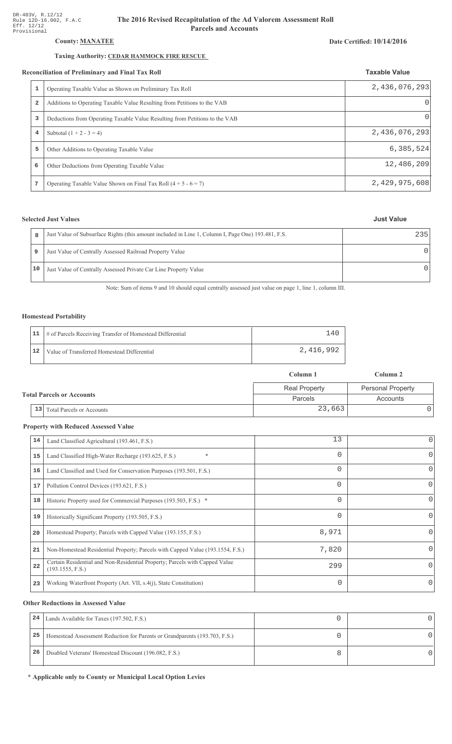DR-403V, R.12/12
Rule 12D-16.002, F.A.C
Eff. 12/12
Provisional

# The 2016 Revised Recapitulation of the Ad Valorem Assessment Roll
## Parcels and Accounts

**County:** **MANATEE**

**Date Certified: 10/14/2016**

**Taxing Authority:** **CEDAR HAMMOCK FIRE RESCUE**

### Reconciliation of Preliminary and Final Tax Roll

| | | Taxable Value |
|---|---|---|
| 1 | Operating Taxable Value as Shown on Preliminary Tax Roll | 2,436,076,293 |
| 2 | Additions to Operating Taxable Value Resulting from Petitions to the VAB | 0 |
| 3 | Deductions from Operating Taxable Value Resulting from Petitions to the VAB | 0 |
| 4 | Subtotal (1 + 2 - 3 = 4) | 2,436,076,293 |
| 5 | Other Additions to Operating Taxable Value | 6,385,524 |
| 6 | Other Deductions from Operating Taxable Value | 12,486,209 |
| 7 | Operating Taxable Value Shown on Final Tax Roll (4 + 5 - 6 = 7) | 2,429,975,608 |

### Selected Just Values

| | | Just Value |
|---|---|---|
| 8 | Just Value of Subsurface Rights (this amount included in Line 1, Column I, Page One) 193.481, F.S. | 235 |
| 9 | Just Value of Centrally Assessed Railroad Property Value | 0 |
| 10 | Just Value of Centrally Assessed Private Car Line Property Value | 0 |

Note: Sum of items 9 and 10 should equal centrally assessed just value on page 1, line 1, column III.

### Homestead Portability

| | | |
|---|---|---|
| 11 | # of Parcels Receiving Transfer of Homestead Differential | 140 |
| 12 | Value of Transferred Homestead Differential | 2,416,992 |

### Total Parcels or Accounts

| | | Column 1 | Column 2 |
|---|---|---|---|
| | | Real Property | Personal Property |
| | | Parcels | Accounts |
| 13 | Total Parcels or Accounts | 23,663 | 0 |

### Property with Reduced Assessed Value

| | | | |
|---|---|---|---|
| 14 | Land Classified Agricultural (193.461, F.S.) | 13 | 0 |
| 15 | Land Classified High-Water Recharge (193.625, F.S.) * | 0 | 0 |
| 16 | Land Classified and Used for Conservation Purposes (193.501, F.S.) | 0 | 0 |
| 17 | Pollution Control Devices (193.621, F.S.) | 0 | 0 |
| 18 | Historic Property used for Commercial Purposes (193.503, F.S.) * | 0 | 0 |
| 19 | Historically Significant Property (193.505, F.S.) | 0 | 0 |
| 20 | Homestead Property; Parcels with Capped Value (193.155, F.S.) | 8,971 | 0 |
| 21 | Non-Homestead Residential Property; Parcels with Capped Value (193.1554, F.S.) | 7,820 | 0 |
| 22 | Certain Residential and Non-Residential Property; Parcels with Capped Value (193.1555, F.S.) | 299 | 0 |
| 23 | Working Waterfront Property (Art. VII, s.4(j), State Constitution) | 0 | 0 |

### Other Reductions in Assessed Value

| | | | |
|---|---|---|---|
| 24 | Lands Available for Taxes (197.502, F.S.) | 0 | 0 |
| 25 | Homestead Assessment Reduction for Parents or Grandparents (193.703, F.S.) | 0 | 0 |
| 26 | Disabled Veterans' Homestead Discount (196.082, F.S.) | 8 | 0 |

**\* Applicable only to County or Municipal Local Option Levies**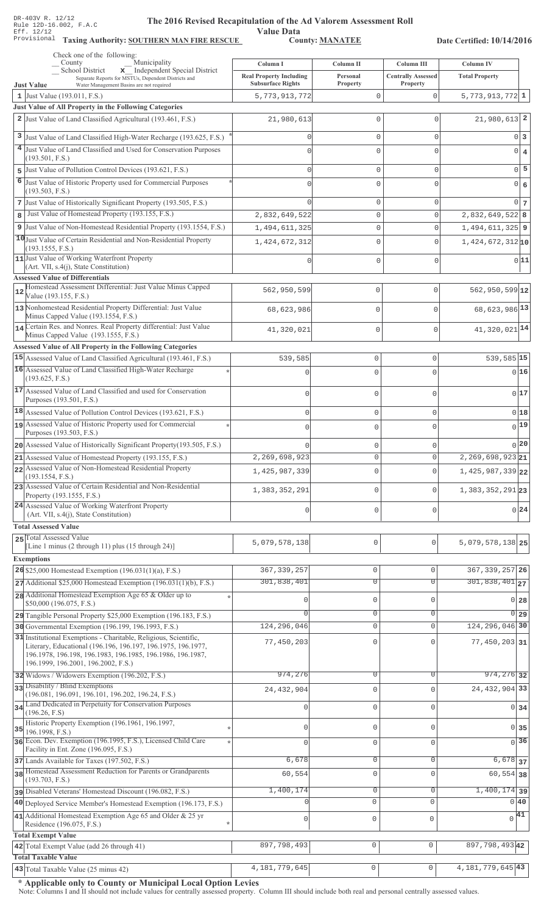DR-403V R. 12/12
Rule 12D-16.002, F.A.C
Eff. 12/12
Provisional

# The 2016 Revised Recapitulation of the Ad Valorem Assessment Roll

## Value Data

**Taxing Authority: SOUTHERN MAN FIRE RESCUE** **County: MANATEE** **Date Certified: 10/14/2016**

Check one of the following:
__ County __ Municipality
__ School District **x** Independent Special District
Separate Reports for MSTUs, Dependent Districts and Water Management Basins are not required

| | Just Value | Column I Real Property Including Subsurface Rights | Column II Personal Property | Column III Centrally Assessed Property | Column IV Total Property | |
|---|---|---|---|---|---|---|
| 1 | Just Value (193.011, F.S.) | 5,773,913,772 | 0 | 0 | 5,773,913,772 | 1 |
| | **Just Value of All Property in the Following Categories** | | | | | |
| 2 | Just Value of Land Classified Agricultural (193.461, F.S.) | 21,980,613 | 0 | 0 | 21,980,613 | 2 |
| 3 | Just Value of Land Classified High-Water Recharge (193.625, F.S.) * | 0 | 0 | 0 | 0 | 3 |
| 4 | Just Value of Land Classified and Used for Conservation Purposes (193.501, F.S.) | 0 | 0 | 0 | 0 | 4 |
| 5 | Just Value of Pollution Control Devices (193.621, F.S.) | 0 | 0 | 0 | 0 | 5 |
| 6 | Just Value of Historic Property used for Commercial Purposes (193.503, F.S.) * | 0 | 0 | 0 | 0 | 6 |
| 7 | Just Value of Historically Significant Property (193.505, F.S.) | 0 | 0 | 0 | 0 | 7 |
| 8 | Just Value of Homestead Property (193.155, F.S.) | 2,832,649,522 | 0 | 0 | 2,832,649,522 | 8 |
| 9 | Just Value of Non-Homestead Residential Property (193.1554, F.S.) | 1,494,611,325 | 0 | 0 | 1,494,611,325 | 9 |
| 10 | Just Value of Certain Residential and Non-Residential Property (193.1555, F.S.) | 1,424,672,312 | 0 | 0 | 1,424,672,312 | 10 |
| 11 | Just Value of Working Waterfront Property (Art. VII, s.4(j), State Constitution) | 0 | 0 | 0 | 0 | 11 |
| | **Assessed Value of Differentials** | | | | | |
| 12 | Homestead Assessment Differential: Just Value Minus Capped Value (193.155, F.S.) | 562,950,599 | 0 | 0 | 562,950,599 | 12 |
| 13 | Nonhomestead Residential Property Differential: Just Value Minus Capped Value (193.1554, F.S.) | 68,623,986 | 0 | 0 | 68,623,986 | 13 |
| 14 | Certain Res. and Nonres. Real Property differential: Just Value Minus Capped Value (193.1555, F.S.) | 41,320,021 | 0 | 0 | 41,320,021 | 14 |
| | **Assessed Value of All Property in the Following Categories** | | | | | |
| 15 | Assessed Value of Land Classified Agricultural (193.461, F.S.) | 539,585 | 0 | 0 | 539,585 | 15 |
| 16 | Assessed Value of Land Classified High-Water Recharge (193.625, F.S.) * | 0 | 0 | 0 | 0 | 16 |
| 17 | Assessed Value of Land Classified and used for Conservation Purposes (193.501, F.S.) | 0 | 0 | 0 | 0 | 17 |
| 18 | Assessed Value of Pollution Control Devices (193.621, F.S.) | 0 | 0 | 0 | 0 | 18 |
| 19 | Assessed Value of Historic Property used for Commercial Purposes (193.503, F.S.) * | 0 | 0 | 0 | 0 | 19 |
| 20 | Assessed Value of Historically Significant Property(193.505, F.S.) | 0 | 0 | 0 | 0 | 20 |
| 21 | Assessed Value of Homestead Property (193.155, F.S.) | 2,269,698,923 | 0 | 0 | 2,269,698,923 | 21 |
| 22 | Assessed Value of Non-Homestead Residential Property (193.1554, F.S.) | 1,425,987,339 | 0 | 0 | 1,425,987,339 | 22 |
| 23 | Assessed Value of Certain Residential and Non-Residential Property (193.1555, F.S.) | 1,383,352,291 | 0 | 0 | 1,383,352,291 | 23 |
| 24 | Assessed Value of Working Waterfront Property (Art. VII, s.4(j), State Constitution) | 0 | 0 | 0 | 0 | 24 |
| | **Total Assessed Value** | | | | | |
| 25 | Total Assessed Value [Line 1 minus (2 through 11) plus (15 through 24)] | 5,079,578,138 | 0 | 0 | 5,079,578,138 | 25 |
| | **Exemptions** | | | | | |
| 26 | $25,000 Homestead Exemption (196.031(1)(a), F.S.) | 367,339,257 | 0 | 0 | 367,339,257 | 26 |
| 27 | Additional $25,000 Homestead Exemption (196.031(1)(b), F.S.) | 301,838,401 | 0 | 0 | 301,838,401 | 27 |
| 28 | Additional Homestead Exemption Age 65 & Older up to $50,000 (196.075, F.S.) * | 0 | 0 | 0 | 0 | 28 |
| 29 | Tangible Personal Property $25,000 Exemption (196.183, F.S.) | 0 | 0 | 0 | 0 | 29 |
| 30 | Governmental Exemption (196.199, 196.1993, F.S.) | 124,296,046 | 0 | 0 | 124,296,046 | 30 |
| 31 | Institutional Exemptions - Charitable, Religious, Scientific, Literary, Educational (196.196, 196.197, 196.1975, 196.1977, 196.1978, 196.198, 196.1983, 196.1985, 196.1986, 196.1987, 196.1999, 196.2001, 196.2002, F.S.) | 77,450,203 | 0 | 0 | 77,450,203 | 31 |
| 32 | Widows / Widowers Exemption (196.202, F.S.) | 974,276 | 0 | 0 | 974,276 | 32 |
| 33 | Disability / Blind Exemptions (196.081, 196.091, 196.101, 196.202, 196.24, F.S.) | 24,432,904 | 0 | 0 | 24,432,904 | 33 |
| 34 | Land Dedicated in Perpetuity for Conservation Purposes (196.26, F.S) | 0 | 0 | 0 | 0 | 34 |
| 35 | Historic Property Exemption (196.1961, 196.1997, 196.1998, F.S.) * | 0 | 0 | 0 | 0 | 35 |
| 36 | Econ. Dev. Exemption (196.1995, F.S.), Licensed Child Care Facility in Ent. Zone (196.095, F.S.) * | 0 | 0 | 0 | 0 | 36 |
| 37 | Lands Available for Taxes (197.502, F.S.) | 6,678 | 0 | 0 | 6,678 | 37 |
| 38 | Homestead Assessment Reduction for Parents or Grandparents (193.703, F.S.) | 60,554 | 0 | 0 | 60,554 | 38 |
| 39 | Disabled Veterans' Homestead Discount (196.082, F.S.) | 1,400,174 | 0 | 0 | 1,400,174 | 39 |
| 40 | Deployed Service Member's Homestead Exemption (196.173, F.S.) | 0 | 0 | 0 | 0 | 40 |
| 41 | Additional Homestead Exemption Age 65 and Older & 25 yr Residence (196.075, F.S.) * | 0 | 0 | 0 | 0 | 41 |
| | **Total Exempt Value** | | | | | |
| 42 | Total Exempt Value (add 26 through 41) | 897,798,493 | 0 | 0 | 897,798,493 | 42 |
| | **Total Taxable Value** | | | | | |
| 43 | Total Taxable Value (25 minus 42) | 4,181,779,645 | 0 | 0 | 4,181,779,645 | 43 |

**\* Applicable only to County or Municipal Local Option Levies**

Note: Columns I and II should not include values for centrally assessed property. Column III should include both real and personal centrally assessed values.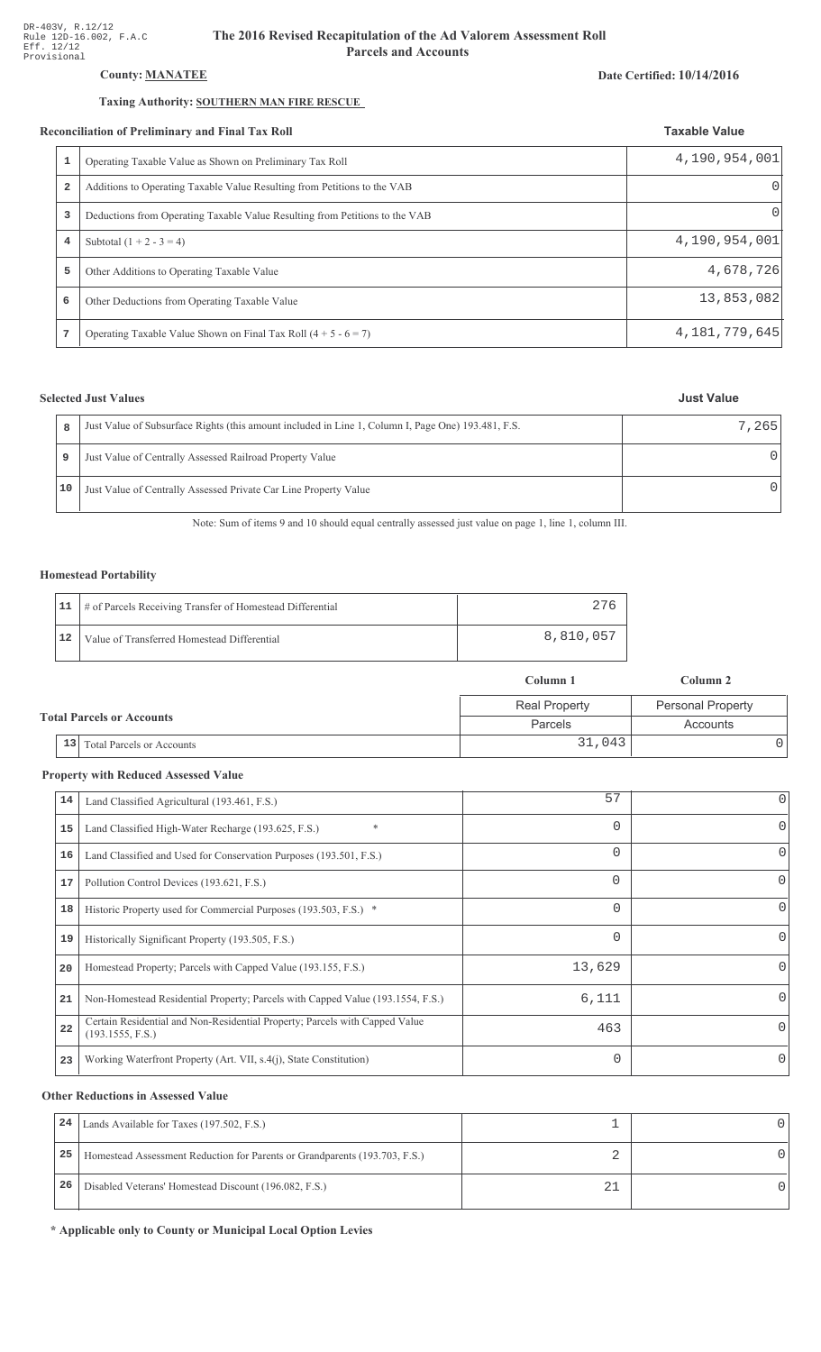DR-403V, R.12/12
Rule 12D-16.002, F.A.C
Eff. 12/12
Provisional

# The 2016 Revised Recapitulation of the Ad Valorem Assessment Roll
## Parcels and Accounts

**County: MANATEE**

**Date Certified: 10/14/2016**

**Taxing Authority: SOUTHERN MAN FIRE RESCUE**

### Reconciliation of Preliminary and Final Tax Roll

| | | Taxable Value |
|---|---|---|
| 1 | Operating Taxable Value as Shown on Preliminary Tax Roll | 4,190,954,001 |
| 2 | Additions to Operating Taxable Value Resulting from Petitions to the VAB | 0 |
| 3 | Deductions from Operating Taxable Value Resulting from Petitions to the VAB | 0 |
| 4 | Subtotal (1 + 2 - 3 = 4) | 4,190,954,001 |
| 5 | Other Additions to Operating Taxable Value | 4,678,726 |
| 6 | Other Deductions from Operating Taxable Value | 13,853,082 |
| 7 | Operating Taxable Value Shown on Final Tax Roll (4 + 5 - 6 = 7) | 4,181,779,645 |

### Selected Just Values

| | | Just Value |
|---|---|---|
| 8 | Just Value of Subsurface Rights (this amount included in Line 1, Column I, Page One) 193.481, F.S. | 7,265 |
| 9 | Just Value of Centrally Assessed Railroad Property Value | 0 |
| 10 | Just Value of Centrally Assessed Private Car Line Property Value | 0 |

Note: Sum of items 9 and 10 should equal centrally assessed just value on page 1, line 1, column III.

### Homestead Portability

| | | |
|---|---|---|
| 11 | # of Parcels Receiving Transfer of Homestead Differential | 276 |
| 12 | Value of Transferred Homestead Differential | 8,810,057 |

### Total Parcels or Accounts

| | | Column 1 | Column 2 |
|---|---|---|---|
| | | Real Property | Personal Property |
| | | Parcels | Accounts |
| 13 | Total Parcels or Accounts | 31,043 | 0 |

### Property with Reduced Assessed Value

| | | | |
|---|---|---|---|
| 14 | Land Classified Agricultural (193.461, F.S.) | 57 | 0 |
| 15 | Land Classified High-Water Recharge (193.625, F.S.) * | 0 | 0 |
| 16 | Land Classified and Used for Conservation Purposes (193.501, F.S.) | 0 | 0 |
| 17 | Pollution Control Devices (193.621, F.S.) | 0 | 0 |
| 18 | Historic Property used for Commercial Purposes (193.503, F.S.) * | 0 | 0 |
| 19 | Historically Significant Property (193.505, F.S.) | 0 | 0 |
| 20 | Homestead Property; Parcels with Capped Value (193.155, F.S.) | 13,629 | 0 |
| 21 | Non-Homestead Residential Property; Parcels with Capped Value (193.1554, F.S.) | 6,111 | 0 |
| 22 | Certain Residential and Non-Residential Property; Parcels with Capped Value (193.1555, F.S.) | 463 | 0 |
| 23 | Working Waterfront Property (Art. VII, s.4(j), State Constitution) | 0 | 0 |

### Other Reductions in Assessed Value

| | | | |
|---|---|---|---|
| 24 | Lands Available for Taxes (197.502, F.S.) | 1 | 0 |
| 25 | Homestead Assessment Reduction for Parents or Grandparents (193.703, F.S.) | 2 | 0 |
| 26 | Disabled Veterans' Homestead Discount (196.082, F.S.) | 21 | 0 |

**\* Applicable only to County or Municipal Local Option Levies**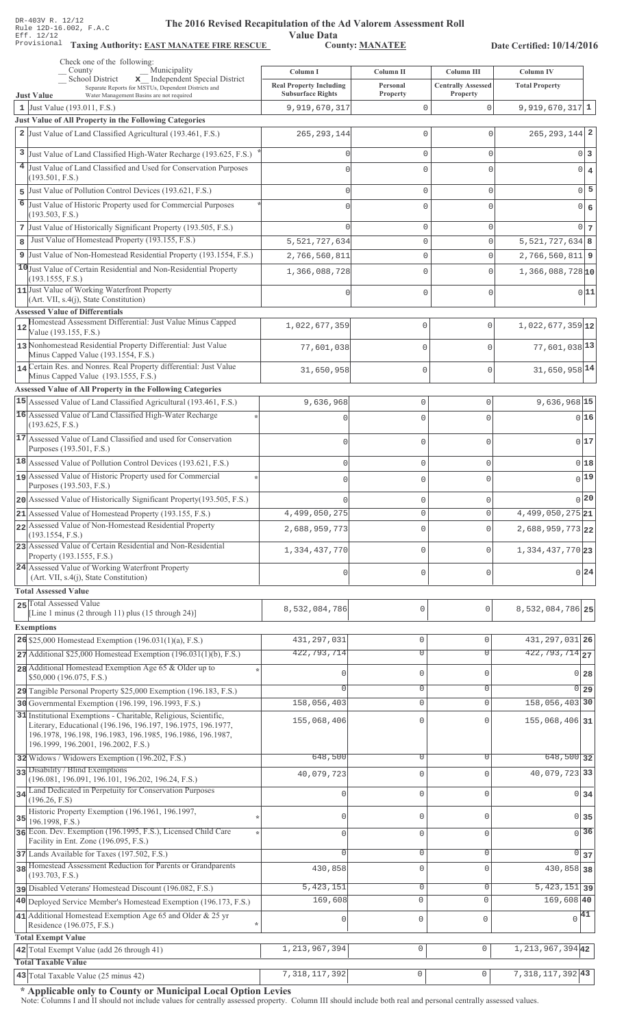DR-403V R. 12/12
Rule 12D-16.002, F.A.C
Eff. 12/12
Provisional

# The 2016 Revised Recapitulation of the Ad Valorem Assessment Roll

## Value Data

**Taxing Authority: EAST MANATEE FIRE RESCUE** **County: MANATEE** **Date Certified: 10/14/2016**

Check one of the following:
_ County _ Municipality
_ School District **x** Independent Special District
Separate Reports for MSTUs, Dependent Districts and Water Management Basins are not required

| | Just Value | Column I Real Property Including Subsurface Rights | Column II Personal Property | Column III Centrally Assessed Property | Column IV Total Property | |
|---|---|---|---|---|---|---|
| 1 | Just Value (193.011, F.S.) | 9,919,670,317 | 0 | 0 | 9,919,670,317 | 1 |
| | **Just Value of All Property in the Following Categories** | | | | | |
| 2 | Just Value of Land Classified Agricultural (193.461, F.S.) | 265,293,144 | 0 | 0 | 265,293,144 | 2 |
| 3 | Just Value of Land Classified High-Water Recharge (193.625, F.S.) * | 0 | 0 | 0 | 0 | 3 |
| 4 | Just Value of Land Classified and Used for Conservation Purposes (193.501, F.S.) | 0 | 0 | 0 | 0 | 4 |
| 5 | Just Value of Pollution Control Devices (193.621, F.S.) | 0 | 0 | 0 | 0 | 5 |
| 6 | Just Value of Historic Property used for Commercial Purposes (193.503, F.S.) * | 0 | 0 | 0 | 0 | 6 |
| 7 | Just Value of Historically Significant Property (193.505, F.S.) | 0 | 0 | 0 | 0 | 7 |
| 8 | Just Value of Homestead Property (193.155, F.S.) | 5,521,727,634 | 0 | 0 | 5,521,727,634 | 8 |
| 9 | Just Value of Non-Homestead Residential Property (193.1554, F.S.) | 2,766,560,811 | 0 | 0 | 2,766,560,811 | 9 |
| 10 | Just Value of Certain Residential and Non-Residential Property (193.1555, F.S.) | 1,366,088,728 | 0 | 0 | 1,366,088,728 | 10 |
| 11 | Just Value of Working Waterfront Property (Art. VII, s.4(j), State Constitution) | 0 | 0 | 0 | 0 | 11 |
| | **Assessed Value of Differentials** | | | | | |
| 12 | Homestead Assessment Differential: Just Value Minus Capped Value (193.155, F.S.) | 1,022,677,359 | 0 | 0 | 1,022,677,359 | 12 |
| 13 | Nonhomestead Residential Property Differential: Just Value Minus Capped Value (193.1554, F.S.) | 77,601,038 | 0 | 0 | 77,601,038 | 13 |
| 14 | Certain Res. and Nonres. Real Property differential: Just Value Minus Capped Value (193.1555, F.S.) | 31,650,958 | 0 | 0 | 31,650,958 | 14 |
| | **Assessed Value of All Property in the Following Categories** | | | | | |
| 15 | Assessed Value of Land Classified Agricultural (193.461, F.S.) | 9,636,968 | 0 | 0 | 9,636,968 | 15 |
| 16 | Assessed Value of Land Classified High-Water Recharge (193.625, F.S.) * | 0 | 0 | 0 | 0 | 16 |
| 17 | Assessed Value of Land Classified and used for Conservation Purposes (193.501, F.S.) | 0 | 0 | 0 | 0 | 17 |
| 18 | Assessed Value of Pollution Control Devices (193.621, F.S.) | 0 | 0 | 0 | 0 | 18 |
| 19 | Assessed Value of Historic Property used for Commercial Purposes (193.503, F.S.) * | 0 | 0 | 0 | 0 | 19 |
| 20 | Assessed Value of Historically Significant Property(193.505, F.S.) | 0 | 0 | 0 | 0 | 20 |
| 21 | Assessed Value of Homestead Property (193.155, F.S.) | 4,499,050,275 | 0 | 0 | 4,499,050,275 | 21 |
| 22 | Assessed Value of Non-Homestead Residential Property (193.1554, F.S.) | 2,688,959,773 | 0 | 0 | 2,688,959,773 | 22 |
| 23 | Assessed Value of Certain Residential and Non-Residential Property (193.1555, F.S.) | 1,334,437,770 | 0 | 0 | 1,334,437,770 | 23 |
| 24 | Assessed Value of Working Waterfront Property (Art. VII, s.4(j), State Constitution) | 0 | 0 | 0 | 0 | 24 |
| | **Total Assessed Value** | | | | | |
| 25 | Total Assessed Value [Line 1 minus (2 through 11) plus (15 through 24)] | 8,532,084,786 | 0 | 0 | 8,532,084,786 | 25 |
| | **Exemptions** | | | | | |
| 26 | $25,000 Homestead Exemption (196.031(1)(a), F.S.) | 431,297,031 | 0 | 0 | 431,297,031 | 26 |
| 27 | Additional $25,000 Homestead Exemption (196.031(1)(b), F.S.) | 422,793,714 | 0 | 0 | 422,793,714 | 27 |
| 28 | Additional Homestead Exemption Age 65 & Older up to $50,000 (196.075, F.S.) * | 0 | 0 | 0 | 0 | 28 |
| 29 | Tangible Personal Property $25,000 Exemption (196.183, F.S.) | 0 | 0 | 0 | 0 | 29 |
| 30 | Governmental Exemption (196.199, 196.1993, F.S.) | 158,056,403 | 0 | 0 | 158,056,403 | 30 |
| 31 | Institutional Exemptions - Charitable, Religious, Scientific, Literary, Educational (196.196, 196.197, 196.1975, 196.1977, 196.1978, 196.198, 196.1983, 196.1985, 196.1986, 196.1987, 196.1999, 196.2001, 196.2002, F.S.) | 155,068,406 | 0 | 0 | 155,068,406 | 31 |
| 32 | Widows / Widowers Exemption (196.202, F.S.) | 648,500 | 0 | 0 | 648,500 | 32 |
| 33 | Disability / Blind Exemptions (196.081, 196.091, 196.101, 196.202, 196.24, F.S.) | 40,079,723 | 0 | 0 | 40,079,723 | 33 |
| 34 | Land Dedicated in Perpetuity for Conservation Purposes (196.26, F.S) | 0 | 0 | 0 | 0 | 34 |
| 35 | Historic Property Exemption (196.1961, 196.1997, 196.1998, F.S.) * | 0 | 0 | 0 | 0 | 35 |
| 36 | Econ. Dev. Exemption (196.1995, F.S.), Licensed Child Care Facility in Ent. Zone (196.095, F.S.) * | 0 | 0 | 0 | 0 | 36 |
| 37 | Lands Available for Taxes (197.502, F.S.) | 0 | 0 | 0 | 0 | 37 |
| 38 | Homestead Assessment Reduction for Parents or Grandparents (193.703, F.S.) | 430,858 | 0 | 0 | 430,858 | 38 |
| 39 | Disabled Veterans' Homestead Discount (196.082, F.S.) | 5,423,151 | 0 | 0 | 5,423,151 | 39 |
| 40 | Deployed Service Member's Homestead Exemption (196.173, F.S.) | 169,608 | 0 | 0 | 169,608 | 40 |
| 41 | Additional Homestead Exemption Age 65 and Older & 25 yr Residence (196.075, F.S.) * | 0 | 0 | 0 | 0 | 41 |
| | **Total Exempt Value** | | | | | |
| 42 | Total Exempt Value (add 26 through 41) | 1,213,967,394 | 0 | 0 | 1,213,967,394 | 42 |
| | **Total Taxable Value** | | | | | |
| 43 | Total Taxable Value (25 minus 42) | 7,318,117,392 | 0 | 0 | 7,318,117,392 | 43 |

**\* Applicable only to County or Municipal Local Option Levies**

Note: Columns I and II should not include values for centrally assessed property. Column III should include both real and personal centrally assessed values.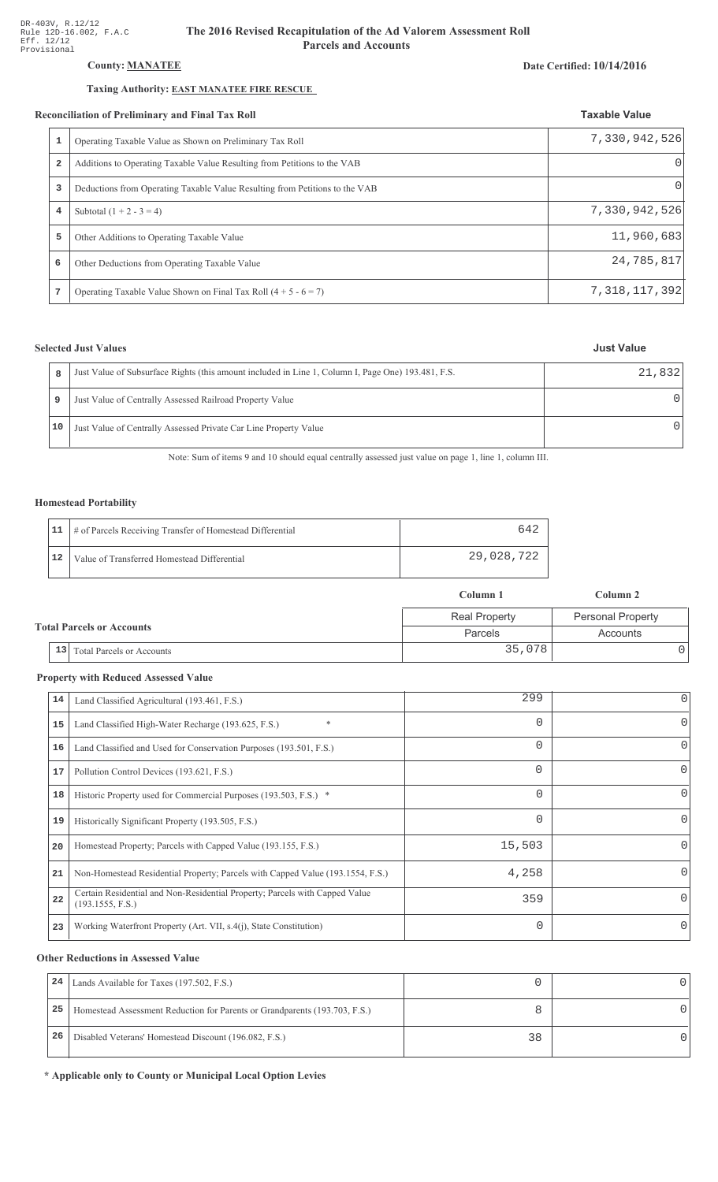DR-403V, R.12/12
Rule 12D-16.002, F.A.C
Eff. 12/12
Provisional

# The 2016 Revised Recapitulation of the Ad Valorem Assessment Roll
## Parcels and Accounts

**County:** **MANATEE**

**Date Certified: 10/14/2016**

**Taxing Authority:** **EAST MANATEE FIRE RESCUE**

### Reconciliation of Preliminary and Final Tax Roll

| | | Taxable Value |
|---|---|---|
| 1 | Operating Taxable Value as Shown on Preliminary Tax Roll | 7,330,942,526 |
| 2 | Additions to Operating Taxable Value Resulting from Petitions to the VAB | 0 |
| 3 | Deductions from Operating Taxable Value Resulting from Petitions to the VAB | 0 |
| 4 | Subtotal (1 + 2 - 3 = 4) | 7,330,942,526 |
| 5 | Other Additions to Operating Taxable Value | 11,960,683 |
| 6 | Other Deductions from Operating Taxable Value | 24,785,817 |
| 7 | Operating Taxable Value Shown on Final Tax Roll (4 + 5 - 6 = 7) | 7,318,117,392 |

### Selected Just Values

| | | Just Value |
|---|---|---|
| 8 | Just Value of Subsurface Rights (this amount included in Line 1, Column I, Page One) 193.481, F.S. | 21,832 |
| 9 | Just Value of Centrally Assessed Railroad Property Value | 0 |
| 10 | Just Value of Centrally Assessed Private Car Line Property Value | 0 |

Note: Sum of items 9 and 10 should equal centrally assessed just value on page 1, line 1, column III.

### Homestead Portability

| | | |
|---|---|---|
| 11 | # of Parcels Receiving Transfer of Homestead Differential | 642 |
| 12 | Value of Transferred Homestead Differential | 29,028,722 |

### Total Parcels or Accounts

| | | Column 1 | Column 2 |
|---|---|---|---|
| | | Real Property | Personal Property |
| | | Parcels | Accounts |
| 13 | Total Parcels or Accounts | 35,078 | 0 |

### Property with Reduced Assessed Value

| | | Column 1 | Column 2 |
|---|---|---|---|
| 14 | Land Classified Agricultural (193.461, F.S.) | 299 | 0 |
| 15 | Land Classified High-Water Recharge (193.625, F.S.) * | 0 | 0 |
| 16 | Land Classified and Used for Conservation Purposes (193.501, F.S.) | 0 | 0 |
| 17 | Pollution Control Devices (193.621, F.S.) | 0 | 0 |
| 18 | Historic Property used for Commercial Purposes (193.503, F.S.) * | 0 | 0 |
| 19 | Historically Significant Property (193.505, F.S.) | 0 | 0 |
| 20 | Homestead Property; Parcels with Capped Value (193.155, F.S.) | 15,503 | 0 |
| 21 | Non-Homestead Residential Property; Parcels with Capped Value (193.1554, F.S.) | 4,258 | 0 |
| 22 | Certain Residential and Non-Residential Property; Parcels with Capped Value (193.1555, F.S.) | 359 | 0 |
| 23 | Working Waterfront Property (Art. VII, s.4(j), State Constitution) | 0 | 0 |

### Other Reductions in Assessed Value

| | | Column 1 | Column 2 |
|---|---|---|---|
| 24 | Lands Available for Taxes (197.502, F.S.) | 0 | 0 |
| 25 | Homestead Assessment Reduction for Parents or Grandparents (193.703, F.S.) | 8 | 0 |
| 26 | Disabled Veterans' Homestead Discount (196.082, F.S.) | 38 | 0 |

**\* Applicable only to County or Municipal Local Option Levies**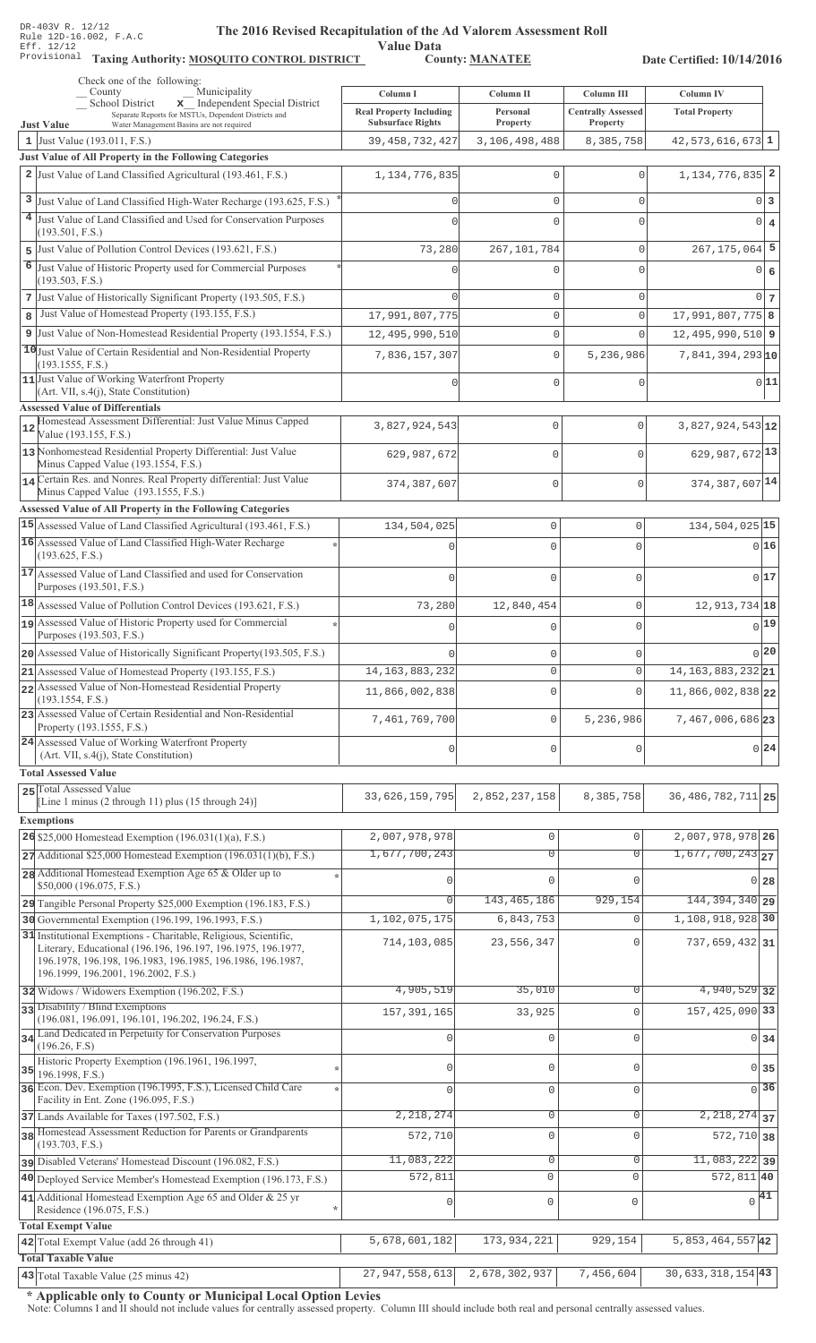DR-403V R. 12/12
Rule 12D-16.002, F.A.C
Eff. 12/12
Provisional

# The 2016 Revised Recapitulation of the Ad Valorem Assessment Roll

## Value Data

**Taxing Authority: MOSQUITO CONTROL DISTRICT** **County: MANATEE** **Date Certified: 10/14/2016**

Check one of the following:
_ County _ Municipality
_ School District **x** Independent Special District
Separate Reports for MSTUs, Dependent Districts and Water Management Basins are not required

| Just Value | Column I Real Property Including Subsurface Rights | Column II Personal Property | Column III Centrally Assessed Property | Column IV Total Property | |
|---|---|---|---|---|---|
| 1 Just Value (193.011, F.S.) | 39,458,732,427 | 3,106,498,488 | 8,385,758 | 42,573,616,673 | 1 |
| **Just Value of All Property in the Following Categories** | | | | | |
| 2 Just Value of Land Classified Agricultural (193.461, F.S.) | 1,134,776,835 | 0 | 0 | 1,134,776,835 | 2 |
| 3 Just Value of Land Classified High-Water Recharge (193.625, F.S.) * | 0 | 0 | 0 | 0 | 3 |
| 4 Just Value of Land Classified and Used for Conservation Purposes (193.501, F.S.) | 0 | 0 | 0 | 0 | 4 |
| 5 Just Value of Pollution Control Devices (193.621, F.S.) | 73,280 | 267,101,784 | 0 | 267,175,064 | 5 |
| 6 Just Value of Historic Property used for Commercial Purposes (193.503, F.S.) * | 0 | 0 | 0 | 0 | 6 |
| 7 Just Value of Historically Significant Property (193.505, F.S.) | 0 | 0 | 0 | 0 | 7 |
| 8 Just Value of Homestead Property (193.155, F.S.) | 17,991,807,775 | 0 | 0 | 17,991,807,775 | 8 |
| 9 Just Value of Non-Homestead Residential Property (193.1554, F.S.) | 12,495,990,510 | 0 | 0 | 12,495,990,510 | 9 |
| 10 Just Value of Certain Residential and Non-Residential Property (193.1555, F.S.) | 7,836,157,307 | 0 | 5,236,986 | 7,841,394,293 | 10 |
| 11 Just Value of Working Waterfront Property (Art. VII, s.4(j), State Constitution) | 0 | 0 | 0 | 0 | 11 |
| **Assessed Value of Differentials** | | | | | |
| 12 Homestead Assessment Differential: Just Value Minus Capped Value (193.155, F.S.) | 3,827,924,543 | 0 | 0 | 3,827,924,543 | 12 |
| 13 Nonhomestead Residential Property Differential: Just Value Minus Capped Value (193.1554, F.S.) | 629,987,672 | 0 | 0 | 629,987,672 | 13 |
| 14 Certain Res. and Nonres. Real Property differential: Just Value Minus Capped Value (193.1555, F.S.) | 374,387,607 | 0 | 0 | 374,387,607 | 14 |
| **Assessed Value of All Property in the Following Categories** | | | | | |
| 15 Assessed Value of Land Classified Agricultural (193.461, F.S.) | 134,504,025 | 0 | 0 | 134,504,025 | 15 |
| 16 Assessed Value of Land Classified High-Water Recharge (193.625, F.S.) * | 0 | 0 | 0 | 0 | 16 |
| 17 Assessed Value of Land Classified and used for Conservation Purposes (193.501, F.S.) | 0 | 0 | 0 | 0 | 17 |
| 18 Assessed Value of Pollution Control Devices (193.621, F.S.) | 73,280 | 12,840,454 | 0 | 12,913,734 | 18 |
| 19 Assessed Value of Historic Property used for Commercial Purposes (193.503, F.S.) * | 0 | 0 | 0 | 0 | 19 |
| 20 Assessed Value of Historically Significant Property(193.505, F.S.) | 0 | 0 | 0 | 0 | 20 |
| 21 Assessed Value of Homestead Property (193.155, F.S.) | 14,163,883,232 | 0 | 0 | 14,163,883,232 | 21 |
| 22 Assessed Value of Non-Homestead Residential Property (193.1554, F.S.) | 11,866,002,838 | 0 | 0 | 11,866,002,838 | 22 |
| 23 Assessed Value of Certain Residential and Non-Residential Property (193.1555, F.S.) | 7,461,769,700 | 0 | 5,236,986 | 7,467,006,686 | 23 |
| 24 Assessed Value of Working Waterfront Property (Art. VII, s.4(j), State Constitution) | 0 | 0 | 0 | 0 | 24 |
| **Total Assessed Value** | | | | | |
| 25 Total Assessed Value [Line 1 minus (2 through 11) plus (15 through 24)] | 33,626,159,795 | 2,852,237,158 | 8,385,758 | 36,486,782,711 | 25 |
| **Exemptions** | | | | | |
| 26 $25,000 Homestead Exemption (196.031(1)(a), F.S.) | 2,007,978,978 | 0 | 0 | 2,007,978,978 | 26 |
| 27 Additional $25,000 Homestead Exemption (196.031(1)(b), F.S.) | 1,677,700,243 | 0 | 0 | 1,677,700,243 | 27 |
| 28 Additional Homestead Exemption Age 65 & Older up to $50,000 (196.075, F.S.) * | 0 | 0 | 0 | 0 | 28 |
| 29 Tangible Personal Property $25,000 Exemption (196.183, F.S.) | 0 | 143,465,186 | 929,154 | 144,394,340 | 29 |
| 30 Governmental Exemption (196.199, 196.1993, F.S.) | 1,102,075,175 | 6,843,753 | 0 | 1,108,918,928 | 30 |
| 31 Institutional Exemptions - Charitable, Religious, Scientific, Literary, Educational (196.196, 196.197, 196.1975, 196.1977, 196.1978, 196.198, 196.1983, 196.1985, 196.1986, 196.1987, 196.1999, 196.2001, 196.2002, F.S.) | 714,103,085 | 23,556,347 | 0 | 737,659,432 | 31 |
| 32 Widows / Widowers Exemption (196.202, F.S.) | 4,905,519 | 35,010 | 0 | 4,940,529 | 32 |
| 33 Disability / Blind Exemptions (196.081, 196.091, 196.101, 196.202, 196.24, F.S.) | 157,391,165 | 33,925 | 0 | 157,425,090 | 33 |
| 34 Land Dedicated in Perpetuity for Conservation Purposes (196.26, F.S) | 0 | 0 | 0 | 0 | 34 |
| 35 Historic Property Exemption (196.1961, 196.1997, 196.1998, F.S.) * | 0 | 0 | 0 | 0 | 35 |
| 36 Econ. Dev. Exemption (196.1995, F.S.), Licensed Child Care Facility in Ent. Zone (196.095, F.S.) * | 0 | 0 | 0 | 0 | 36 |
| 37 Lands Available for Taxes (197.502, F.S.) | 2,218,274 | 0 | 0 | 2,218,274 | 37 |
| 38 Homestead Assessment Reduction for Parents or Grandparents (193.703, F.S.) | 572,710 | 0 | 0 | 572,710 | 38 |
| 39 Disabled Veterans' Homestead Discount (196.082, F.S.) | 11,083,222 | 0 | 0 | 11,083,222 | 39 |
| 40 Deployed Service Member's Homestead Exemption (196.173, F.S.) | 572,811 | 0 | 0 | 572,811 | 40 |
| 41 Additional Homestead Exemption Age 65 and Older & 25 yr Residence (196.075, F.S.) * | 0 | 0 | 0 | 0 | 41 |
| **Total Exempt Value** | | | | | |
| 42 Total Exempt Value (add 26 through 41) | 5,678,601,182 | 173,934,221 | 929,154 | 5,853,464,557 | 42 |
| **Total Taxable Value** | | | | | |
| 43 Total Taxable Value (25 minus 42) | 27,947,558,613 | 2,678,302,937 | 7,456,604 | 30,633,318,154 | 43 |

**\* Applicable only to County or Municipal Local Option Levies**

Note: Columns I and II should not include values for centrally assessed property. Column III should include both real and personal centrally assessed values.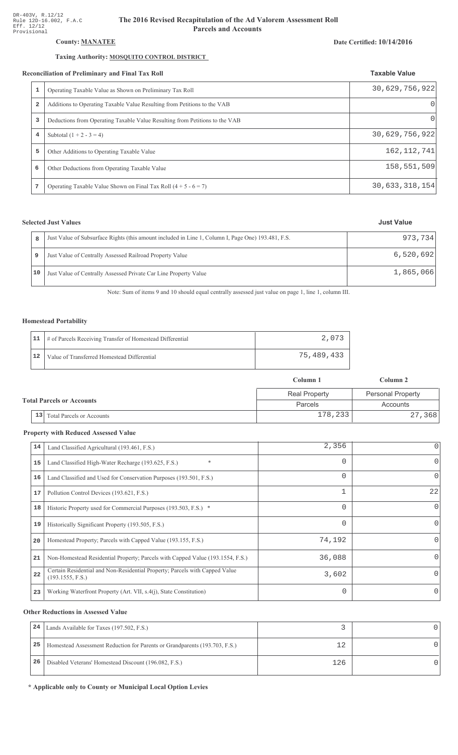DR-403V, R.12/12
Rule 12D-16.002, F.A.C
Eff. 12/12
Provisional

# The 2016 Revised Recapitulation of the Ad Valorem Assessment Roll
## Parcels and Accounts

**County: MANATEE**

**Date Certified: 10/14/2016**

**Taxing Authority: MOSQUITO CONTROL DISTRICT**

### Reconciliation of Preliminary and Final Tax Roll

| | | Taxable Value |
|---|---|---|
| 1 | Operating Taxable Value as Shown on Preliminary Tax Roll | 30,629,756,922 |
| 2 | Additions to Operating Taxable Value Resulting from Petitions to the VAB | 0 |
| 3 | Deductions from Operating Taxable Value Resulting from Petitions to the VAB | 0 |
| 4 | Subtotal (1 + 2 - 3 = 4) | 30,629,756,922 |
| 5 | Other Additions to Operating Taxable Value | 162,112,741 |
| 6 | Other Deductions from Operating Taxable Value | 158,551,509 |
| 7 | Operating Taxable Value Shown on Final Tax Roll (4 + 5 - 6 = 7) | 30,633,318,154 |

### Selected Just Values

| | | Just Value |
|---|---|---|
| 8 | Just Value of Subsurface Rights (this amount included in Line 1, Column I, Page One) 193.481, F.S. | 973,734 |
| 9 | Just Value of Centrally Assessed Railroad Property Value | 6,520,692 |
| 10 | Just Value of Centrally Assessed Private Car Line Property Value | 1,865,066 |

Note: Sum of items 9 and 10 should equal centrally assessed just value on page 1, line 1, column III.

### Homestead Portability

| | | |
|---|---|---|
| 11 | # of Parcels Receiving Transfer of Homestead Differential | 2,073 |
| 12 | Value of Transferred Homestead Differential | 75,489,433 |

### Total Parcels or Accounts

| | | Column 1 | Column 2 |
|---|---|---|---|
| | | Real Property | Personal Property |
| | | Parcels | Accounts |
| 13 | Total Parcels or Accounts | 178,233 | 27,368 |

### Property with Reduced Assessed Value

| | | Column 1 | Column 2 |
|---|---|---|---|
| 14 | Land Classified Agricultural (193.461, F.S.) | 2,356 | 0 |
| 15 | Land Classified High-Water Recharge (193.625, F.S.) * | 0 | 0 |
| 16 | Land Classified and Used for Conservation Purposes (193.501, F.S.) | 0 | 0 |
| 17 | Pollution Control Devices (193.621, F.S.) | 1 | 22 |
| 18 | Historic Property used for Commercial Purposes (193.503, F.S.) * | 0 | 0 |
| 19 | Historically Significant Property (193.505, F.S.) | 0 | 0 |
| 20 | Homestead Property; Parcels with Capped Value (193.155, F.S.) | 74,192 | 0 |
| 21 | Non-Homestead Residential Property; Parcels with Capped Value (193.1554, F.S.) | 36,088 | 0 |
| 22 | Certain Residential and Non-Residential Property; Parcels with Capped Value (193.1555, F.S.) | 3,602 | 0 |
| 23 | Working Waterfront Property (Art. VII, s.4(j), State Constitution) | 0 | 0 |

### Other Reductions in Assessed Value

| | | Column 1 | Column 2 |
|---|---|---|---|
| 24 | Lands Available for Taxes (197.502, F.S.) | 3 | 0 |
| 25 | Homestead Assessment Reduction for Parents or Grandparents (193.703, F.S.) | 12 | 0 |
| 26 | Disabled Veterans' Homestead Discount (196.082, F.S.) | 126 | 0 |

**\* Applicable only to County or Municipal Local Option Levies**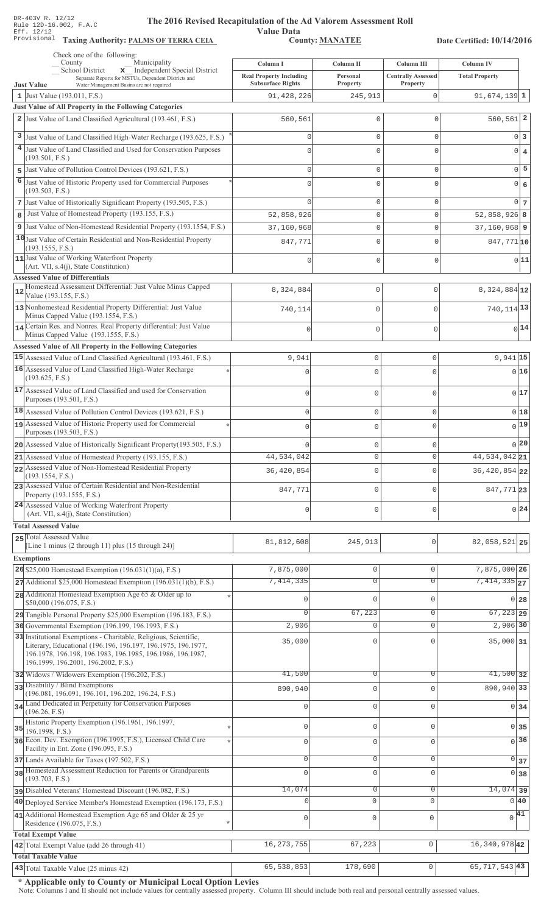DR-403V R. 12/12
Rule 12D-16.002, F.A.C
Eff. 12/12
Provisional

# The 2016 Revised Recapitulation of the Ad Valorem Assessment Roll
## Value Data

**Taxing Authority: PALMS OF TERRA CEIA** **County: MANATEE** **Date Certified: 10/14/2016**

Check one of the following:
_ County _ Municipality
_ School District **x** Independent Special District
Separate Reports for MSTUs, Dependent Districts and Water Management Basins are not required

| | Column I Real Property Including Subsurface Rights | Column II Personal Property | Column III Centrally Assessed Property | Column IV Total Property | |
|---|---|---|---|---|---|
| **Just Value** | | | | | |
| 1 Just Value (193.011, F.S.) | 91,428,226 | 245,913 | 0 | 91,674,139 | 1 |
| **Just Value of All Property in the Following Categories** | | | | | |
| 2 Just Value of Land Classified Agricultural (193.461, F.S.) | 560,561 | 0 | 0 | 560,561 | 2 |
| 3 Just Value of Land Classified High-Water Recharge (193.625, F.S.) * | 0 | 0 | 0 | 0 | 3 |
| 4 Just Value of Land Classified and Used for Conservation Purposes (193.501, F.S.) | 0 | 0 | 0 | 0 | 4 |
| 5 Just Value of Pollution Control Devices (193.621, F.S.) | 0 | 0 | 0 | 0 | 5 |
| 6 Just Value of Historic Property used for Commercial Purposes (193.503, F.S.) * | 0 | 0 | 0 | 0 | 6 |
| 7 Just Value of Historically Significant Property (193.505, F.S.) | 0 | 0 | 0 | 0 | 7 |
| 8 Just Value of Homestead Property (193.155, F.S.) | 52,858,926 | 0 | 0 | 52,858,926 | 8 |
| 9 Just Value of Non-Homestead Residential Property (193.1554, F.S.) | 37,160,968 | 0 | 0 | 37,160,968 | 9 |
| 10 Just Value of Certain Residential and Non-Residential Property (193.1555, F.S.) | 847,771 | 0 | 0 | 847,771 | 10 |
| 11 Just Value of Working Waterfront Property (Art. VII, s.4(j), State Constitution) | 0 | 0 | 0 | 0 | 11 |
| **Assessed Value of Differentials** | | | | | |
| 12 Homestead Assessment Differential: Just Value Minus Capped Value (193.155, F.S.) | 8,324,884 | 0 | 0 | 8,324,884 | 12 |
| 13 Nonhomestead Residential Property Differential: Just Value Minus Capped Value (193.1554, F.S.) | 740,114 | 0 | 0 | 740,114 | 13 |
| 14 Certain Res. and Nonres. Real Property differential: Just Value Minus Capped Value (193.1555, F.S.) | 0 | 0 | 0 | 0 | 14 |
| **Assessed Value of All Property in the Following Categories** | | | | | |
| 15 Assessed Value of Land Classified Agricultural (193.461, F.S.) | 9,941 | 0 | 0 | 9,941 | 15 |
| 16 Assessed Value of Land Classified High-Water Recharge (193.625, F.S.) * | 0 | 0 | 0 | 0 | 16 |
| 17 Assessed Value of Land Classified and used for Conservation Purposes (193.501, F.S.) | 0 | 0 | 0 | 0 | 17 |
| 18 Assessed Value of Pollution Control Devices (193.621, F.S.) | 0 | 0 | 0 | 0 | 18 |
| 19 Assessed Value of Historic Property used for Commercial Purposes (193.503, F.S.) * | 0 | 0 | 0 | 0 | 19 |
| 20 Assessed Value of Historically Significant Property(193.505, F.S.) | 0 | 0 | 0 | 0 | 20 |
| 21 Assessed Value of Homestead Property (193.155, F.S.) | 44,534,042 | 0 | 0 | 44,534,042 | 21 |
| 22 Assessed Value of Non-Homestead Residential Property (193.1554, F.S.) | 36,420,854 | 0 | 0 | 36,420,854 | 22 |
| 23 Assessed Value of Certain Residential and Non-Residential Property (193.1555, F.S.) | 847,771 | 0 | 0 | 847,771 | 23 |
| 24 Assessed Value of Working Waterfront Property (Art. VII, s.4(j), State Constitution) | 0 | 0 | 0 | 0 | 24 |
| **Total Assessed Value** | | | | | |
| 25 Total Assessed Value [Line 1 minus (2 through 11) plus (15 through 24)] | 81,812,608 | 245,913 | 0 | 82,058,521 | 25 |
| **Exemptions** | | | | | |
| 26 $25,000 Homestead Exemption (196.031(1)(a), F.S.) | 7,875,000 | 0 | 0 | 7,875,000 | 26 |
| 27 Additional $25,000 Homestead Exemption (196.031(1)(b), F.S.) | 7,414,335 | 0 | 0 | 7,414,335 | 27 |
| 28 Additional Homestead Exemption Age 65 & Older up to $50,000 (196.075, F.S.) * | 0 | 0 | 0 | 0 | 28 |
| 29 Tangible Personal Property $25,000 Exemption (196.183, F.S.) | 0 | 67,223 | 0 | 67,223 | 29 |
| 30 Governmental Exemption (196.199, 196.1993, F.S.) | 2,906 | 0 | 0 | 2,906 | 30 |
| 31 Institutional Exemptions - Charitable, Religious, Scientific, Literary, Educational (196.196, 196.197, 196.1975, 196.1977, 196.1978, 196.198, 196.1983, 196.1985, 196.1986, 196.1987, 196.1999, 196.2001, 196.2002, F.S.) | 35,000 | 0 | 0 | 35,000 | 31 |
| 32 Widows / Widowers Exemption (196.202, F.S.) | 41,500 | 0 | 0 | 41,500 | 32 |
| 33 Disability / Blind Exemptions (196.081, 196.091, 196.101, 196.202, 196.24, F.S.) | 890,940 | 0 | 0 | 890,940 | 33 |
| 34 Land Dedicated in Perpetuity for Conservation Purposes (196.26, F.S) | 0 | 0 | 0 | 0 | 34 |
| 35 Historic Property Exemption (196.1961, 196.1997, 196.1998, F.S.) * | 0 | 0 | 0 | 0 | 35 |
| 36 Econ. Dev. Exemption (196.1995, F.S.), Licensed Child Care Facility in Ent. Zone (196.095, F.S.) * | 0 | 0 | 0 | 0 | 36 |
| 37 Lands Available for Taxes (197.502, F.S.) | 0 | 0 | 0 | 0 | 37 |
| 38 Homestead Assessment Reduction for Parents or Grandparents (193.703, F.S.) | 0 | 0 | 0 | 0 | 38 |
| 39 Disabled Veterans' Homestead Discount (196.082, F.S.) | 14,074 | 0 | 0 | 14,074 | 39 |
| 40 Deployed Service Member's Homestead Exemption (196.173, F.S.) | 0 | 0 | 0 | 0 | 40 |
| 41 Additional Homestead Exemption Age 65 and Older & 25 yr Residence (196.075, F.S.) * | 0 | 0 | 0 | 0 | 41 |
| **Total Exempt Value** | | | | | |
| 42 Total Exempt Value (add 26 through 41) | 16,273,755 | 67,223 | 0 | 16,340,978 | 42 |
| **Total Taxable Value** | | | | | |
| 43 Total Taxable Value (25 minus 42) | 65,538,853 | 178,690 | 0 | 65,717,543 | 43 |

**\* Applicable only to County or Municipal Local Option Levies**

Note: Columns I and II should not include values for centrally assessed property. Column III should include both real and personal centrally assessed values.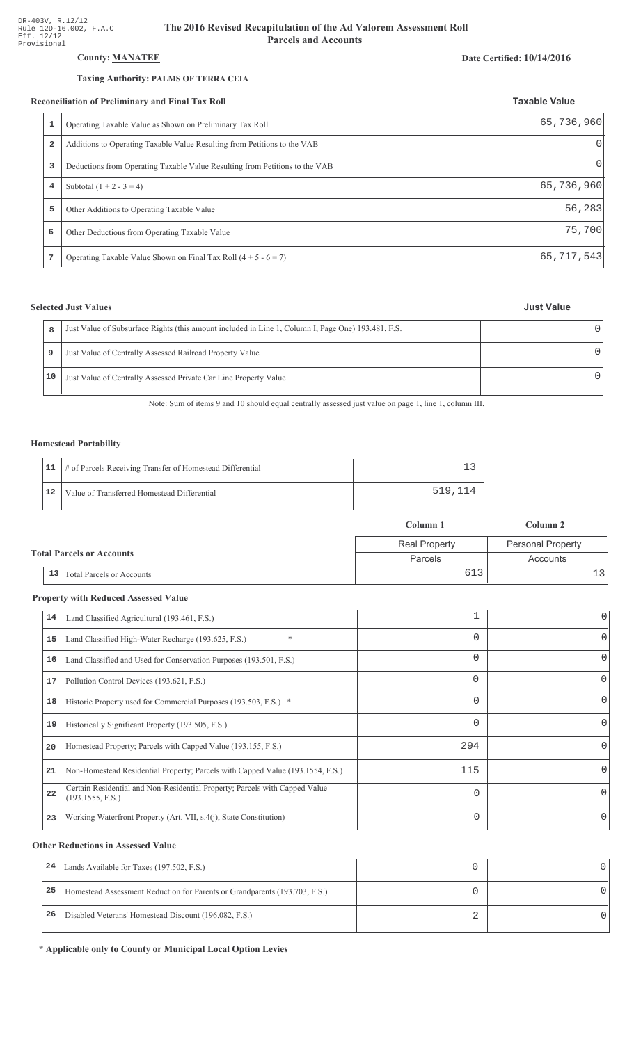DR-403V, R.12/12
Rule 12D-16.002, F.A.C
Eff. 12/12
Provisional

# The 2016 Revised Recapitulation of the Ad Valorem Assessment Roll
## Parcels and Accounts

**County:** MANATEE

**Date Certified: 10/14/2016**

**Taxing Authority:** PALMS OF TERRA CEIA

### Reconciliation of Preliminary and Final Tax Roll

| | | Taxable Value |
|---|---|---|
| 1 | Operating Taxable Value as Shown on Preliminary Tax Roll | 65,736,960 |
| 2 | Additions to Operating Taxable Value Resulting from Petitions to the VAB | 0 |
| 3 | Deductions from Operating Taxable Value Resulting from Petitions to the VAB | 0 |
| 4 | Subtotal (1 + 2 - 3 = 4) | 65,736,960 |
| 5 | Other Additions to Operating Taxable Value | 56,283 |
| 6 | Other Deductions from Operating Taxable Value | 75,700 |
| 7 | Operating Taxable Value Shown on Final Tax Roll (4 + 5 - 6 = 7) | 65,717,543 |

### Selected Just Values

| | | Just Value |
|---|---|---|
| 8 | Just Value of Subsurface Rights (this amount included in Line 1, Column I, Page One) 193.481, F.S. | 0 |
| 9 | Just Value of Centrally Assessed Railroad Property Value | 0 |
| 10 | Just Value of Centrally Assessed Private Car Line Property Value | 0 |

Note: Sum of items 9 and 10 should equal centrally assessed just value on page 1, line 1, column III.

### Homestead Portability

| | | |
|---|---|---|
| 11 | # of Parcels Receiving Transfer of Homestead Differential | 13 |
| 12 | Value of Transferred Homestead Differential | 519,114 |

### Total Parcels or Accounts

| | | Column 1<br>Real Property<br>Parcels | Column 2<br>Personal Property<br>Accounts |
|---|---|---|---|
| 13 | Total Parcels or Accounts | 613 | 13 |

### Property with Reduced Assessed Value

| | | | |
|---|---|---|---|
| 14 | Land Classified Agricultural (193.461, F.S.) | 1 | 0 |
| 15 | Land Classified High-Water Recharge (193.625, F.S.) * | 0 | 0 |
| 16 | Land Classified and Used for Conservation Purposes (193.501, F.S.) | 0 | 0 |
| 17 | Pollution Control Devices (193.621, F.S.) | 0 | 0 |
| 18 | Historic Property used for Commercial Purposes (193.503, F.S.) * | 0 | 0 |
| 19 | Historically Significant Property (193.505, F.S.) | 0 | 0 |
| 20 | Homestead Property; Parcels with Capped Value (193.155, F.S.) | 294 | 0 |
| 21 | Non-Homestead Residential Property; Parcels with Capped Value (193.1554, F.S.) | 115 | 0 |
| 22 | Certain Residential and Non-Residential Property; Parcels with Capped Value (193.1555, F.S.) | 0 | 0 |
| 23 | Working Waterfront Property (Art. VII, s.4(j), State Constitution) | 0 | 0 |

### Other Reductions in Assessed Value

| | | | |
|---|---|---|---|
| 24 | Lands Available for Taxes (197.502, F.S.) | 0 | 0 |
| 25 | Homestead Assessment Reduction for Parents or Grandparents (193.703, F.S.) | 0 | 0 |
| 26 | Disabled Veterans' Homestead Discount (196.082, F.S.) | 2 | 0 |

**\* Applicable only to County or Municipal Local Option Levies**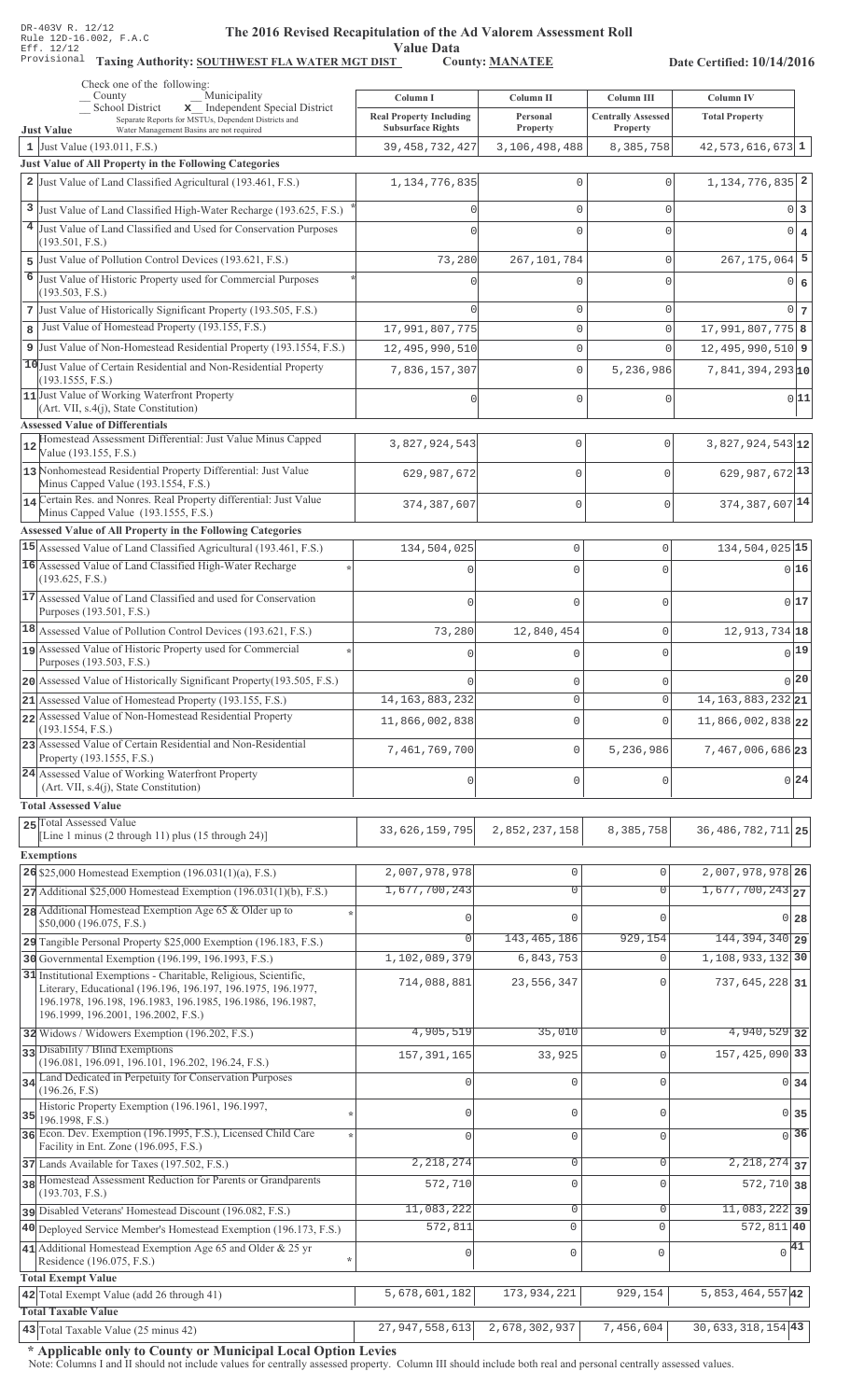DR-403V R. 12/12
Rule 12D-16.002, F.A.C
Eff. 12/12
Provisional

# The 2016 Revised Recapitulation of the Ad Valorem Assessment Roll

## Value Data

**Taxing Authority: SOUTHWEST FLA WATER MGT DIST** **County: MANATEE** **Date Certified: 10/14/2016**

Check one of the following:
_ County _ Municipality
_ School District **x** Independent Special District
Separate Reports for MSTUs, Dependent Districts and Water Management Basins are not required

| | Just Value | Column I<br>Real Property Including Subsurface Rights | Column II<br>Personal Property | Column III<br>Centrally Assessed Property | Column IV<br>Total Property | |
|---|---|---|---|---|---|---|
| 1 | Just Value (193.011, F.S.) | 39,458,732,427 | 3,106,498,488 | 8,385,758 | 42,573,616,673 | 1 |
| | **Just Value of All Property in the Following Categories** | | | | | |
| 2 | Just Value of Land Classified Agricultural (193.461, F.S.) | 1,134,776,835 | 0 | 0 | 1,134,776,835 | 2 |
| 3 | Just Value of Land Classified High-Water Recharge (193.625, F.S.) * | 0 | 0 | 0 | 0 | 3 |
| 4 | Just Value of Land Classified and Used for Conservation Purposes (193.501, F.S.) | 0 | 0 | 0 | 0 | 4 |
| 5 | Just Value of Pollution Control Devices (193.621, F.S.) | 73,280 | 267,101,784 | 0 | 267,175,064 | 5 |
| 6 | Just Value of Historic Property used for Commercial Purposes (193.503, F.S.) * | 0 | 0 | 0 | 0 | 6 |
| 7 | Just Value of Historically Significant Property (193.505, F.S.) | 0 | 0 | 0 | 0 | 7 |
| 8 | Just Value of Homestead Property (193.155, F.S.) | 17,991,807,775 | 0 | 0 | 17,991,807,775 | 8 |
| 9 | Just Value of Non-Homestead Residential Property (193.1554, F.S.) | 12,495,990,510 | 0 | 0 | 12,495,990,510 | 9 |
| 10 | Just Value of Certain Residential and Non-Residential Property (193.1555, F.S.) | 7,836,157,307 | 0 | 5,236,986 | 7,841,394,293 | 10 |
| 11 | Just Value of Working Waterfront Property (Art. VII, s.4(j), State Constitution) | 0 | 0 | 0 | 0 | 11 |
| | **Assessed Value of Differentials** | | | | | |
| 12 | Homestead Assessment Differential: Just Value Minus Capped Value (193.155, F.S.) | 3,827,924,543 | 0 | 0 | 3,827,924,543 | 12 |
| 13 | Nonhomestead Residential Property Differential: Just Value Minus Capped Value (193.1554, F.S.) | 629,987,672 | 0 | 0 | 629,987,672 | 13 |
| 14 | Certain Res. and Nonres. Real Property differential: Just Value Minus Capped Value (193.1555, F.S.) | 374,387,607 | 0 | 0 | 374,387,607 | 14 |
| | **Assessed Value of All Property in the Following Categories** | | | | | |
| 15 | Assessed Value of Land Classified Agricultural (193.461, F.S.) | 134,504,025 | 0 | 0 | 134,504,025 | 15 |
| 16 | Assessed Value of Land Classified High-Water Recharge (193.625, F.S.) * | 0 | 0 | 0 | 0 | 16 |
| 17 | Assessed Value of Land Classified and used for Conservation Purposes (193.501, F.S.) | 0 | 0 | 0 | 0 | 17 |
| 18 | Assessed Value of Pollution Control Devices (193.621, F.S.) | 73,280 | 12,840,454 | 0 | 12,913,734 | 18 |
| 19 | Assessed Value of Historic Property used for Commercial Purposes (193.503, F.S.) * | 0 | 0 | 0 | 0 | 19 |
| 20 | Assessed Value of Historically Significant Property(193.505, F.S.) | 0 | 0 | 0 | 0 | 20 |
| 21 | Assessed Value of Homestead Property (193.155, F.S.) | 14,163,883,232 | 0 | 0 | 14,163,883,232 | 21 |
| 22 | Assessed Value of Non-Homestead Residential Property (193.1554, F.S.) | 11,866,002,838 | 0 | 0 | 11,866,002,838 | 22 |
| 23 | Assessed Value of Certain Residential and Non-Residential Property (193.1555, F.S.) | 7,461,769,700 | 0 | 5,236,986 | 7,467,006,686 | 23 |
| 24 | Assessed Value of Working Waterfront Property (Art. VII, s.4(j), State Constitution) | 0 | 0 | 0 | 0 | 24 |
| | **Total Assessed Value** | | | | | |
| 25 | Total Assessed Value [Line 1 minus (2 through 11) plus (15 through 24)] | 33,626,159,795 | 2,852,237,158 | 8,385,758 | 36,486,782,711 | 25 |
| | **Exemptions** | | | | | |
| 26 | $25,000 Homestead Exemption (196.031(1)(a), F.S.) | 2,007,978,978 | 0 | 0 | 2,007,978,978 | 26 |
| 27 | Additional $25,000 Homestead Exemption (196.031(1)(b), F.S.) | 1,677,700,243 | 0 | 0 | 1,677,700,243 | 27 |
| 28 | Additional Homestead Exemption Age 65 & Older up to $50,000 (196.075, F.S.) * | 0 | 0 | 0 | 0 | 28 |
| 29 | Tangible Personal Property $25,000 Exemption (196.183, F.S.) | 0 | 143,465,186 | 929,154 | 144,394,340 | 29 |
| 30 | Governmental Exemption (196.199, 196.1993, F.S.) | 1,102,089,379 | 6,843,753 | 0 | 1,108,933,132 | 30 |
| 31 | Institutional Exemptions - Charitable, Religious, Scientific, Literary, Educational (196.196, 196.197, 196.1975, 196.1977, 196.1978, 196.198, 196.1983, 196.1985, 196.1986, 196.1987, 196.1999, 196.2001, 196.2002, F.S.) | 714,088,881 | 23,556,347 | 0 | 737,645,228 | 31 |
| 32 | Widows / Widowers Exemption (196.202, F.S.) | 4,905,519 | 35,010 | 0 | 4,940,529 | 32 |
| 33 | Disability / Blind Exemptions (196.081, 196.091, 196.101, 196.202, 196.24, F.S.) | 157,391,165 | 33,925 | 0 | 157,425,090 | 33 |
| 34 | Land Dedicated in Perpetuity for Conservation Purposes (196.26, F.S) | 0 | 0 | 0 | 0 | 34 |
| 35 | Historic Property Exemption (196.1961, 196.1997, 196.1998, F.S.) * | 0 | 0 | 0 | 0 | 35 |
| 36 | Econ. Dev. Exemption (196.1995, F.S.), Licensed Child Care Facility in Ent. Zone (196.095, F.S.) * | 0 | 0 | 0 | 0 | 36 |
| 37 | Lands Available for Taxes (197.502, F.S.) | 2,218,274 | 0 | 0 | 2,218,274 | 37 |
| 38 | Homestead Assessment Reduction for Parents or Grandparents (193.703, F.S.) | 572,710 | 0 | 0 | 572,710 | 38 |
| 39 | Disabled Veterans' Homestead Discount (196.082, F.S.) | 11,083,222 | 0 | 0 | 11,083,222 | 39 |
| 40 | Deployed Service Member's Homestead Exemption (196.173, F.S.) | 572,811 | 0 | 0 | 572,811 | 40 |
| 41 | Additional Homestead Exemption Age 65 and Older & 25 yr Residence (196.075, F.S.) * | 0 | 0 | 0 | 0 | 41 |
| | **Total Exempt Value** | | | | | |
| 42 | Total Exempt Value (add 26 through 41) | 5,678,601,182 | 173,934,221 | 929,154 | 5,853,464,557 | 42 |
| | **Total Taxable Value** | | | | | |
| 43 | Total Taxable Value (25 minus 42) | 27,947,558,613 | 2,678,302,937 | 7,456,604 | 30,633,318,154 | 43 |

**\* Applicable only to County or Municipal Local Option Levies**

Note: Columns I and II should not include values for centrally assessed property. Column III should include both real and personal centrally assessed values.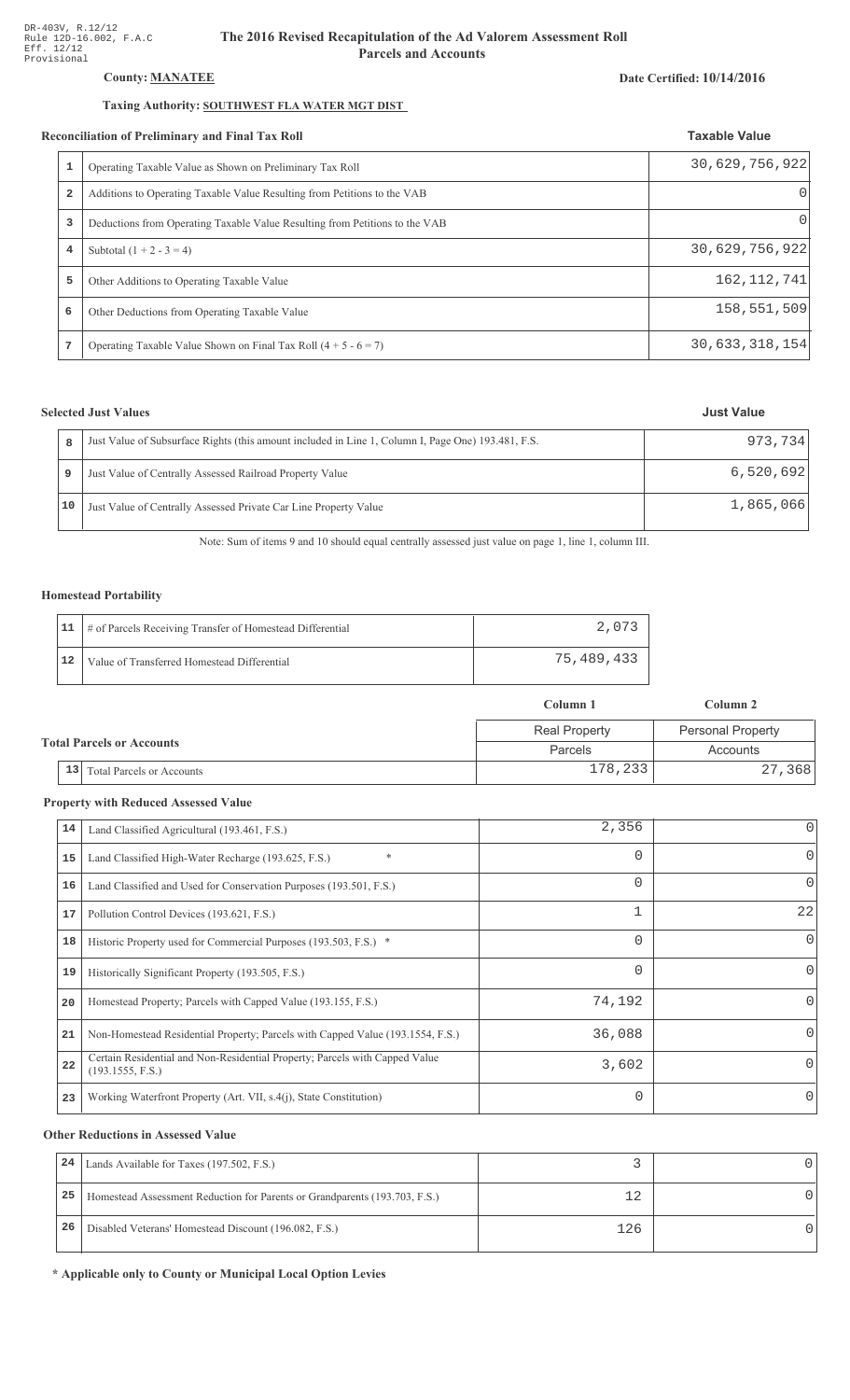DR-403V, R.12/12
Rule 12D-16.002, F.A.C
Eff. 12/12
Provisional

# The 2016 Revised Recapitulation of the Ad Valorem Assessment Roll
## Parcels and Accounts

**County: MANATEE**

**Date Certified: 10/14/2016**

**Taxing Authority: SOUTHWEST FLA WATER MGT DIST**

### Reconciliation of Preliminary and Final Tax Roll

| | | Taxable Value |
|---|---|---|
| 1 | Operating Taxable Value as Shown on Preliminary Tax Roll | 30,629,756,922 |
| 2 | Additions to Operating Taxable Value Resulting from Petitions to the VAB | 0 |
| 3 | Deductions from Operating Taxable Value Resulting from Petitions to the VAB | 0 |
| 4 | Subtotal (1 + 2 - 3 = 4) | 30,629,756,922 |
| 5 | Other Additions to Operating Taxable Value | 162,112,741 |
| 6 | Other Deductions from Operating Taxable Value | 158,551,509 |
| 7 | Operating Taxable Value Shown on Final Tax Roll (4 + 5 - 6 = 7) | 30,633,318,154 |

### Selected Just Values

| | | Just Value |
|---|---|---|
| 8 | Just Value of Subsurface Rights (this amount included in Line 1, Column I, Page One) 193.481, F.S. | 973,734 |
| 9 | Just Value of Centrally Assessed Railroad Property Value | 6,520,692 |
| 10 | Just Value of Centrally Assessed Private Car Line Property Value | 1,865,066 |

Note: Sum of items 9 and 10 should equal centrally assessed just value on page 1, line 1, column III.

### Homestead Portability

| | | |
|---|---|---|
| 11 | # of Parcels Receiving Transfer of Homestead Differential | 2,073 |
| 12 | Value of Transferred Homestead Differential | 75,489,433 |

### Total Parcels or Accounts

| | | Column 1 | Column 2 |
|---|---|---|---|
| | | Real Property | Personal Property |
| | | Parcels | Accounts |
| 13 | Total Parcels or Accounts | 178,233 | 27,368 |

### Property with Reduced Assessed Value

| | | Column 1 | Column 2 |
|---|---|---|---|
| 14 | Land Classified Agricultural (193.461, F.S.) | 2,356 | 0 |
| 15 | Land Classified High-Water Recharge (193.625, F.S.) * | 0 | 0 |
| 16 | Land Classified and Used for Conservation Purposes (193.501, F.S.) | 0 | 0 |
| 17 | Pollution Control Devices (193.621, F.S.) | 1 | 22 |
| 18 | Historic Property used for Commercial Purposes (193.503, F.S.) * | 0 | 0 |
| 19 | Historically Significant Property (193.505, F.S.) | 0 | 0 |
| 20 | Homestead Property; Parcels with Capped Value (193.155, F.S.) | 74,192 | 0 |
| 21 | Non-Homestead Residential Property; Parcels with Capped Value (193.1554, F.S.) | 36,088 | 0 |
| 22 | Certain Residential and Non-Residential Property; Parcels with Capped Value (193.1555, F.S.) | 3,602 | 0 |
| 23 | Working Waterfront Property (Art. VII, s.4(j), State Constitution) | 0 | 0 |

### Other Reductions in Assessed Value

| | | Column 1 | Column 2 |
|---|---|---|---|
| 24 | Lands Available for Taxes (197.502, F.S.) | 3 | 0 |
| 25 | Homestead Assessment Reduction for Parents or Grandparents (193.703, F.S.) | 12 | 0 |
| 26 | Disabled Veterans' Homestead Discount (196.082, F.S.) | 126 | 0 |

**\* Applicable only to County or Municipal Local Option Levies**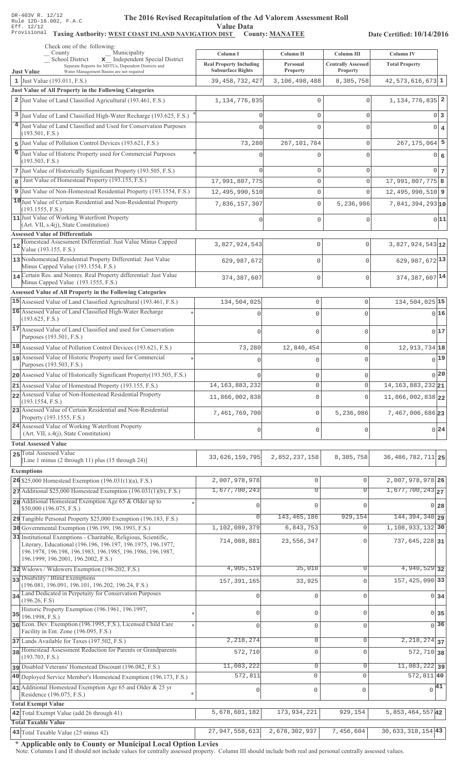DR-403V R. 12/12
Rule 12D-16.002, F.A.C
Eff. 12/12
Provisional

# The 2016 Revised Recapitulation of the Ad Valorem Assessment Roll

## Value Data

**Taxing Authority: WEST COAST INLAND NAVIGATION DIST** **County: MANATEE** **Date Certified: 10/14/2016**

Check one of the following:
_ County _ Municipality
_ School District **x** Independent Special District
Separate Reports for MSTUs, Dependent Districts and Water Management Basins are not required

| | Just Value | Column I Real Property Including Subsurface Rights | Column II Personal Property | Column III Centrally Assessed Property | Column IV Total Property | |
|---|---|---|---|---|---|---|
| 1 | Just Value (193.011, F.S.) | 39,458,732,427 | 3,106,498,488 | 8,385,758 | 42,573,616,673 | 1 |
| | **Just Value of All Property in the Following Categories** | | | | | |
| 2 | Just Value of Land Classified Agricultural (193.461, F.S.) | 1,134,776,835 | 0 | 0 | 1,134,776,835 | 2 |
| 3 | Just Value of Land Classified High-Water Recharge (193.625, F.S.) * | 0 | 0 | 0 | 0 | 3 |
| 4 | Just Value of Land Classified and Used for Conservation Purposes (193.501, F.S.) | 0 | 0 | 0 | 0 | 4 |
| 5 | Just Value of Pollution Control Devices (193.621, F.S.) | 73,280 | 267,101,784 | 0 | 267,175,064 | 5 |
| 6 | Just Value of Historic Property used for Commercial Purposes (193.503, F.S.) * | 0 | 0 | 0 | 0 | 6 |
| 7 | Just Value of Historically Significant Property (193.505, F.S.) | 0 | 0 | 0 | 0 | 7 |
| 8 | Just Value of Homestead Property (193.155, F.S.) | 17,991,807,775 | 0 | 0 | 17,991,807,775 | 8 |
| 9 | Just Value of Non-Homestead Residential Property (193.1554, F.S.) | 12,495,990,510 | 0 | 0 | 12,495,990,510 | 9 |
| 10 | Just Value of Certain Residential and Non-Residential Property (193.1555, F.S.) | 7,836,157,307 | 0 | 5,236,986 | 7,841,394,293 | 10 |
| 11 | Just Value of Working Waterfront Property (Art. VII, s.4(j), State Constitution) | 0 | 0 | 0 | 0 | 11 |
| | **Assessed Value of Differentials** | | | | | |
| 12 | Homestead Assessment Differential: Just Value Minus Capped Value (193.155, F.S.) | 3,827,924,543 | 0 | 0 | 3,827,924,543 | 12 |
| 13 | Nonhomestead Residential Property Differential: Just Value Minus Capped Value (193.1554, F.S.) | 629,987,672 | 0 | 0 | 629,987,672 | 13 |
| 14 | Certain Res. and Nonres. Real Property differential: Just Value Minus Capped Value (193.1555, F.S.) | 374,387,607 | 0 | 0 | 374,387,607 | 14 |
| | **Assessed Value of All Property in the Following Categories** | | | | | |
| 15 | Assessed Value of Land Classified Agricultural (193.461, F.S.) | 134,504,025 | 0 | 0 | 134,504,025 | 15 |
| 16 | Assessed Value of Land Classified High-Water Recharge (193.625, F.S.) * | 0 | 0 | 0 | 0 | 16 |
| 17 | Assessed Value of Land Classified and used for Conservation Purposes (193.501, F.S.) | 0 | 0 | 0 | 0 | 17 |
| 18 | Assessed Value of Pollution Control Devices (193.621, F.S.) | 73,280 | 12,840,454 | 0 | 12,913,734 | 18 |
| 19 | Assessed Value of Historic Property used for Commercial Purposes (193.503, F.S.) * | 0 | 0 | 0 | 0 | 19 |
| 20 | Assessed Value of Historically Significant Property(193.505, F.S.) | 0 | 0 | 0 | 0 | 20 |
| 21 | Assessed Value of Homestead Property (193.155, F.S.) | 14,163,883,232 | 0 | 0 | 14,163,883,232 | 21 |
| 22 | Assessed Value of Non-Homestead Residential Property (193.1554, F.S.) | 11,866,002,838 | 0 | 0 | 11,866,002,838 | 22 |
| 23 | Assessed Value of Certain Residential and Non-Residential Property (193.1555, F.S.) | 7,461,769,700 | 0 | 5,236,986 | 7,467,006,686 | 23 |
| 24 | Assessed Value of Working Waterfront Property (Art. VII, s.4(j), State Constitution) | 0 | 0 | 0 | 0 | 24 |
| | **Total Assessed Value** | | | | | |
| 25 | Total Assessed Value [Line 1 minus (2 through 11) plus (15 through 24)] | 33,626,159,795 | 2,852,237,158 | 8,385,758 | 36,486,782,711 | 25 |
| | **Exemptions** | | | | | |
| 26 | $25,000 Homestead Exemption (196.031(1)(a), F.S.) | 2,007,978,978 | 0 | 0 | 2,007,978,978 | 26 |
| 27 | Additional $25,000 Homestead Exemption (196.031(1)(b), F.S.) | 1,677,700,243 | 0 | 0 | 1,677,700,243 | 27 |
| 28 | Additional Homestead Exemption Age 65 & Older up to $50,000 (196.075, F.S.) * | 0 | 0 | 0 | 0 | 28 |
| 29 | Tangible Personal Property $25,000 Exemption (196.183, F.S.) | 0 | 143,465,186 | 929,154 | 144,394,340 | 29 |
| 30 | Governmental Exemption (196.199, 196.1993, F.S.) | 1,102,089,379 | 6,843,753 | 0 | 1,108,933,132 | 30 |
| 31 | Institutional Exemptions - Charitable, Religious, Scientific, Literary, Educational (196.196, 196.197, 196.1975, 196.1977, 196.1978, 196.198, 196.1983, 196.1985, 196.1986, 196.1987, 196.1999, 196.2001, 196.2002, F.S.) | 714,088,881 | 23,556,347 | 0 | 737,645,228 | 31 |
| 32 | Widows / Widowers Exemption (196.202, F.S.) | 4,905,519 | 35,010 | 0 | 4,940,529 | 32 |
| 33 | Disability / Blind Exemptions (196.081, 196.091, 196.101, 196.202, 196.24, F.S.) | 157,391,165 | 33,925 | 0 | 157,425,090 | 33 |
| 34 | Land Dedicated in Perpetuity for Conservation Purposes (196.26, F.S) | 0 | 0 | 0 | 0 | 34 |
| 35 | Historic Property Exemption (196.1961, 196.1997, 196.1998, F.S.) * | 0 | 0 | 0 | 0 | 35 |
| 36 | Econ. Dev. Exemption (196.1995, F.S.), Licensed Child Care Facility in Ent. Zone (196.095, F.S.) * | 0 | 0 | 0 | 0 | 36 |
| 37 | Lands Available for Taxes (197.502, F.S.) | 2,218,274 | 0 | 0 | 2,218,274 | 37 |
| 38 | Homestead Assessment Reduction for Parents or Grandparents (193.703, F.S.) | 572,710 | 0 | 0 | 572,710 | 38 |
| 39 | Disabled Veterans' Homestead Discount (196.082, F.S.) | 11,083,222 | 0 | 0 | 11,083,222 | 39 |
| 40 | Deployed Service Member's Homestead Exemption (196.173, F.S.) | 572,811 | 0 | 0 | 572,811 | 40 |
| 41 | Additional Homestead Exemption Age 65 and Older & 25 yr Residence (196.075, F.S.) * | 0 | 0 | 0 | 0 | 41 |
| | **Total Exempt Value** | | | | | |
| 42 | Total Exempt Value (add 26 through 41) | 5,678,601,182 | 173,934,221 | 929,154 | 5,853,464,557 | 42 |
| | **Total Taxable Value** | | | | | |
| 43 | Total Taxable Value (25 minus 42) | 27,947,558,613 | 2,678,302,937 | 7,456,604 | 30,633,318,154 | 43 |

**\* Applicable only to County or Municipal Local Option Levies**

Note: Columns I and II should not include values for centrally assessed property. Column III should include both real and personal centrally assessed values.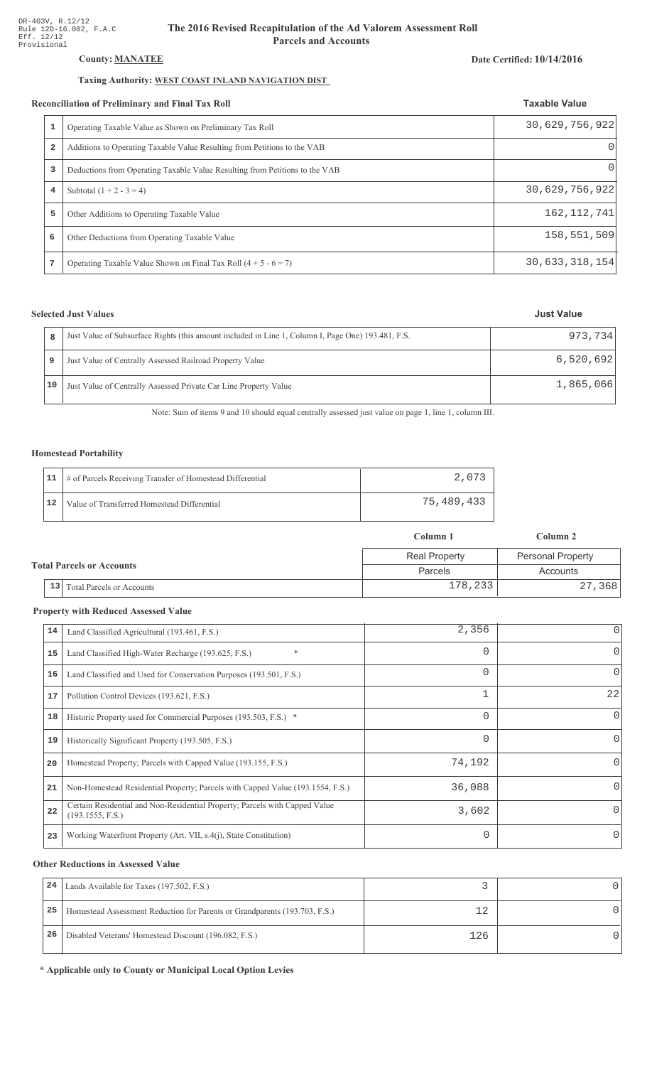DR-403V, R.12/12
Rule 12D-16.002, F.A.C
Eff. 12/12
Provisional

# The 2016 Revised Recapitulation of the Ad Valorem Assessment Roll
## Parcels and Accounts

**County: MANATEE**

**Date Certified: 10/14/2016**

**Taxing Authority: WEST COAST INLAND NAVIGATION DIST**

### Reconciliation of Preliminary and Final Tax Roll

| | | Taxable Value |
|---|---|---|
| 1 | Operating Taxable Value as Shown on Preliminary Tax Roll | 30,629,756,922 |
| 2 | Additions to Operating Taxable Value Resulting from Petitions to the VAB | 0 |
| 3 | Deductions from Operating Taxable Value Resulting from Petitions to the VAB | 0 |
| 4 | Subtotal (1 + 2 - 3 = 4) | 30,629,756,922 |
| 5 | Other Additions to Operating Taxable Value | 162,112,741 |
| 6 | Other Deductions from Operating Taxable Value | 158,551,509 |
| 7 | Operating Taxable Value Shown on Final Tax Roll (4 + 5 - 6 = 7) | 30,633,318,154 |

### Selected Just Values

| | | Just Value |
|---|---|---|
| 8 | Just Value of Subsurface Rights (this amount included in Line 1, Column I, Page One) 193.481, F.S. | 973,734 |
| 9 | Just Value of Centrally Assessed Railroad Property Value | 6,520,692 |
| 10 | Just Value of Centrally Assessed Private Car Line Property Value | 1,865,066 |

Note: Sum of items 9 and 10 should equal centrally assessed just value on page 1, line 1, column III.

### Homestead Portability

| | | |
|---|---|---|
| 11 | # of Parcels Receiving Transfer of Homestead Differential | 2,073 |
| 12 | Value of Transferred Homestead Differential | 75,489,433 |

### Total Parcels or Accounts

| | | Column 1 | Column 2 |
|---|---|---|---|
| | | Real Property | Personal Property |
| | | Parcels | Accounts |
| 13 | Total Parcels or Accounts | 178,233 | 27,368 |

### Property with Reduced Assessed Value

| | | Column 1 | Column 2 |
|---|---|---|---|
| 14 | Land Classified Agricultural (193.461, F.S.) | 2,356 | 0 |
| 15 | Land Classified High-Water Recharge (193.625, F.S.) * | 0 | 0 |
| 16 | Land Classified and Used for Conservation Purposes (193.501, F.S.) | 0 | 0 |
| 17 | Pollution Control Devices (193.621, F.S.) | 1 | 22 |
| 18 | Historic Property used for Commercial Purposes (193.503, F.S.) * | 0 | 0 |
| 19 | Historically Significant Property (193.505, F.S.) | 0 | 0 |
| 20 | Homestead Property; Parcels with Capped Value (193.155, F.S.) | 74,192 | 0 |
| 21 | Non-Homestead Residential Property; Parcels with Capped Value (193.1554, F.S.) | 36,088 | 0 |
| 22 | Certain Residential and Non-Residential Property; Parcels with Capped Value (193.1555, F.S.) | 3,602 | 0 |
| 23 | Working Waterfront Property (Art. VII, s.4(j), State Constitution) | 0 | 0 |

### Other Reductions in Assessed Value

| | | Column 1 | Column 2 |
|---|---|---|---|
| 24 | Lands Available for Taxes (197.502, F.S.) | 3 | 0 |
| 25 | Homestead Assessment Reduction for Parents or Grandparents (193.703, F.S.) | 12 | 0 |
| 26 | Disabled Veterans' Homestead Discount (196.082, F.S.) | 126 | 0 |

**\* Applicable only to County or Municipal Local Option Levies**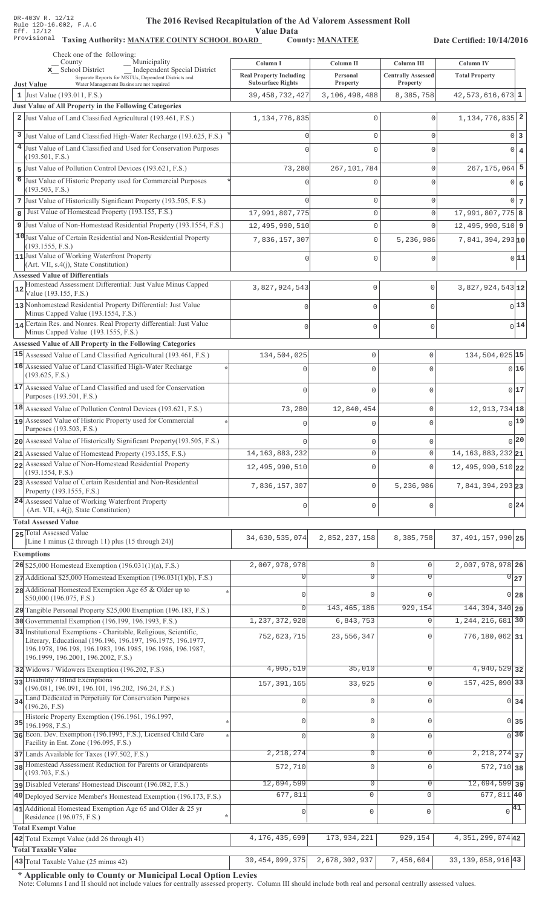DR-403V R. 12/12
Rule 12D-16.002, F.A.C
Eff. 12/12
Provisional

# The 2016 Revised Recapitulation of the Ad Valorem Assessment Roll

## Value Data

**Taxing Authority: MANATEE COUNTY SCHOOL BOARD** **County: MANATEE** **Date Certified: 10/14/2016**

Check one of the following:
_ County _ Municipality
x School District _ Independent Special District
Separate Reports for MSTUs, Dependent Districts and Water Management Basins are not required

| Just Value | Column I Real Property Including Subsurface Rights | Column II Personal Property | Column III Centrally Assessed Property | Column IV Total Property | |
|---|---|---|---|---|---|
| 1 Just Value (193.011, F.S.) | 39,458,732,427 | 3,106,498,488 | 8,385,758 | 42,573,616,673 | 1 |
| **Just Value of All Property in the Following Categories** | | | | | |
| 2 Just Value of Land Classified Agricultural (193.461, F.S.) | 1,134,776,835 | 0 | 0 | 1,134,776,835 | 2 |
| 3 Just Value of Land Classified High-Water Recharge (193.625, F.S.) * | 0 | 0 | 0 | 0 | 3 |
| 4 Just Value of Land Classified and Used for Conservation Purposes (193.501, F.S.) | 0 | 0 | 0 | 0 | 4 |
| 5 Just Value of Pollution Control Devices (193.621, F.S.) | 73,280 | 267,101,784 | 0 | 267,175,064 | 5 |
| 6 Just Value of Historic Property used for Commercial Purposes (193.503, F.S.) * | 0 | 0 | 0 | 0 | 6 |
| 7 Just Value of Historically Significant Property (193.505, F.S.) | 0 | 0 | 0 | 0 | 7 |
| 8 Just Value of Homestead Property (193.155, F.S.) | 17,991,807,775 | 0 | 0 | 17,991,807,775 | 8 |
| 9 Just Value of Non-Homestead Residential Property (193.1554, F.S.) | 12,495,990,510 | 0 | 0 | 12,495,990,510 | 9 |
| 10 Just Value of Certain Residential and Non-Residential Property (193.1555, F.S.) | 7,836,157,307 | 0 | 5,236,986 | 7,841,394,293 | 10 |
| 11 Just Value of Working Waterfront Property (Art. VII, s.4(j), State Constitution) | 0 | 0 | 0 | 0 | 11 |
| **Assessed Value of Differentials** | | | | | |
| 12 Homestead Assessment Differential: Just Value Minus Capped Value (193.155, F.S.) | 3,827,924,543 | 0 | 0 | 3,827,924,543 | 12 |
| 13 Nonhomestead Residential Property Differential: Just Value Minus Capped Value (193.1554, F.S.) | 0 | 0 | 0 | 0 | 13 |
| 14 Certain Res. and Nonres. Real Property differential: Just Value Minus Capped Value (193.1555, F.S.) | 0 | 0 | 0 | 0 | 14 |
| **Assessed Value of All Property in the Following Categories** | | | | | |
| 15 Assessed Value of Land Classified Agricultural (193.461, F.S.) | 134,504,025 | 0 | 0 | 134,504,025 | 15 |
| 16 Assessed Value of Land Classified High-Water Recharge (193.625, F.S.) * | 0 | 0 | 0 | 0 | 16 |
| 17 Assessed Value of Land Classified and used for Conservation Purposes (193.501, F.S.) | 0 | 0 | 0 | 0 | 17 |
| 18 Assessed Value of Pollution Control Devices (193.621, F.S.) | 73,280 | 12,840,454 | 0 | 12,913,734 | 18 |
| 19 Assessed Value of Historic Property used for Commercial Purposes (193.503, F.S.) * | 0 | 0 | 0 | 0 | 19 |
| 20 Assessed Value of Historically Significant Property(193.505, F.S.) | 0 | 0 | 0 | 0 | 20 |
| 21 Assessed Value of Homestead Property (193.155, F.S.) | 14,163,883,232 | 0 | 0 | 14,163,883,232 | 21 |
| 22 Assessed Value of Non-Homestead Residential Property (193.1554, F.S.) | 12,495,990,510 | 0 | 0 | 12,495,990,510 | 22 |
| 23 Assessed Value of Certain Residential and Non-Residential Property (193.1555, F.S.) | 7,836,157,307 | 0 | 5,236,986 | 7,841,394,293 | 23 |
| 24 Assessed Value of Working Waterfront Property (Art. VII, s.4(j), State Constitution) | 0 | 0 | 0 | 0 | 24 |
| **Total Assessed Value** | | | | | |
| 25 Total Assessed Value [Line 1 minus (2 through 11) plus (15 through 24)] | 34,630,535,074 | 2,852,237,158 | 8,385,758 | 37,491,157,990 | 25 |
| **Exemptions** | | | | | |
| 26 $25,000 Homestead Exemption (196.031(1)(a), F.S.) | 2,007,978,978 | 0 | 0 | 2,007,978,978 | 26 |
| 27 Additional $25,000 Homestead Exemption (196.031(1)(b), F.S.) | 0 | 0 | 0 | 0 | 27 |
| 28 Additional Homestead Exemption Age 65 & Older up to $50,000 (196.075, F.S.) * | 0 | 0 | 0 | 0 | 28 |
| 29 Tangible Personal Property $25,000 Exemption (196.183, F.S.) | 0 | 143,465,186 | 929,154 | 144,394,340 | 29 |
| 30 Governmental Exemption (196.199, 196.1993, F.S.) | 1,237,372,928 | 6,843,753 | 0 | 1,244,216,681 | 30 |
| 31 Institutional Exemptions - Charitable, Religious, Scientific, Literary, Educational (196.196, 196.197, 196.1975, 196.1977, 196.1978, 196.198, 196.1983, 196.1985, 196.1986, 196.1987, 196.1999, 196.2001, 196.2002, F.S.) | 752,623,715 | 23,556,347 | 0 | 776,180,062 | 31 |
| 32 Widows / Widowers Exemption (196.202, F.S.) | 4,905,519 | 35,010 | 0 | 4,940,529 | 32 |
| 33 Disability / Blind Exemptions (196.081, 196.091, 196.101, 196.202, 196.24, F.S.) | 157,391,165 | 33,925 | 0 | 157,425,090 | 33 |
| 34 Land Dedicated in Perpetuity for Conservation Purposes (196.26, F.S) | 0 | 0 | 0 | 0 | 34 |
| 35 Historic Property Exemption (196.1961, 196.1997, 196.1998, F.S.) * | 0 | 0 | 0 | 0 | 35 |
| 36 Econ. Dev. Exemption (196.1995, F.S.), Licensed Child Care Facility in Ent. Zone (196.095, F.S.) * | 0 | 0 | 0 | 0 | 36 |
| 37 Lands Available for Taxes (197.502, F.S.) | 2,218,274 | 0 | 0 | 2,218,274 | 37 |
| 38 Homestead Assessment Reduction for Parents or Grandparents (193.703, F.S.) | 572,710 | 0 | 0 | 572,710 | 38 |
| 39 Disabled Veterans' Homestead Discount (196.082, F.S.) | 12,694,599 | 0 | 0 | 12,694,599 | 39 |
| 40 Deployed Service Member's Homestead Exemption (196.173, F.S.) | 677,811 | 0 | 0 | 677,811 | 40 |
| 41 Additional Homestead Exemption Age 65 and Older & 25 yr Residence (196.075, F.S.) * | 0 | 0 | 0 | 0 | 41 |
| **Total Exempt Value** | | | | | |
| 42 Total Exempt Value (add 26 through 41) | 4,176,435,699 | 173,934,221 | 929,154 | 4,351,299,074 | 42 |
| **Total Taxable Value** | | | | | |
| 43 Total Taxable Value (25 minus 42) | 30,454,099,375 | 2,678,302,937 | 7,456,604 | 33,139,858,916 | 43 |

**\* Applicable only to County or Municipal Local Option Levies**

Note: Columns I and II should not include values for centrally assessed property. Column III should include both real and personal centrally assessed values.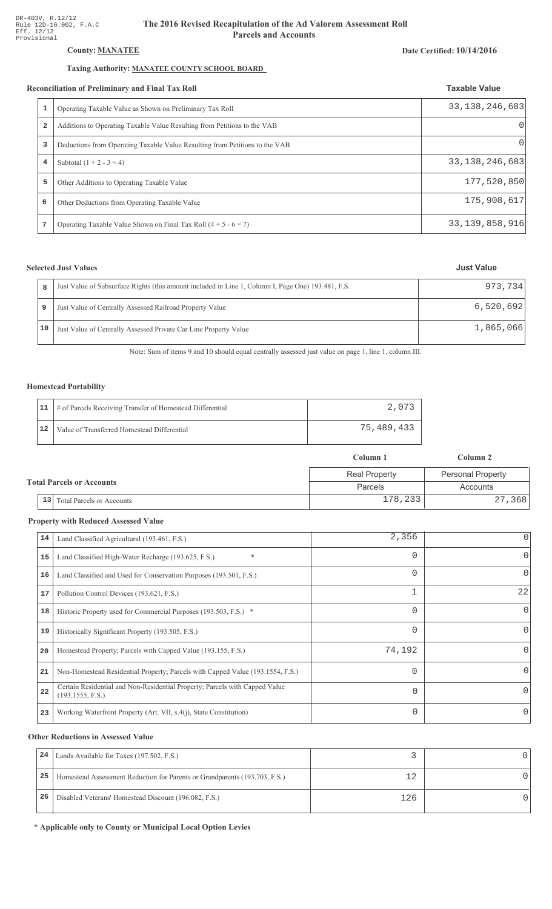DR-403V, R.12/12
Rule 12D-16.002, F.A.C
Eff. 12/12
Provisional

# The 2016 Revised Recapitulation of the Ad Valorem Assessment Roll
## Parcels and Accounts

**County: MANATEE**

**Date Certified: 10/14/2016**

**Taxing Authority: MANATEE COUNTY SCHOOL BOARD**

### Reconciliation of Preliminary and Final Tax Roll

| | | Taxable Value |
|---|---|---|
| 1 | Operating Taxable Value as Shown on Preliminary Tax Roll | 33,138,246,683 |
| 2 | Additions to Operating Taxable Value Resulting from Petitions to the VAB | 0 |
| 3 | Deductions from Operating Taxable Value Resulting from Petitions to the VAB | 0 |
| 4 | Subtotal (1 + 2 - 3 = 4) | 33,138,246,683 |
| 5 | Other Additions to Operating Taxable Value | 177,520,850 |
| 6 | Other Deductions from Operating Taxable Value | 175,908,617 |
| 7 | Operating Taxable Value Shown on Final Tax Roll (4 + 5 - 6 = 7) | 33,139,858,916 |

### Selected Just Values

| | | Just Value |
|---|---|---|
| 8 | Just Value of Subsurface Rights (this amount included in Line 1, Column I, Page One) 193.481, F.S. | 973,734 |
| 9 | Just Value of Centrally Assessed Railroad Property Value | 6,520,692 |
| 10 | Just Value of Centrally Assessed Private Car Line Property Value | 1,865,066 |

Note: Sum of items 9 and 10 should equal centrally assessed just value on page 1, line 1, column III.

### Homestead Portability

| | | |
|---|---|---|
| 11 | # of Parcels Receiving Transfer of Homestead Differential | 2,073 |
| 12 | Value of Transferred Homestead Differential | 75,489,433 |

### Total Parcels or Accounts

| | | Column 1 | Column 2 |
|---|---|---|---|
| | | Real Property Parcels | Personal Property Accounts |
| 13 | Total Parcels or Accounts | 178,233 | 27,368 |

### Property with Reduced Assessed Value

| | | Column 1 | Column 2 |
|---|---|---|---|
| 14 | Land Classified Agricultural (193.461, F.S.) | 2,356 | 0 |
| 15 | Land Classified High-Water Recharge (193.625, F.S.) * | 0 | 0 |
| 16 | Land Classified and Used for Conservation Purposes (193.501, F.S.) | 0 | 0 |
| 17 | Pollution Control Devices (193.621, F.S.) | 1 | 22 |
| 18 | Historic Property used for Commercial Purposes (193.503, F.S.) * | 0 | 0 |
| 19 | Historically Significant Property (193.505, F.S.) | 0 | 0 |
| 20 | Homestead Property; Parcels with Capped Value (193.155, F.S.) | 74,192 | 0 |
| 21 | Non-Homestead Residential Property; Parcels with Capped Value (193.1554, F.S.) | 0 | 0 |
| 22 | Certain Residential and Non-Residential Property; Parcels with Capped Value (193.1555, F.S.) | 0 | 0 |
| 23 | Working Waterfront Property (Art. VII, s.4(j), State Constitution) | 0 | 0 |

### Other Reductions in Assessed Value

| | | Column 1 | Column 2 |
|---|---|---|---|
| 24 | Lands Available for Taxes (197.502, F.S.) | 3 | 0 |
| 25 | Homestead Assessment Reduction for Parents or Grandparents (193.703, F.S.) | 12 | 0 |
| 26 | Disabled Veterans' Homestead Discount (196.082, F.S.) | 126 | 0 |

**\* Applicable only to County or Municipal Local Option Levies**